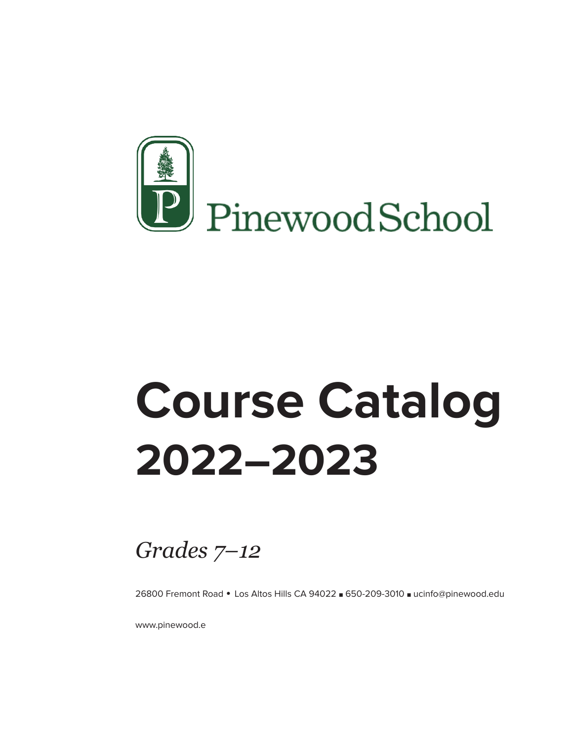Pinewood School

# Course Catalog 2022–2023

*Grades 7–12*

26800 Fremont Road • Los Altos Hills CA 94022 ▪ 650-209-3010 ▪ ucinfo@pinewood.edu

www.pinewood.e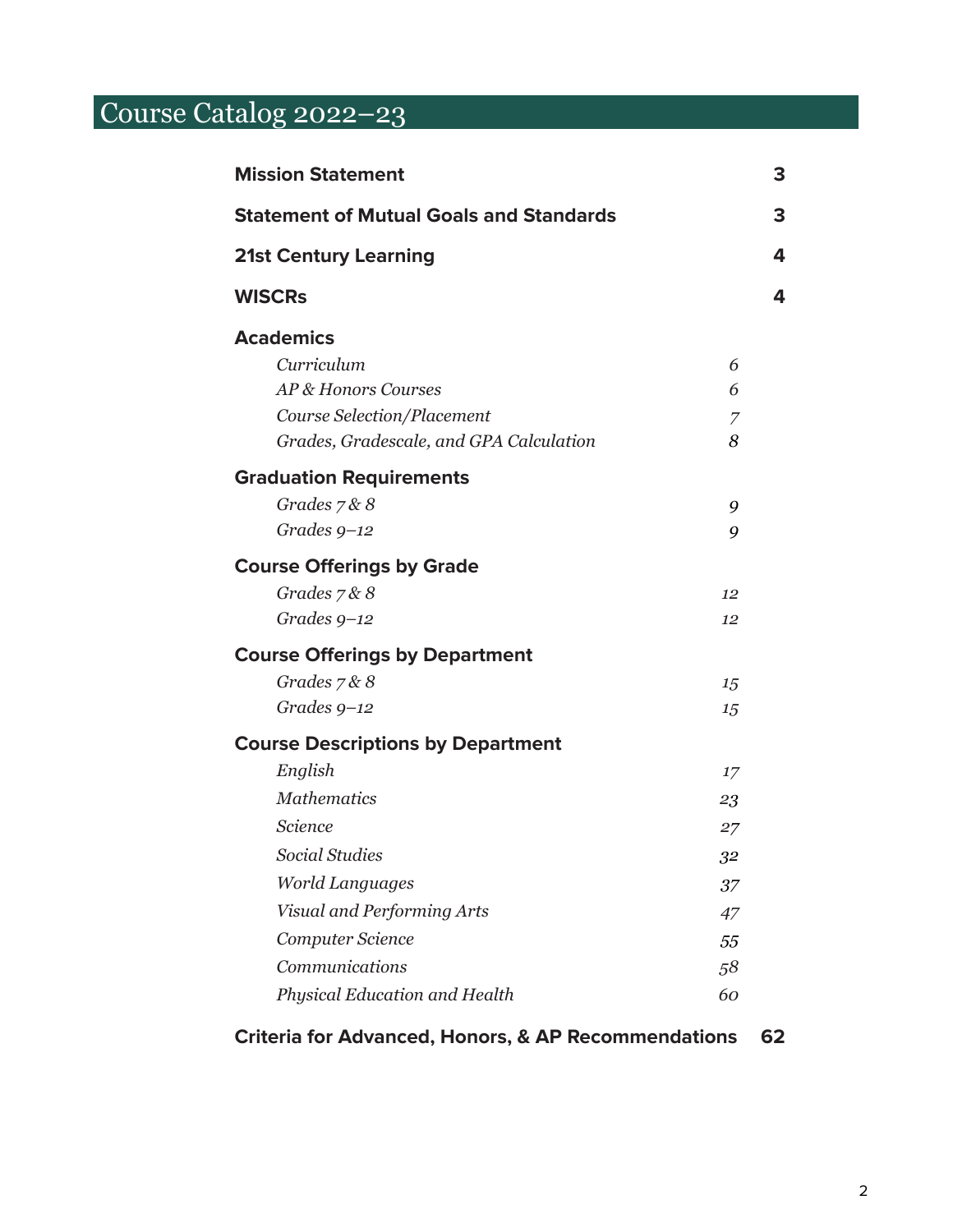# Course Catalog 2022–23

**Mission Statement** 3

**Statement of Mutual Goals and Standards** 3

**21st Century Learning** 4

**WISCRs** 4

**Academics**

- *Curriculum* 6
- *AP & Honors Courses* 6
- *Course Selection/Placement* 7
- *Grades, Gradescale, and GPA Calculation* 8

**Graduation Requirements**

- *Grades 7 & 8* 9
- *Grades 9–12* 9

**Course Offerings by Grade**

- *Grades 7 & 8* 12
- *Grades 9–12* 12

**Course Offerings by Department**

- *Grades 7 & 8* 15
- *Grades 9–12* 15

**Course Descriptions by Department**

- *English* 17
- *Mathematics* 23
- *Science* 27
- *Social Studies* 32
- *World Languages* 37
- *Visual and Performing Arts* 47
- *Computer Science* 55
- *Communications* 58
- *Physical Education and Health* 60

**Criteria for Advanced, Honors, & AP Recommendations** 62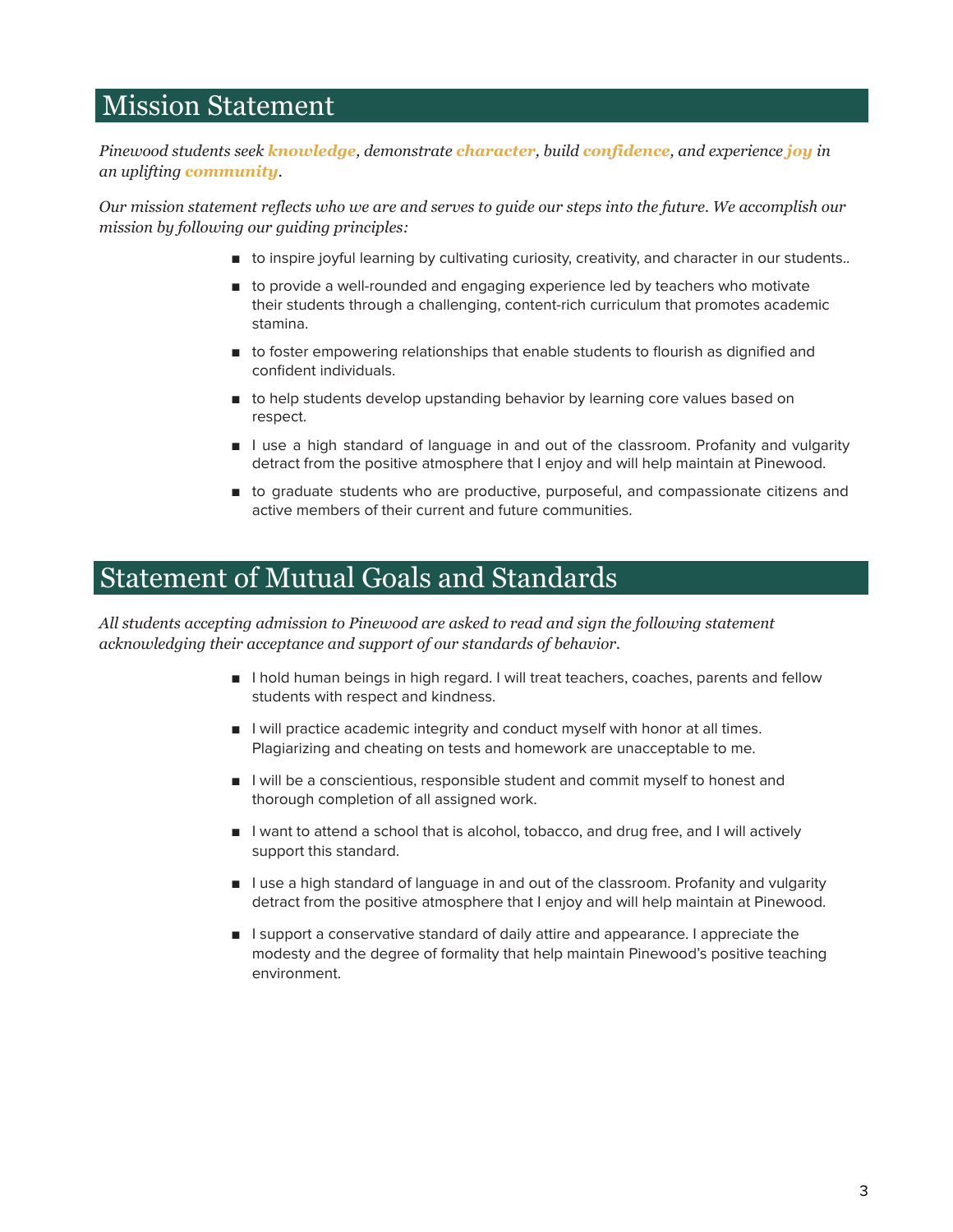## Mission Statement

*Pinewood students seek **knowledge**, demonstrate **character**, build **confidence**, and experience **joy** in an uplifting **community**.*

*Our mission statement reflects who we are and serves to guide our steps into the future. We accomplish our mission by following our guiding principles:*

- to inspire joyful learning by cultivating curiosity, creativity, and character in our students..
- to provide a well-rounded and engaging experience led by teachers who motivate their students through a challenging, content-rich curriculum that promotes academic stamina.
- to foster empowering relationships that enable students to flourish as dignified and confident individuals.
- to help students develop upstanding behavior by learning core values based on respect.
- I use a high standard of language in and out of the classroom. Profanity and vulgarity detract from the positive atmosphere that I enjoy and will help maintain at Pinewood.
- to graduate students who are productive, purposeful, and compassionate citizens and active members of their current and future communities.

## Statement of Mutual Goals and Standards

*All students accepting admission to Pinewood are asked to read and sign the following statement acknowledging their acceptance and support of our standards of behavior.*

- I hold human beings in high regard. I will treat teachers, coaches, parents and fellow students with respect and kindness.
- I will practice academic integrity and conduct myself with honor at all times. Plagiarizing and cheating on tests and homework are unacceptable to me.
- I will be a conscientious, responsible student and commit myself to honest and thorough completion of all assigned work.
- I want to attend a school that is alcohol, tobacco, and drug free, and I will actively support this standard.
- I use a high standard of language in and out of the classroom. Profanity and vulgarity detract from the positive atmosphere that I enjoy and will help maintain at Pinewood.
- I support a conservative standard of daily attire and appearance. I appreciate the modesty and the degree of formality that help maintain Pinewood's positive teaching environment.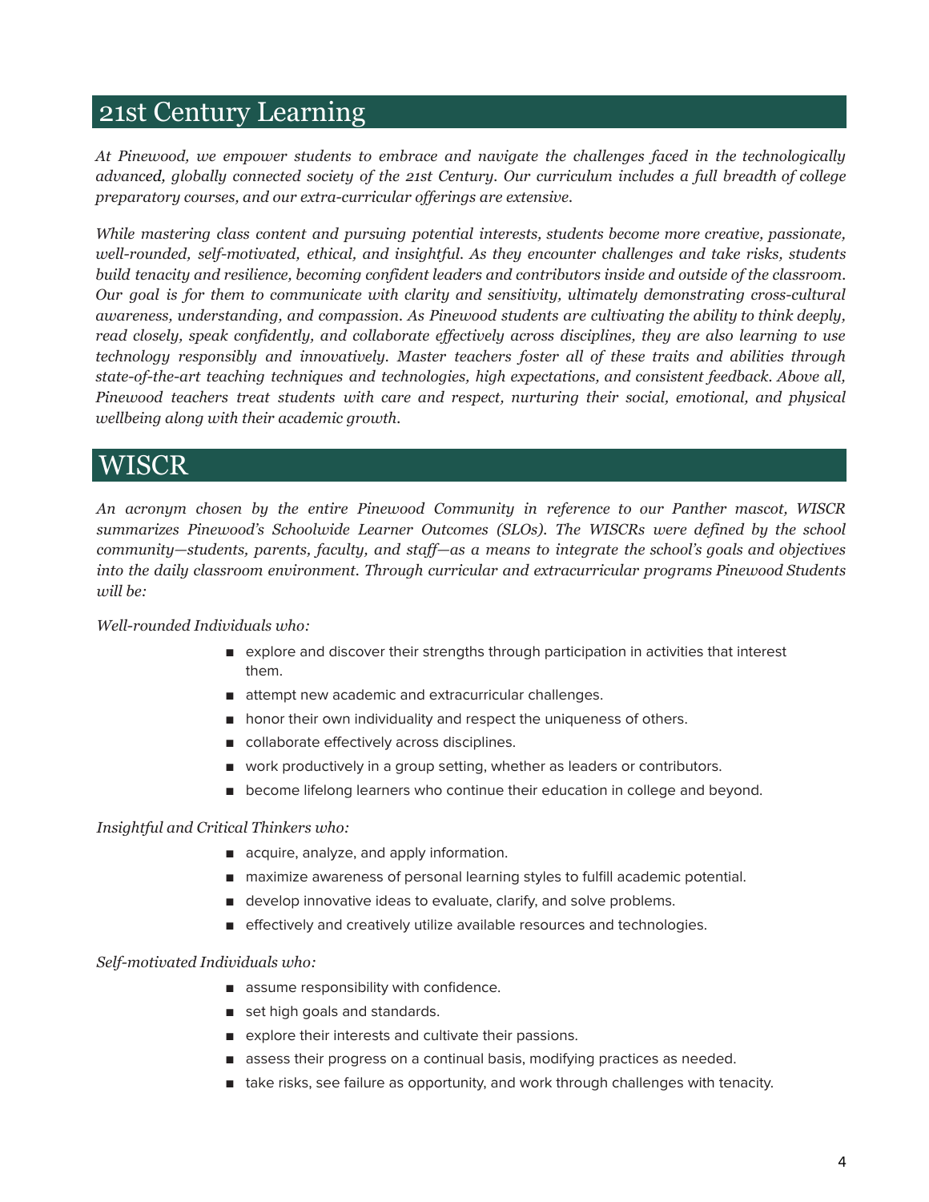## 21st Century Learning

*At Pinewood, we empower students to embrace and navigate the challenges faced in the technologically advanced, globally connected society of the 21st Century. Our curriculum includes a full breadth of college preparatory courses, and our extra-curricular offerings are extensive.*

*While mastering class content and pursuing potential interests, students become more creative, passionate, well-rounded, self-motivated, ethical, and insightful. As they encounter challenges and take risks, students build tenacity and resilience, becoming confident leaders and contributors inside and outside of the classroom. Our goal is for them to communicate with clarity and sensitivity, ultimately demonstrating cross-cultural awareness, understanding, and compassion. As Pinewood students are cultivating the ability to think deeply, read closely, speak confidently, and collaborate effectively across disciplines, they are also learning to use technology responsibly and innovatively. Master teachers foster all of these traits and abilities through state-of-the-art teaching techniques and technologies, high expectations, and consistent feedback. Above all, Pinewood teachers treat students with care and respect, nurturing their social, emotional, and physical wellbeing along with their academic growth.*

## WISCR

*An acronym chosen by the entire Pinewood Community in reference to our Panther mascot, WISCR summarizes Pinewood's Schoolwide Learner Outcomes (SLOs). The WISCRs were defined by the school community—students, parents, faculty, and staff—as a means to integrate the school's goals and objectives into the daily classroom environment. Through curricular and extracurricular programs Pinewood Students will be:*

*Well-rounded Individuals who:*

- explore and discover their strengths through participation in activities that interest them.
- attempt new academic and extracurricular challenges.
- honor their own individuality and respect the uniqueness of others.
- collaborate effectively across disciplines.
- work productively in a group setting, whether as leaders or contributors.
- become lifelong learners who continue their education in college and beyond.

*Insightful and Critical Thinkers who:*

- acquire, analyze, and apply information.
- maximize awareness of personal learning styles to fulfill academic potential.
- develop innovative ideas to evaluate, clarify, and solve problems.
- effectively and creatively utilize available resources and technologies.

*Self-motivated Individuals who:*

- assume responsibility with confidence.
- set high goals and standards.
- explore their interests and cultivate their passions.
- assess their progress on a continual basis, modifying practices as needed.
- take risks, see failure as opportunity, and work through challenges with tenacity.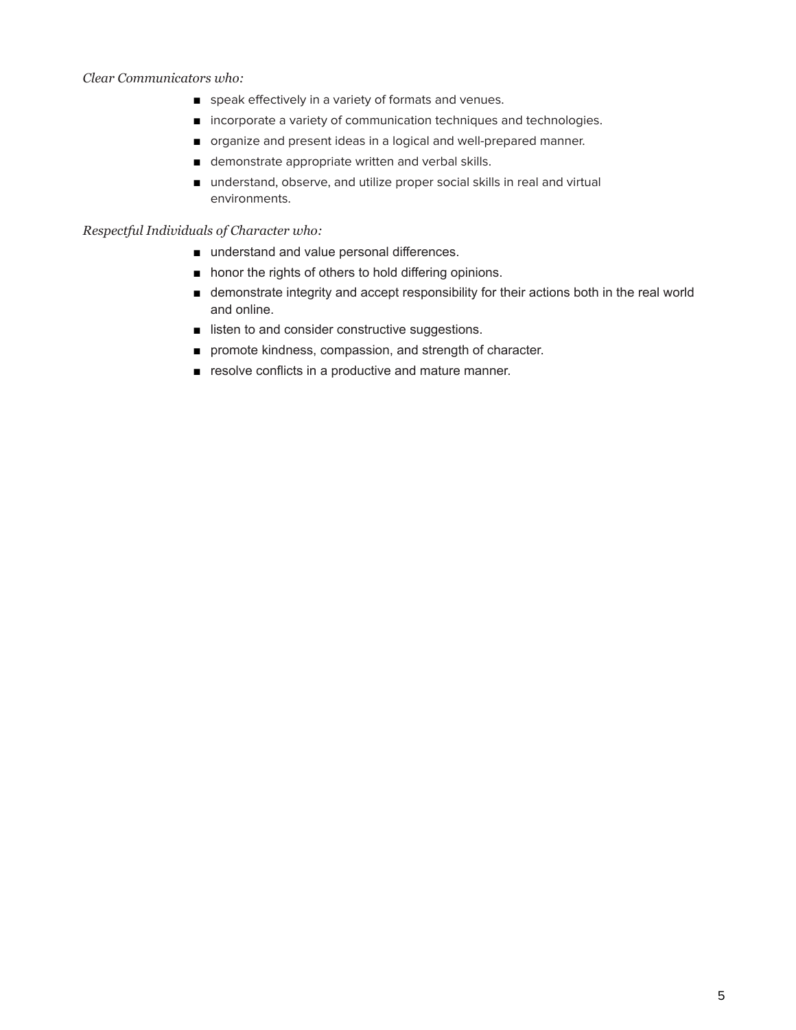*Clear Communicators who:*

- speak effectively in a variety of formats and venues.
- incorporate a variety of communication techniques and technologies.
- organize and present ideas in a logical and well-prepared manner.
- demonstrate appropriate written and verbal skills.
- understand, observe, and utilize proper social skills in real and virtual environments.

*Respectful Individuals of Character who:*

- understand and value personal differences.
- honor the rights of others to hold differing opinions.
- demonstrate integrity and accept responsibility for their actions both in the real world and online.
- listen to and consider constructive suggestions.
- promote kindness, compassion, and strength of character.
- resolve conflicts in a productive and mature manner.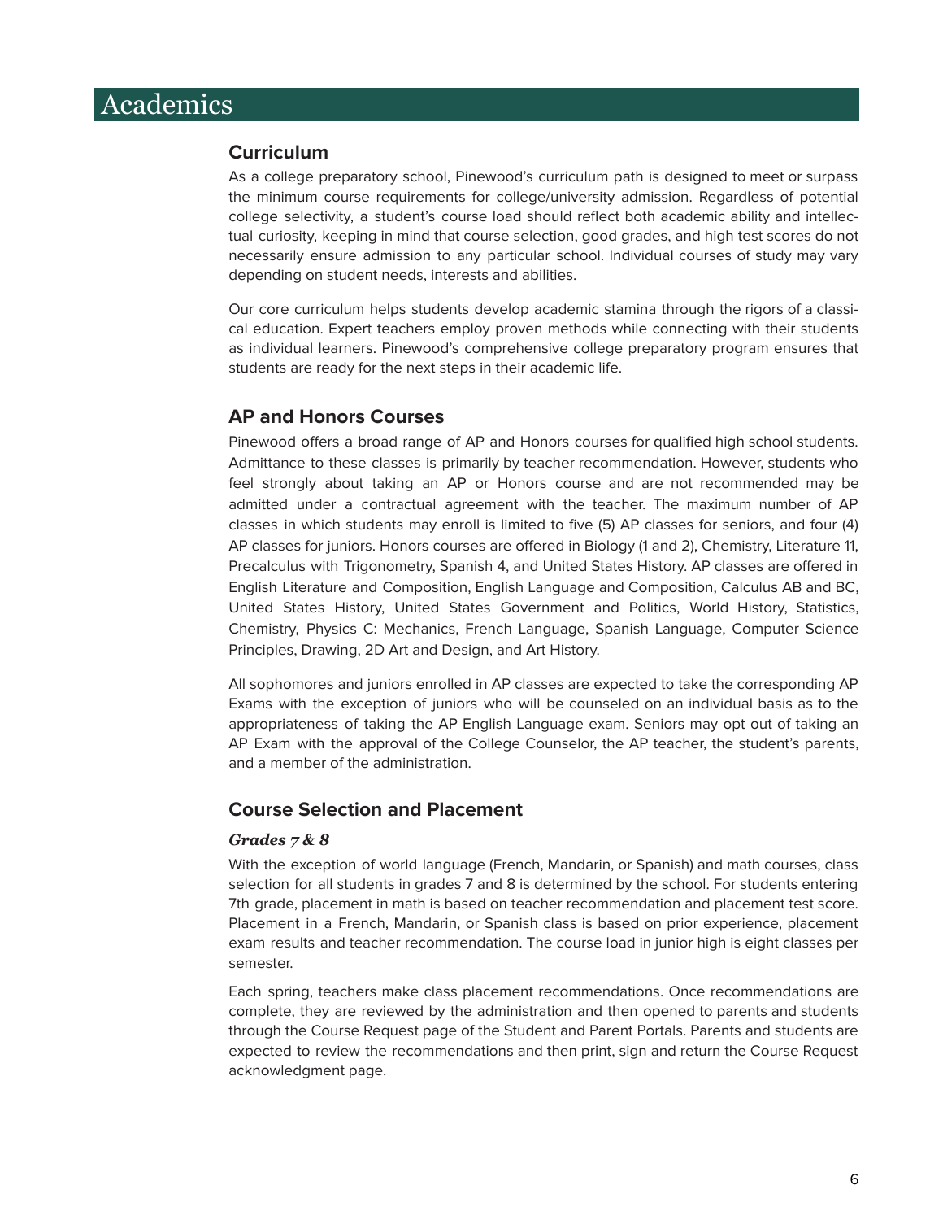# Academics

## Curriculum

As a college preparatory school, Pinewood's curriculum path is designed to meet or surpass the minimum course requirements for college/university admission. Regardless of potential college selectivity, a student's course load should reflect both academic ability and intellectual curiosity, keeping in mind that course selection, good grades, and high test scores do not necessarily ensure admission to any particular school. Individual courses of study may vary depending on student needs, interests and abilities.

Our core curriculum helps students develop academic stamina through the rigors of a classical education. Expert teachers employ proven methods while connecting with their students as individual learners. Pinewood's comprehensive college preparatory program ensures that students are ready for the next steps in their academic life.

## AP and Honors Courses

Pinewood offers a broad range of AP and Honors courses for qualified high school students. Admittance to these classes is primarily by teacher recommendation. However, students who feel strongly about taking an AP or Honors course and are not recommended may be admitted under a contractual agreement with the teacher. The maximum number of AP classes in which students may enroll is limited to five (5) AP classes for seniors, and four (4) AP classes for juniors. Honors courses are offered in Biology (1 and 2), Chemistry, Literature 11, Precalculus with Trigonometry, Spanish 4, and United States History. AP classes are offered in English Literature and Composition, English Language and Composition, Calculus AB and BC, United States History, United States Government and Politics, World History, Statistics, Chemistry, Physics C: Mechanics, French Language, Spanish Language, Computer Science Principles, Drawing, 2D Art and Design, and Art History.

All sophomores and juniors enrolled in AP classes are expected to take the corresponding AP Exams with the exception of juniors who will be counseled on an individual basis as to the appropriateness of taking the AP English Language exam. Seniors may opt out of taking an AP Exam with the approval of the College Counselor, the AP teacher, the student's parents, and a member of the administration.

## Course Selection and Placement

### *Grades 7 & 8*

With the exception of world language (French, Mandarin, or Spanish) and math courses, class selection for all students in grades 7 and 8 is determined by the school. For students entering 7th grade, placement in math is based on teacher recommendation and placement test score. Placement in a French, Mandarin, or Spanish class is based on prior experience, placement exam results and teacher recommendation. The course load in junior high is eight classes per semester.

Each spring, teachers make class placement recommendations. Once recommendations are complete, they are reviewed by the administration and then opened to parents and students through the Course Request page of the Student and Parent Portals. Parents and students are expected to review the recommendations and then print, sign and return the Course Request acknowledgment page.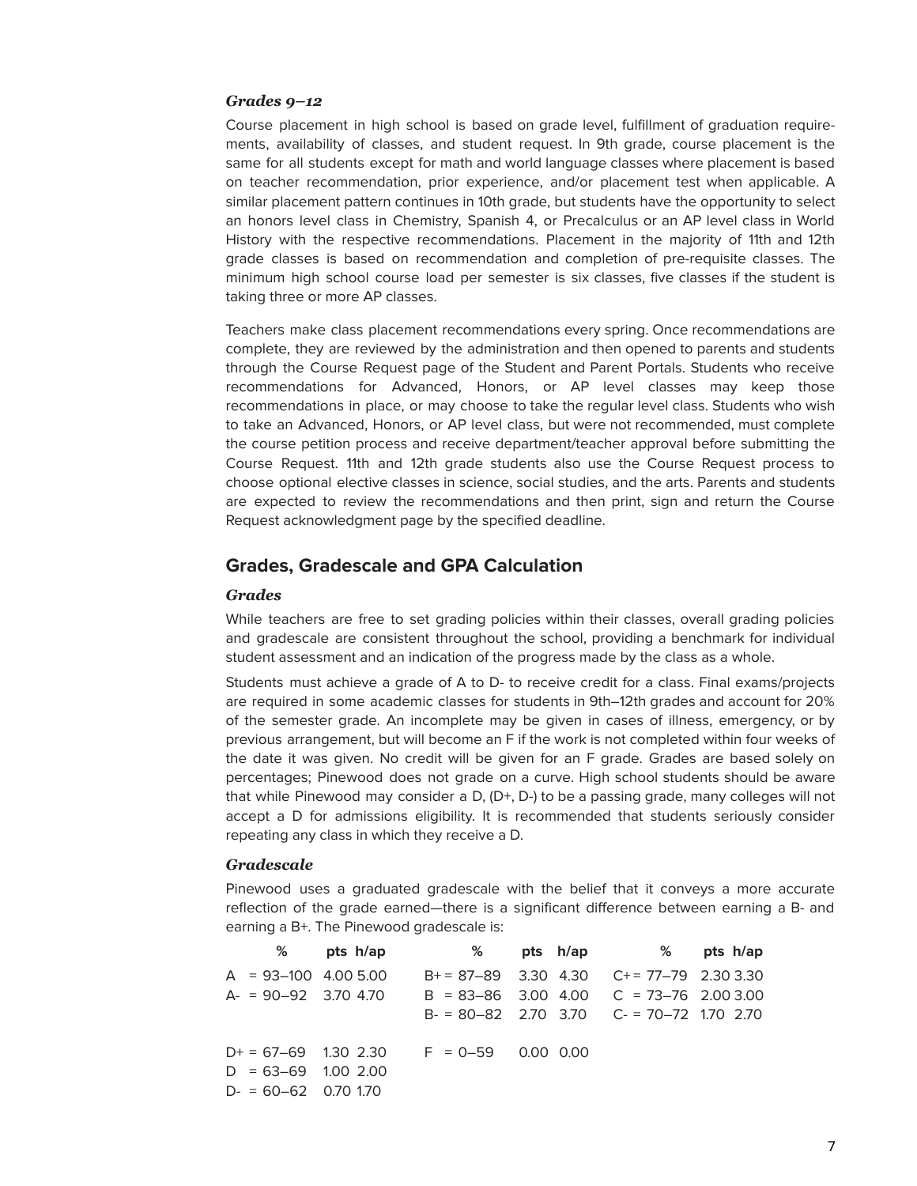### *Grades 9–12*

Course placement in high school is based on grade level, fulfillment of graduation requirements, availability of classes, and student request. In 9th grade, course placement is the same for all students except for math and world language classes where placement is based on teacher recommendation, prior experience, and/or placement test when applicable. A similar placement pattern continues in 10th grade, but students have the opportunity to select an honors level class in Chemistry, Spanish 4, or Precalculus or an AP level class in World History with the respective recommendations. Placement in the majority of 11th and 12th grade classes is based on recommendation and completion of pre-requisite classes. The minimum high school course load per semester is six classes, five classes if the student is taking three or more AP classes.

Teachers make class placement recommendations every spring. Once recommendations are complete, they are reviewed by the administration and then opened to parents and students through the Course Request page of the Student and Parent Portals. Students who receive recommendations for Advanced, Honors, or AP level classes may keep those recommendations in place, or may choose to take the regular level class. Students who wish to take an Advanced, Honors, or AP level class, but were not recommended, must complete the course petition process and receive department/teacher approval before submitting the Course Request. 11th and 12th grade students also use the Course Request process to choose optional elective classes in science, social studies, and the arts. Parents and students are expected to review the recommendations and then print, sign and return the Course Request acknowledgment page by the specified deadline.

## Grades, Gradescale and GPA Calculation

### *Grades*

While teachers are free to set grading policies within their classes, overall grading policies and gradescale are consistent throughout the school, providing a benchmark for individual student assessment and an indication of the progress made by the class as a whole.

Students must achieve a grade of A to D- to receive credit for a class. Final exams/projects are required in some academic classes for students in 9th–12th grades and account for 20% of the semester grade. An incomplete may be given in cases of illness, emergency, or by previous arrangement, but will become an F if the work is not completed within four weeks of the date it was given. No credit will be given for an F grade. Grades are based solely on percentages; Pinewood does not grade on a curve. High school students should be aware that while Pinewood may consider a D, (D+, D-) to be a passing grade, many colleges will not accept a D for admissions eligibility. It is recommended that students seriously consider repeating any class in which they receive a D.

### *Gradescale*

Pinewood uses a graduated gradescale with the belief that it conveys a more accurate reflection of the grade earned—there is a significant difference between earning a B- and earning a B+. The Pinewood gradescale is:

| % | pts | h/ap | % | pts | h/ap | % | pts | h/ap |
|---|---|---|---|---|---|---|---|---|
| A = 93–100 | 4.00 | 5.00 | B+ = 87–89 | 3.30 | 4.30 | C+ = 77–79 | 2.30 | 3.30 |
| A- = 90–92 | 3.70 | 4.70 | B = 83–86 | 3.00 | 4.00 | C = 73–76 | 2.00 | 3.00 |
| | | | B- = 80–82 | 2.70 | 3.70 | C- = 70–72 | 1.70 | 2.70 |
| D+ = 67–69 | 1.30 | 2.30 | F = 0–59 | 0.00 | 0.00 | | | |
| D = 63–69 | 1.00 | 2.00 | | | | | | |
| D- = 60–62 | 0.70 | 1.70 | | | | | | |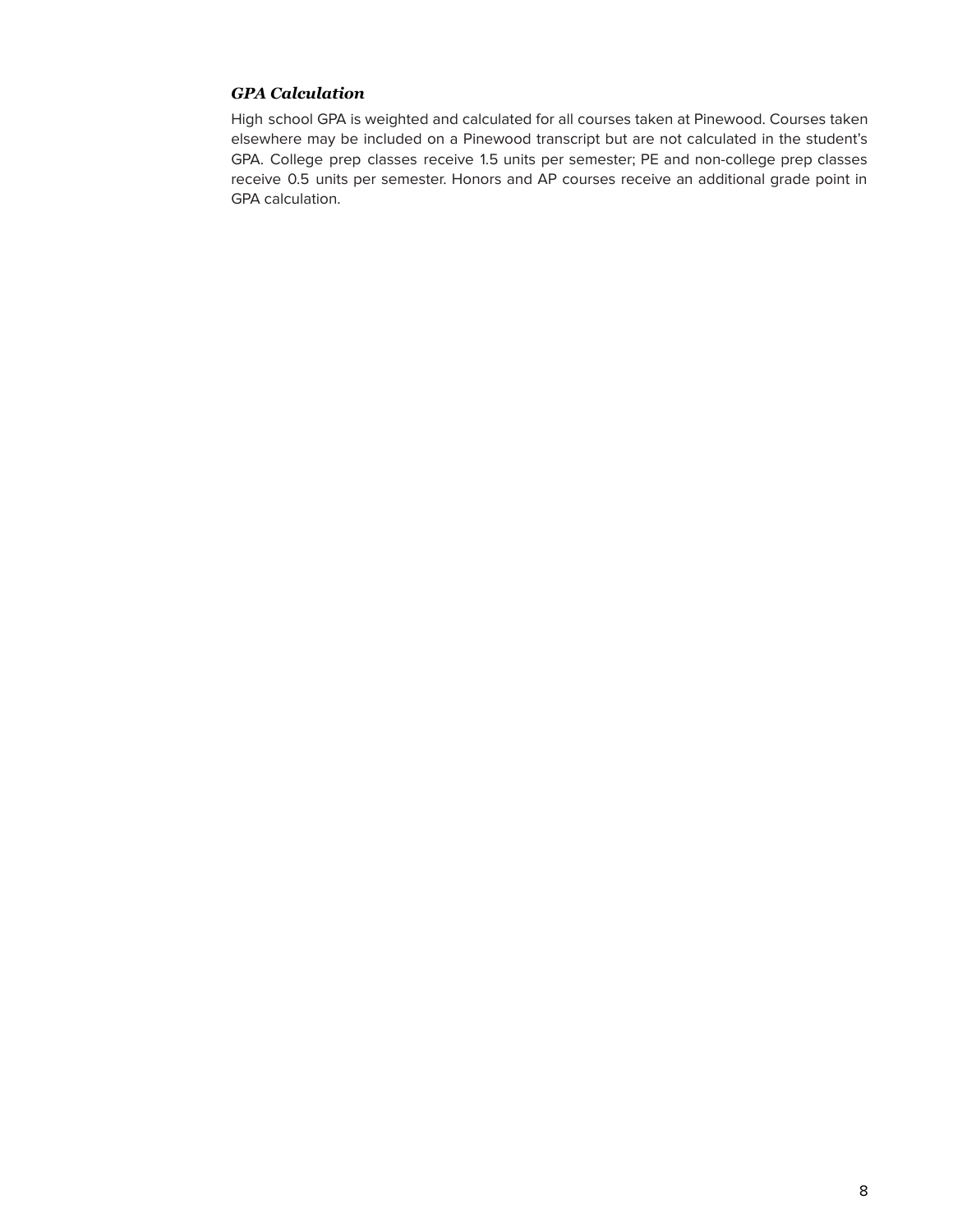### *GPA Calculation*

High school GPA is weighted and calculated for all courses taken at Pinewood. Courses taken elsewhere may be included on a Pinewood transcript but are not calculated in the student's GPA. College prep classes receive 1.5 units per semester; PE and non-college prep classes receive 0.5 units per semester. Honors and AP courses receive an additional grade point in GPA calculation.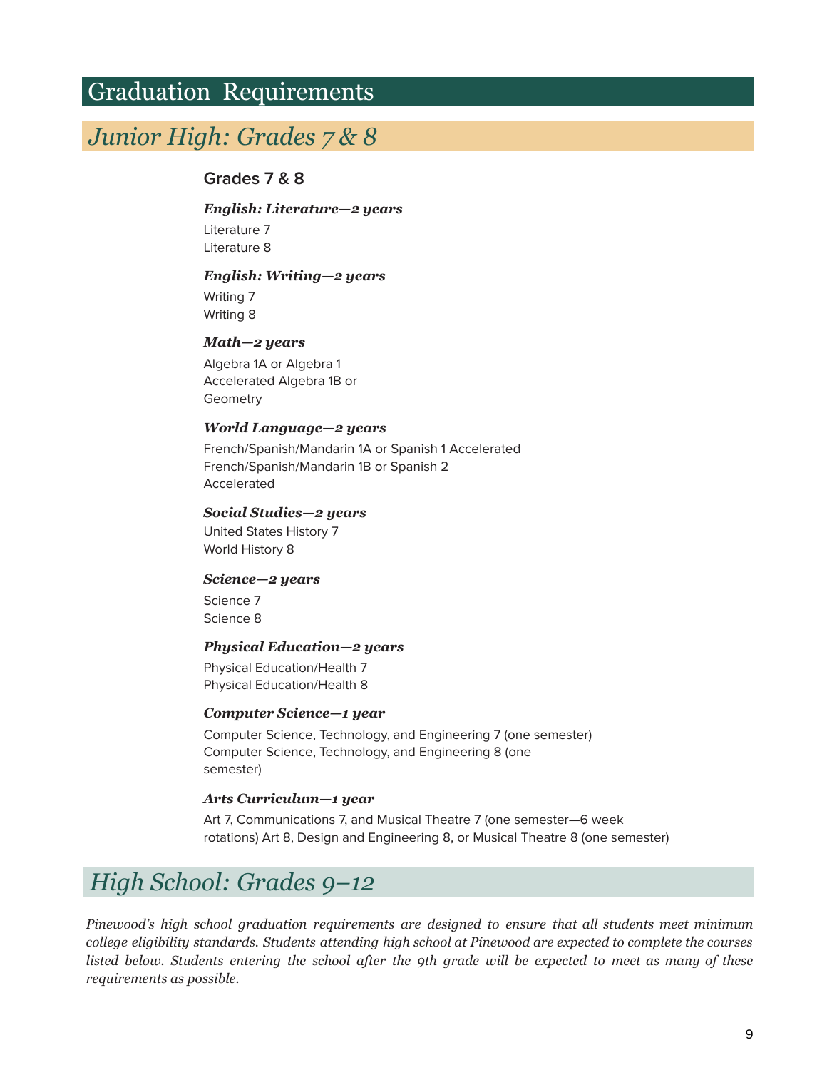# Graduation Requirements

## *Junior High: Grades 7 & 8*

### Grades 7 & 8

***English: Literature—2 years***

Literature 7
Literature 8

***English: Writing—2 years***

Writing 7
Writing 8

***Math—2 years***

Algebra 1A or Algebra 1
Accelerated Algebra 1B or
Geometry

***World Language—2 years***

French/Spanish/Mandarin 1A or Spanish 1 Accelerated
French/Spanish/Mandarin 1B or Spanish 2
Accelerated

***Social Studies—2 years***

United States History 7
World History 8

***Science—2 years***

Science 7
Science 8

***Physical Education—2 years***

Physical Education/Health 7
Physical Education/Health 8

***Computer Science—1 year***

Computer Science, Technology, and Engineering 7 (one semester)
Computer Science, Technology, and Engineering 8 (one
semester)

***Arts Curriculum—1 year***

Art 7, Communications 7, and Musical Theatre 7 (one semester—6 week
rotations) Art 8, Design and Engineering 8, or Musical Theatre 8 (one semester)

## *High School: Grades 9–12*

*Pinewood's high school graduation requirements are designed to ensure that all students meet minimum college eligibility standards. Students attending high school at Pinewood are expected to complete the courses listed below. Students entering the school after the 9th grade will be expected to meet as many of these requirements as possible.*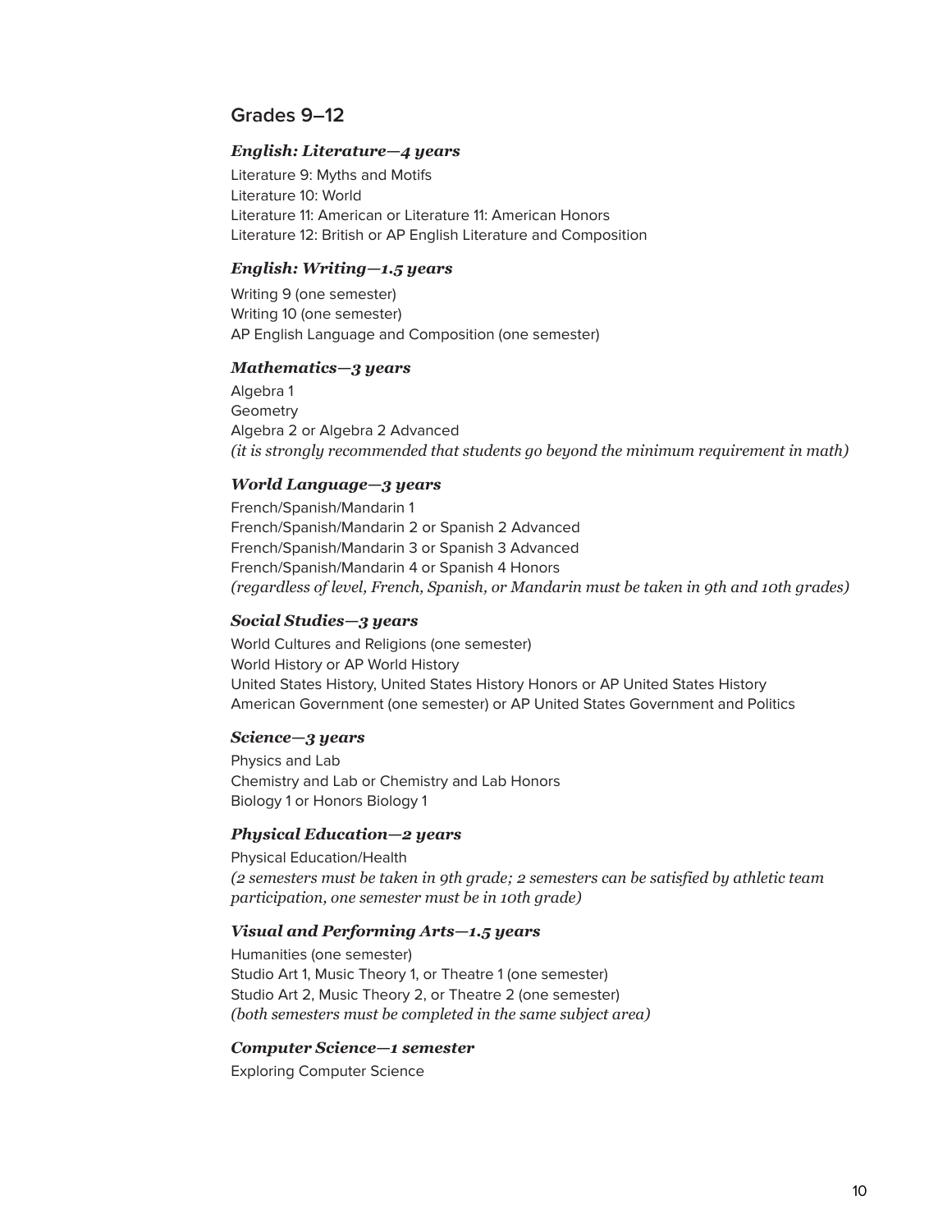## Grades 9–12

### *English: Literature—4 years*

Literature 9: Myths and Motifs
Literature 10: World
Literature 11: American or Literature 11: American Honors
Literature 12: British or AP English Literature and Composition

### *English: Writing—1.5 years*

Writing 9 (one semester)
Writing 10 (one semester)
AP English Language and Composition (one semester)

### *Mathematics—3 years*

Algebra 1
Geometry
Algebra 2 or Algebra 2 Advanced
*(it is strongly recommended that students go beyond the minimum requirement in math)*

### *World Language—3 years*

French/Spanish/Mandarin 1
French/Spanish/Mandarin 2 or Spanish 2 Advanced
French/Spanish/Mandarin 3 or Spanish 3 Advanced
French/Spanish/Mandarin 4 or Spanish 4 Honors
*(regardless of level, French, Spanish, or Mandarin must be taken in 9th and 10th grades)*

### *Social Studies—3 years*

World Cultures and Religions (one semester)
World History or AP World History
United States History, United States History Honors or AP United States History
American Government (one semester) or AP United States Government and Politics

### *Science—3 years*

Physics and Lab
Chemistry and Lab or Chemistry and Lab Honors
Biology 1 or Honors Biology 1

### *Physical Education—2 years*

Physical Education/Health
*(2 semesters must be taken in 9th grade; 2 semesters can be satisfied by athletic team participation, one semester must be in 10th grade)*

### *Visual and Performing Arts—1.5 years*

Humanities (one semester)
Studio Art 1, Music Theory 1, or Theatre 1 (one semester)
Studio Art 2, Music Theory 2, or Theatre 2 (one semester)
*(both semesters must be completed in the same subject area)*

### *Computer Science—1 semester*

Exploring Computer Science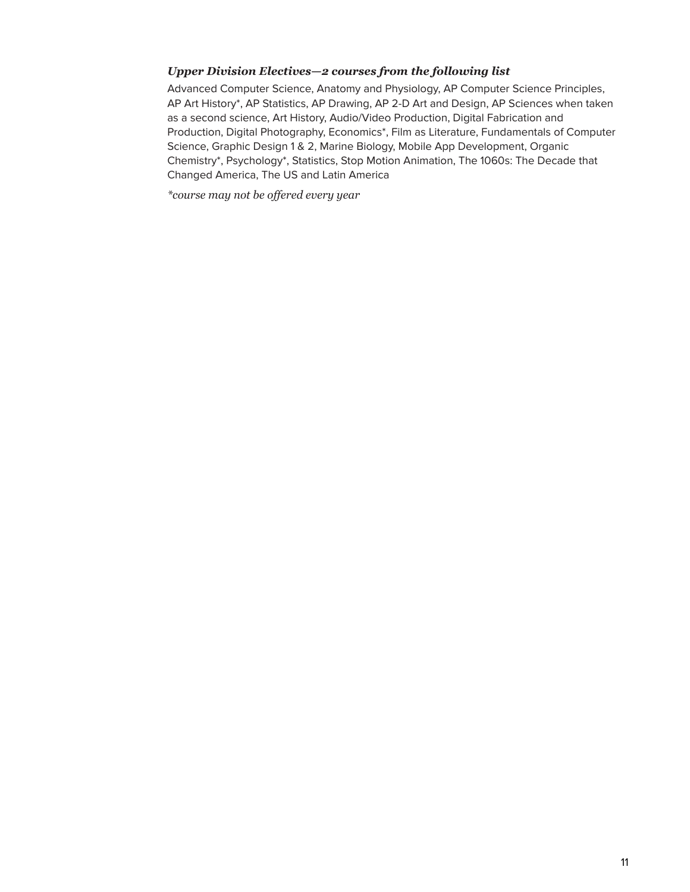***Upper Division Electives—2 courses from the following list***

Advanced Computer Science, Anatomy and Physiology, AP Computer Science Principles, AP Art History*, AP Statistics, AP Drawing, AP 2-D Art and Design, AP Sciences when taken as a second science, Art History, Audio/Video Production, Digital Fabrication and Production, Digital Photography, Economics*, Film as Literature, Fundamentals of Computer Science, Graphic Design 1 & 2, Marine Biology, Mobile App Development, Organic Chemistry*, Psychology*, Statistics, Stop Motion Animation, The 1060s: The Decade that Changed America, The US and Latin America

*\*course may not be offered every year*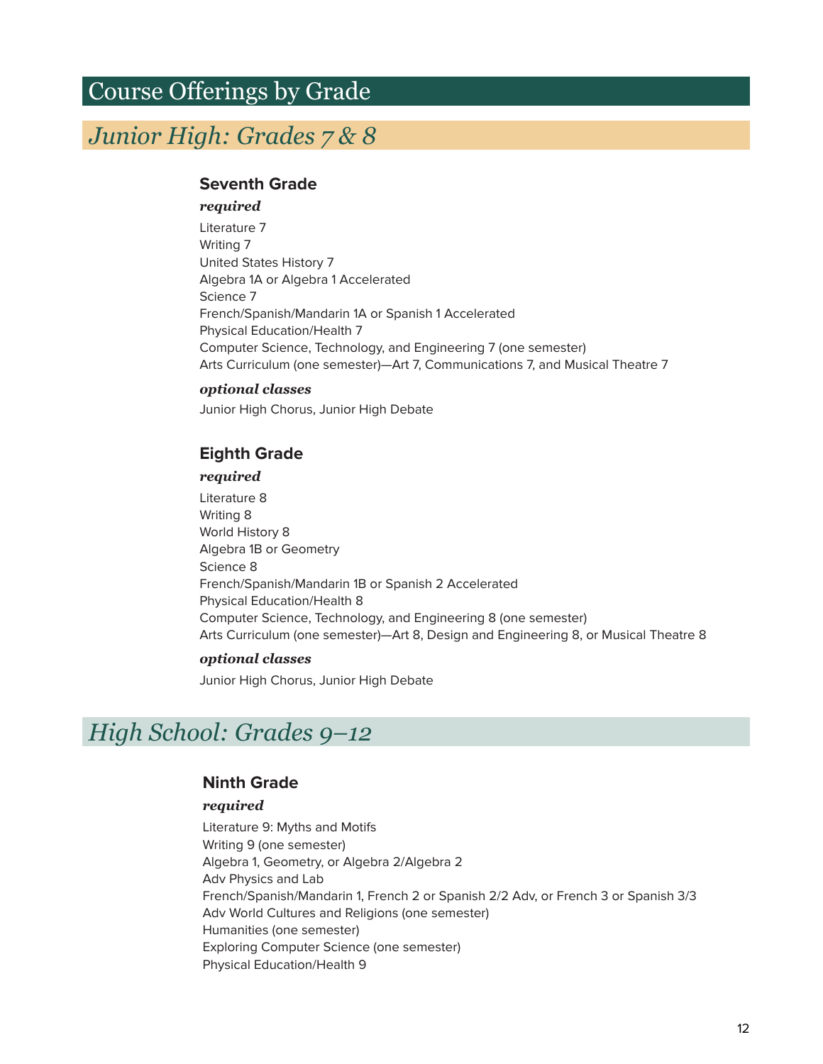# Course Offerings by Grade

## *Junior High: Grades 7 & 8*

### Seventh Grade

***required***

Literature 7
Writing 7
United States History 7
Algebra 1A or Algebra 1 Accelerated
Science 7
French/Spanish/Mandarin 1A or Spanish 1 Accelerated
Physical Education/Health 7
Computer Science, Technology, and Engineering 7 (one semester)
Arts Curriculum (one semester)—Art 7, Communications 7, and Musical Theatre 7

***optional classes***

Junior High Chorus, Junior High Debate

### Eighth Grade

***required***

Literature 8
Writing 8
World History 8
Algebra 1B or Geometry
Science 8
French/Spanish/Mandarin 1B or Spanish 2 Accelerated
Physical Education/Health 8
Computer Science, Technology, and Engineering 8 (one semester)
Arts Curriculum (one semester)—Art 8, Design and Engineering 8, or Musical Theatre 8

***optional classes***

Junior High Chorus, Junior High Debate

## *High School: Grades 9–12*

### Ninth Grade

***required***

Literature 9: Myths and Motifs
Writing 9 (one semester)
Algebra 1, Geometry, or Algebra 2/Algebra 2
Adv Physics and Lab
French/Spanish/Mandarin 1, French 2 or Spanish 2/2 Adv, or French 3 or Spanish 3/3
Adv World Cultures and Religions (one semester)
Humanities (one semester)
Exploring Computer Science (one semester)
Physical Education/Health 9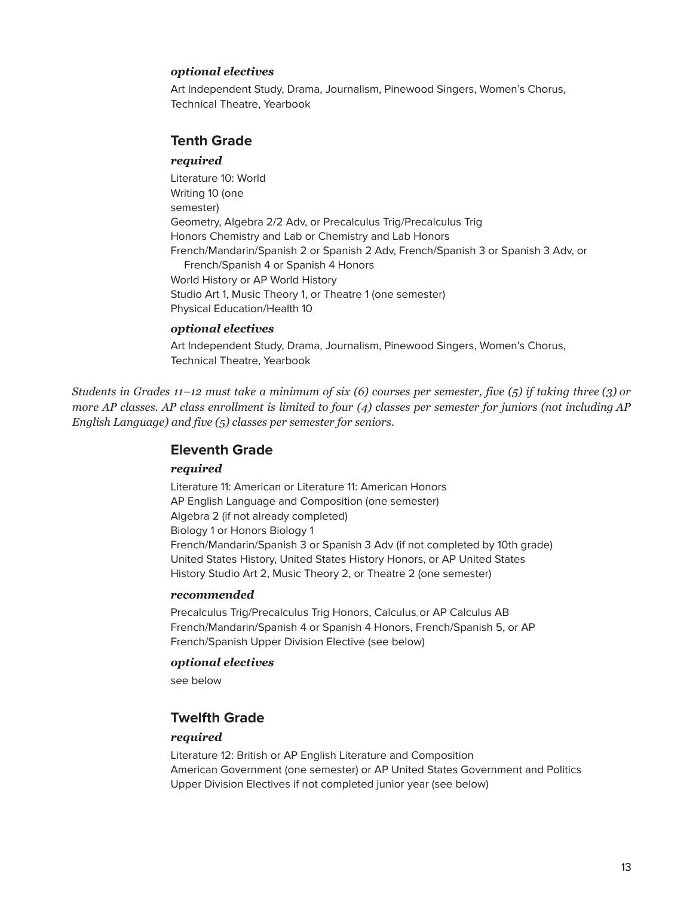*optional electives*

Art Independent Study, Drama, Journalism, Pinewood Singers, Women's Chorus, Technical Theatre, Yearbook

## Tenth Grade

*required*

Literature 10: World
Writing 10 (one semester)
Geometry, Algebra 2/2 Adv, or Precalculus Trig/Precalculus Trig
Honors Chemistry and Lab or Chemistry and Lab Honors
French/Mandarin/Spanish 2 or Spanish 2 Adv, French/Spanish 3 or Spanish 3 Adv, or French/Spanish 4 or Spanish 4 Honors
World History or AP World History
Studio Art 1, Music Theory 1, or Theatre 1 (one semester)
Physical Education/Health 10

*optional electives*

Art Independent Study, Drama, Journalism, Pinewood Singers, Women's Chorus, Technical Theatre, Yearbook

*Students in Grades 11–12 must take a minimum of six (6) courses per semester, five (5) if taking three (3) or more AP classes. AP class enrollment is limited to four (4) classes per semester for juniors (not including AP English Language) and five (5) classes per semester for seniors.*

## Eleventh Grade

*required*

Literature 11: American or Literature 11: American Honors
AP English Language and Composition (one semester)
Algebra 2 (if not already completed)
Biology 1 or Honors Biology 1
French/Mandarin/Spanish 3 or Spanish 3 Adv (if not completed by 10th grade)
United States History, United States History Honors, or AP United States History
Studio Art 2, Music Theory 2, or Theatre 2 (one semester)

*recommended*

Precalculus Trig/Precalculus Trig Honors, Calculus, or AP Calculus AB
French/Mandarin/Spanish 4 or Spanish 4 Honors, French/Spanish 5, or AP French/Spanish Upper Division Elective (see below)

*optional electives*

see below

## Twelfth Grade

*required*

Literature 12: British or AP English Literature and Composition
American Government (one semester) or AP United States Government and Politics
Upper Division Electives if not completed junior year (see below)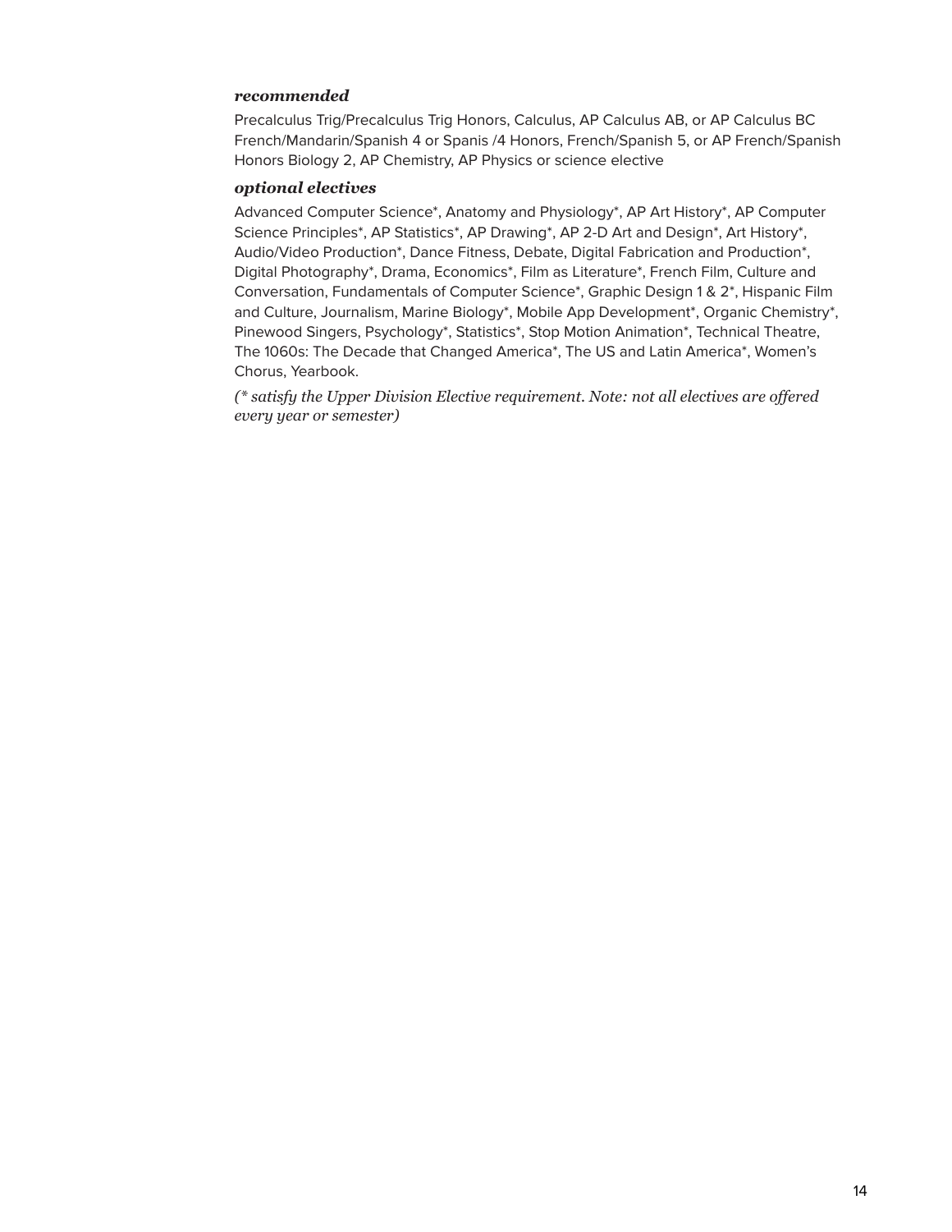***recommended***

Precalculus Trig/Precalculus Trig Honors, Calculus, AP Calculus AB, or AP Calculus BC
French/Mandarin/Spanish 4 or Spanis /4 Honors, French/Spanish 5, or AP French/Spanish
Honors Biology 2, AP Chemistry, AP Physics or science elective

***optional electives***

Advanced Computer Science*, Anatomy and Physiology*, AP Art History*, AP Computer Science Principles*, AP Statistics*, AP Drawing*, AP 2-D Art and Design*, Art History*, Audio/Video Production*, Dance Fitness, Debate, Digital Fabrication and Production*, Digital Photography*, Drama, Economics*, Film as Literature*, French Film, Culture and Conversation, Fundamentals of Computer Science*, Graphic Design 1 & 2*, Hispanic Film and Culture, Journalism, Marine Biology*, Mobile App Development*, Organic Chemistry*, Pinewood Singers, Psychology*, Statistics*, Stop Motion Animation*, Technical Theatre, The 1060s: The Decade that Changed America*, The US and Latin America*, Women's Chorus, Yearbook.

*(* satisfy the Upper Division Elective requirement. Note: not all electives are offered every year or semester)*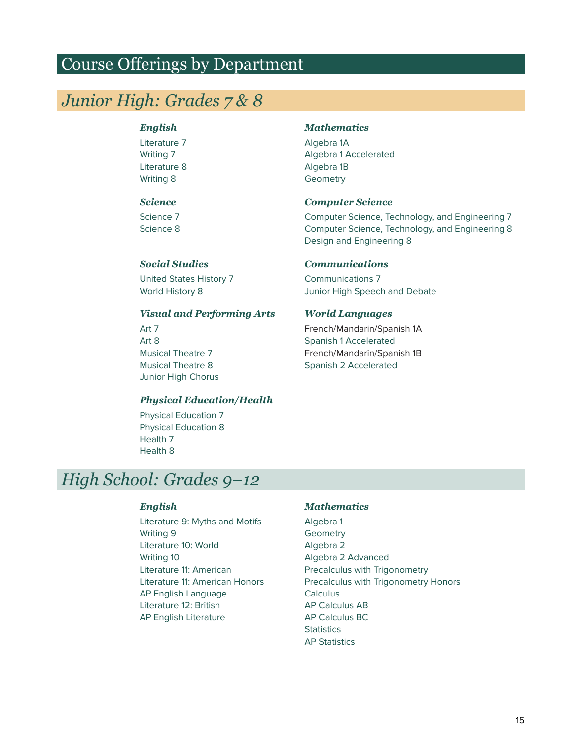# Course Offerings by Department

## *Junior High: Grades 7 & 8*

### *English*

Literature 7
Writing 7
Literature 8
Writing 8

### *Mathematics*

Algebra 1A
Algebra 1 Accelerated
Algebra 1B
Geometry

### *Science*

Science 7
Science 8

### *Computer Science*

Computer Science, Technology, and Engineering 7
Computer Science, Technology, and Engineering 8
Design and Engineering 8

### *Social Studies*

United States History 7
World History 8

### *Communications*

Communications 7
Junior High Speech and Debate

### *Visual and Performing Arts*

Art 7
Art 8
Musical Theatre 7
Musical Theatre 8
Junior High Chorus

### *World Languages*

French/Mandarin/Spanish 1A
Spanish 1 Accelerated
French/Mandarin/Spanish 1B
Spanish 2 Accelerated

### *Physical Education/Health*

Physical Education 7
Physical Education 8
Health 7
Health 8

## *High School: Grades 9–12*

### *English*

Literature 9: Myths and Motifs
Writing 9
Literature 10: World
Writing 10
Literature 11: American
Literature 11: American Honors
AP English Language
Literature 12: British
AP English Literature

### *Mathematics*

Algebra 1
Geometry
Algebra 2
Algebra 2 Advanced
Precalculus with Trigonometry
Precalculus with Trigonometry Honors
Calculus
AP Calculus AB
AP Calculus BC
Statistics
AP Statistics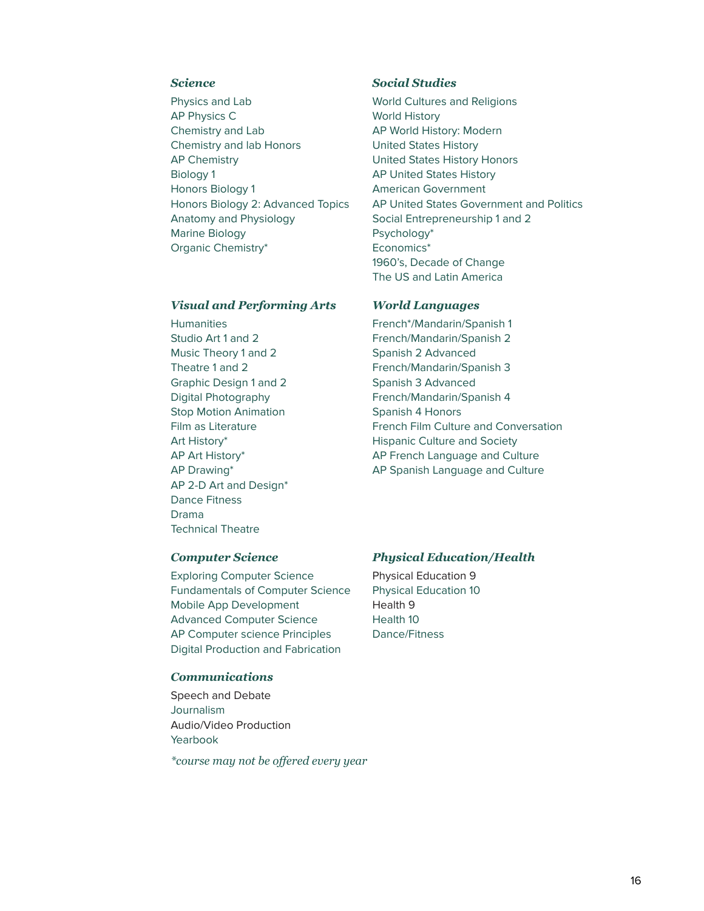### *Science*

Physics and Lab
AP Physics C
Chemistry and Lab
Chemistry and lab Honors
AP Chemistry
Biology 1
Honors Biology 1
Honors Biology 2: Advanced Topics
Anatomy and Physiology
Marine Biology
Organic Chemistry*

### *Social Studies*

World Cultures and Religions
World History
AP World History: Modern
United States History
United States History Honors
AP United States History
American Government
AP United States Government and Politics
Social Entrepreneurship 1 and 2
Psychology*
Economics*
1960's, Decade of Change
The US and Latin America

### *Visual and Performing Arts*

Humanities
Studio Art 1 and 2
Music Theory 1 and 2
Theatre 1 and 2
Graphic Design 1 and 2
Digital Photography
Stop Motion Animation
Film as Literature
Art History*
AP Art History*
AP Drawing*
AP 2-D Art and Design*
Dance Fitness
Drama
Technical Theatre

### *World Languages*

French*/Mandarin/Spanish 1
French/Mandarin/Spanish 2
Spanish 2 Advanced
French/Mandarin/Spanish 3
Spanish 3 Advanced
French/Mandarin/Spanish 4
Spanish 4 Honors
French Film Culture and Conversation
Hispanic Culture and Society
AP French Language and Culture
AP Spanish Language and Culture

### *Computer Science*

Exploring Computer Science
Fundamentals of Computer Science
Mobile App Development
Advanced Computer Science
AP Computer science Principles
Digital Production and Fabrication

### *Physical Education/Health*

Physical Education 9
Physical Education 10
Health 9
Health 10
Dance/Fitness

### *Communications*

Speech and Debate
Journalism
Audio/Video Production
Yearbook

*\*course may not be offered every year*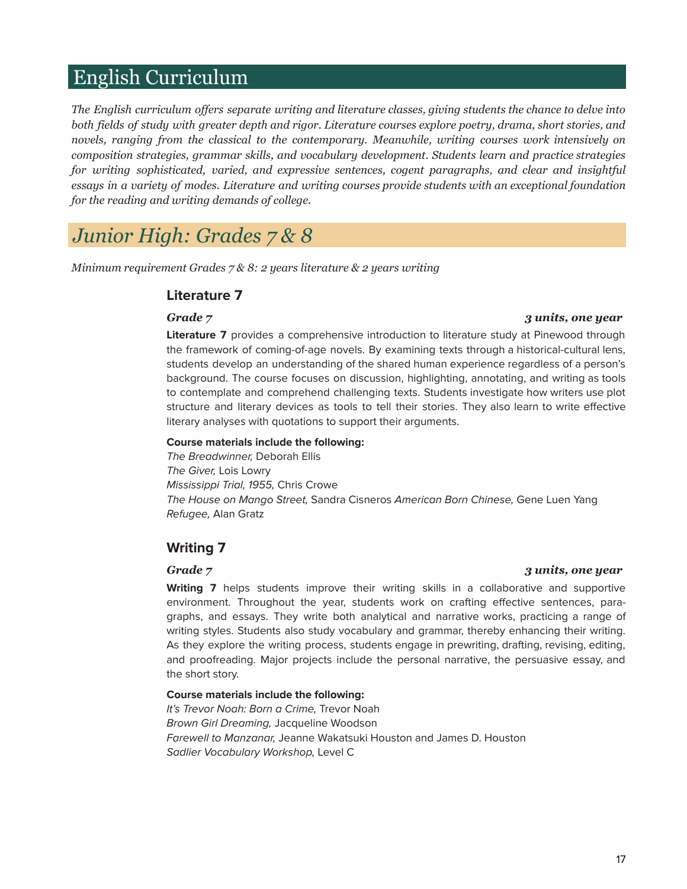# English Curriculum

*The English curriculum offers separate writing and literature classes, giving students the chance to delve into both fields of study with greater depth and rigor. Literature courses explore poetry, drama, short stories, and novels, ranging from the classical to the contemporary. Meanwhile, writing courses work intensively on composition strategies, grammar skills, and vocabulary development. Students learn and practice strategies for writing sophisticated, varied, and expressive sentences, cogent paragraphs, and clear and insightful essays in a variety of modes. Literature and writing courses provide students with an exceptional foundation for the reading and writing demands of college.*

## *Junior High: Grades 7 & 8*

*Minimum requirement Grades 7 & 8: 2 years literature & 2 years writing*

### Literature 7

***Grade 7*** ***3 units, one year***

**Literature 7** provides a comprehensive introduction to literature study at Pinewood through the framework of coming-of-age novels. By examining texts through a historical-cultural lens, students develop an understanding of the shared human experience regardless of a person's background. The course focuses on discussion, highlighting, annotating, and writing as tools to contemplate and comprehend challenging texts. Students investigate how writers use plot structure and literary devices as tools to tell their stories. They also learn to write effective literary analyses with quotations to support their arguments.

**Course materials include the following:**
*The Breadwinner,* Deborah Ellis
*The Giver,* Lois Lowry
*Mississippi Trial, 1955,* Chris Crowe
*The House on Mango Street,* Sandra Cisneros *American Born Chinese,* Gene Luen Yang
*Refugee,* Alan Gratz

### Writing 7

***Grade 7*** ***3 units, one year***

**Writing 7** helps students improve their writing skills in a collaborative and supportive environment. Throughout the year, students work on crafting effective sentences, paragraphs, and essays. They write both analytical and narrative works, practicing a range of writing styles. Students also study vocabulary and grammar, thereby enhancing their writing. As they explore the writing process, students engage in prewriting, drafting, revising, editing, and proofreading. Major projects include the personal narrative, the persuasive essay, and the short story.

**Course materials include the following:**
*It's Trevor Noah: Born a Crime,* Trevor Noah
*Brown Girl Dreaming,* Jacqueline Woodson
*Farewell to Manzanar,* Jeanne Wakatsuki Houston and James D. Houston
*Sadlier Vocabulary Workshop,* Level C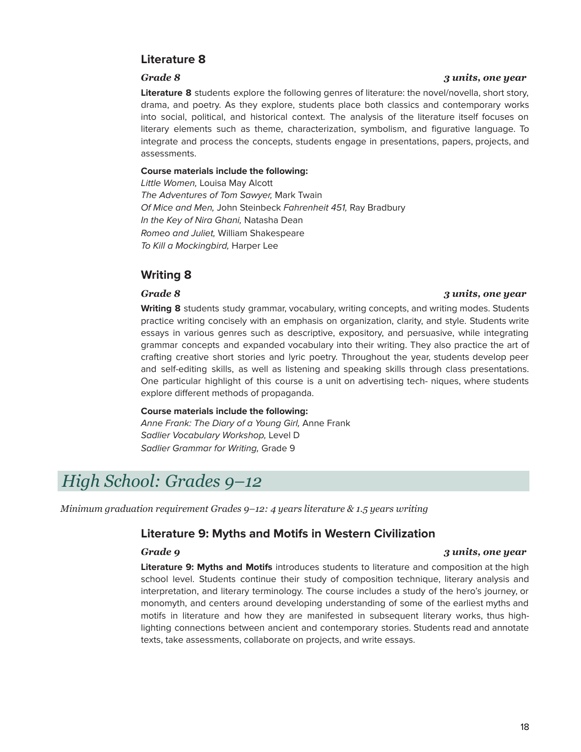## Literature 8

*Grade 8* *3 units, one year*

**Literature 8** students explore the following genres of literature: the novel/novella, short story, drama, and poetry. As they explore, students place both classics and contemporary works into social, political, and historical context. The analysis of the literature itself focuses on literary elements such as theme, characterization, symbolism, and figurative language. To integrate and process the concepts, students engage in presentations, papers, projects, and assessments.

**Course materials include the following:**
*Little Women,* Louisa May Alcott
*The Adventures of Tom Sawyer,* Mark Twain
*Of Mice and Men,* John Steinbeck *Fahrenheit 451,* Ray Bradbury
*In the Key of Nira Ghani,* Natasha Dean
*Romeo and Juliet,* William Shakespeare
*To Kill a Mockingbird,* Harper Lee

## Writing 8

*Grade 8* *3 units, one year*

**Writing 8** students study grammar, vocabulary, writing concepts, and writing modes. Students practice writing concisely with an emphasis on organization, clarity, and style. Students write essays in various genres such as descriptive, expository, and persuasive, while integrating grammar concepts and expanded vocabulary into their writing. They also practice the art of crafting creative short stories and lyric poetry. Throughout the year, students develop peer and self-editing skills, as well as listening and speaking skills through class presentations. One particular highlight of this course is a unit on advertising tech- niques, where students explore different methods of propaganda.

**Course materials include the following:**
*Anne Frank: The Diary of a Young Girl,* Anne Frank
*Sadlier Vocabulary Workshop,* Level D
*Sadlier Grammar for Writing,* Grade 9

# High School: Grades 9–12

*Minimum graduation requirement Grades 9–12: 4 years literature & 1.5 years writing*

## Literature 9: Myths and Motifs in Western Civilization

*Grade 9* *3 units, one year*

**Literature 9: Myths and Motifs** introduces students to literature and composition at the high school level. Students continue their study of composition technique, literary analysis and interpretation, and literary terminology. The course includes a study of the hero's journey, or monomyth, and centers around developing understanding of some of the earliest myths and motifs in literature and how they are manifested in subsequent literary works, thus high- lighting connections between ancient and contemporary stories. Students read and annotate texts, take assessments, collaborate on projects, and write essays.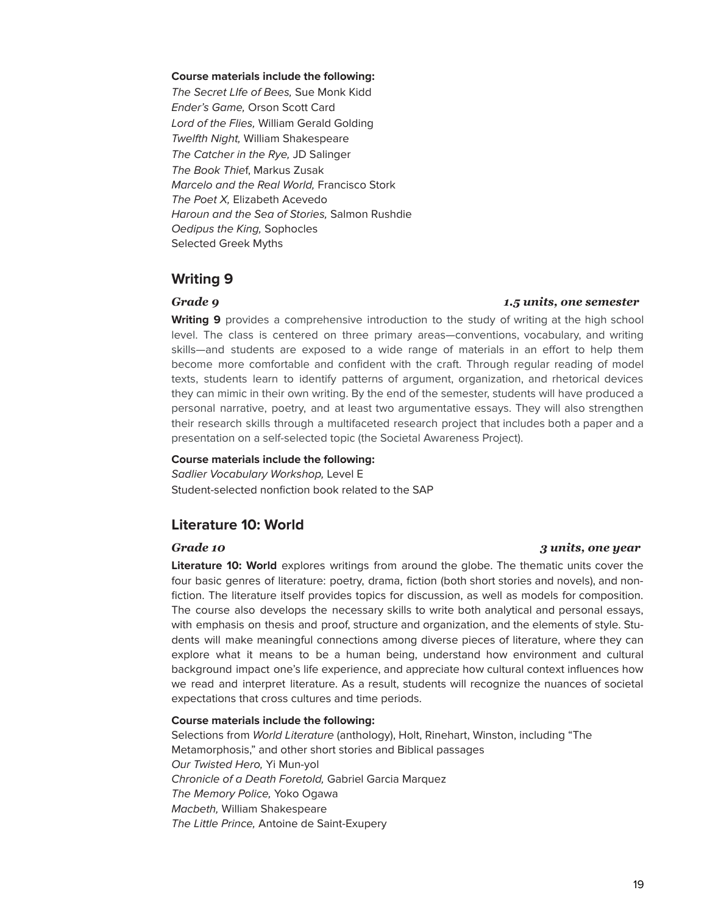**Course materials include the following:**

*The Secret LIfe of Bees,* Sue Monk Kidd
*Ender's Game,* Orson Scott Card
*Lord of the Flies,* William Gerald Golding
*Twelfth Night,* William Shakespeare
*The Catcher in the Rye,* JD Salinger
*The Book Thie*f, Markus Zusak
*Marcelo and the Real World,* Francisco Stork
*The Poet X,* Elizabeth Acevedo
*Haroun and the Sea of Stories,* Salmon Rushdie
*Oedipus the King,* Sophocles
Selected Greek Myths

## Writing 9

***Grade 9*** ***1.5 units, one semester***

**Writing 9** provides a comprehensive introduction to the study of writing at the high school level. The class is centered on three primary areas—conventions, vocabulary, and writing skills—and students are exposed to a wide range of materials in an effort to help them become more comfortable and confident with the craft. Through regular reading of model texts, students learn to identify patterns of argument, organization, and rhetorical devices they can mimic in their own writing. By the end of the semester, students will have produced a personal narrative, poetry, and at least two argumentative essays. They will also strengthen their research skills through a multifaceted research project that includes both a paper and a presentation on a self-selected topic (the Societal Awareness Project).

**Course materials include the following:**

*Sadlier Vocabulary Workshop,* Level E
Student-selected nonfiction book related to the SAP

## Literature 10: World

***Grade 10*** ***3 units, one year***

**Literature 10: World** explores writings from around the globe. The thematic units cover the four basic genres of literature: poetry, drama, fiction (both short stories and novels), and non-fiction. The literature itself provides topics for discussion, as well as models for composition. The course also develops the necessary skills to write both analytical and personal essays, with emphasis on thesis and proof, structure and organization, and the elements of style. Students will make meaningful connections among diverse pieces of literature, where they can explore what it means to be a human being, understand how environment and cultural background impact one's life experience, and appreciate how cultural context influences how we read and interpret literature. As a result, students will recognize the nuances of societal expectations that cross cultures and time periods.

**Course materials include the following:**

Selections from *World Literature* (anthology), Holt, Rinehart, Winston, including "The Metamorphosis," and other short stories and Biblical passages
*Our Twisted Hero,* Yi Mun-yol
*Chronicle of a Death Foretold,* Gabriel Garcia Marquez
*The Memory Police,* Yoko Ogawa
*Macbeth,* William Shakespeare
*The Little Prince,* Antoine de Saint-Exupery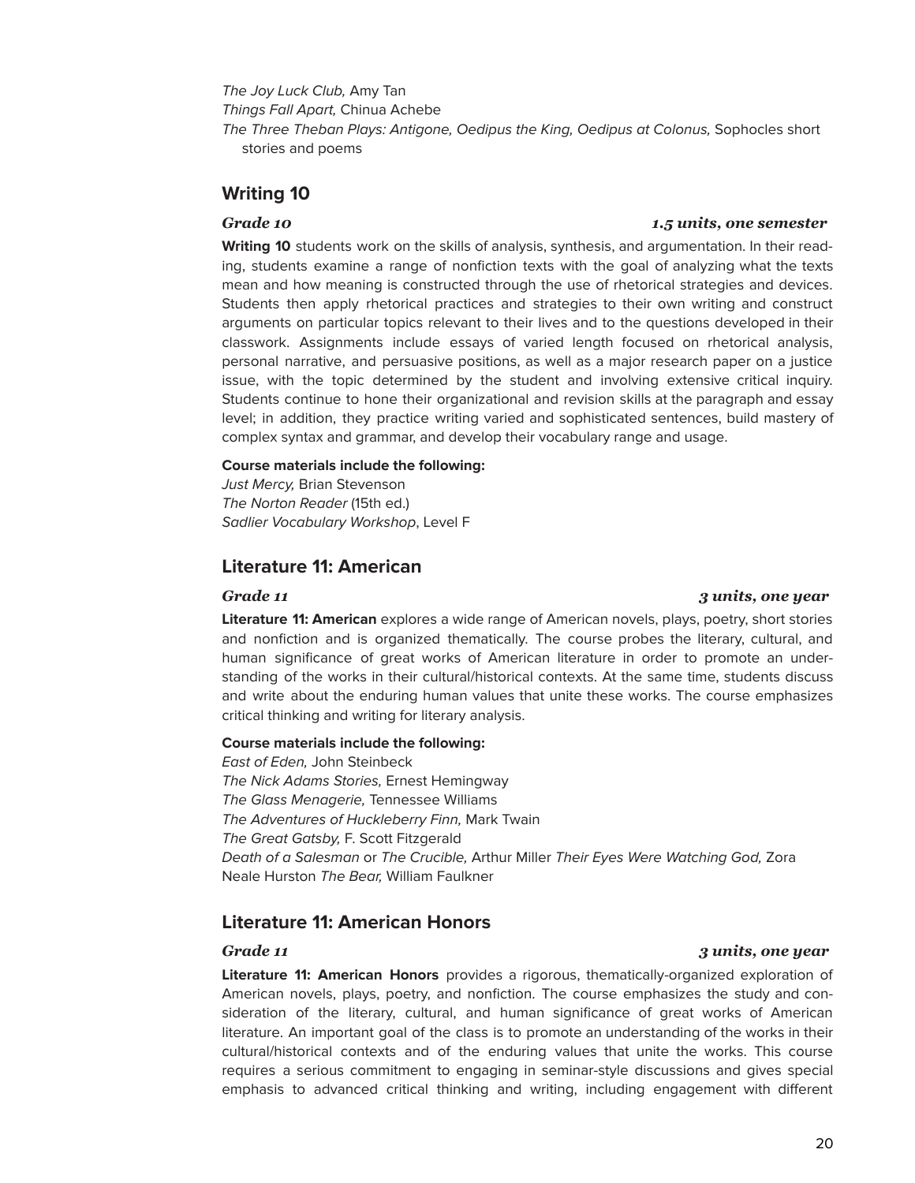*The Joy Luck Club,* Amy Tan
*Things Fall Apart,* Chinua Achebe
*The Three Theban Plays: Antigone, Oedipus the King, Oedipus at Colonus,* Sophocles short stories and poems

## Writing 10

***Grade 10*** ***1.5 units, one semester***

**Writing 10** students work on the skills of analysis, synthesis, and argumentation. In their reading, students examine a range of nonfiction texts with the goal of analyzing what the texts mean and how meaning is constructed through the use of rhetorical strategies and devices. Students then apply rhetorical practices and strategies to their own writing and construct arguments on particular topics relevant to their lives and to the questions developed in their classwork. Assignments include essays of varied length focused on rhetorical analysis, personal narrative, and persuasive positions, as well as a major research paper on a justice issue, with the topic determined by the student and involving extensive critical inquiry. Students continue to hone their organizational and revision skills at the paragraph and essay level; in addition, they practice writing varied and sophisticated sentences, build mastery of complex syntax and grammar, and develop their vocabulary range and usage.

**Course materials include the following:**
*Just Mercy,* Brian Stevenson
*The Norton Reader* (15th ed.)
*Sadlier Vocabulary Workshop*, Level F

## Literature 11: American

***Grade 11*** ***3 units, one year***

**Literature 11: American** explores a wide range of American novels, plays, poetry, short stories and nonfiction and is organized thematically. The course probes the literary, cultural, and human significance of great works of American literature in order to promote an understanding of the works in their cultural/historical contexts. At the same time, students discuss and write about the enduring human values that unite these works. The course emphasizes critical thinking and writing for literary analysis.

**Course materials include the following:**
*East of Eden,* John Steinbeck
*The Nick Adams Stories,* Ernest Hemingway
*The Glass Menagerie,* Tennessee Williams
*The Adventures of Huckleberry Finn,* Mark Twain
*The Great Gatsby,* F. Scott Fitzgerald
*Death of a Salesman* or *The Crucible,* Arthur Miller *Their Eyes Were Watching God,* Zora Neale Hurston *The Bear,* William Faulkner

## Literature 11: American Honors

***Grade 11*** ***3 units, one year***

**Literature 11: American Honors** provides a rigorous, thematically-organized exploration of American novels, plays, poetry, and nonfiction. The course emphasizes the study and consideration of the literary, cultural, and human significance of great works of American literature. An important goal of the class is to promote an understanding of the works in their cultural/historical contexts and of the enduring values that unite the works. This course requires a serious commitment to engaging in seminar-style discussions and gives special emphasis to advanced critical thinking and writing, including engagement with different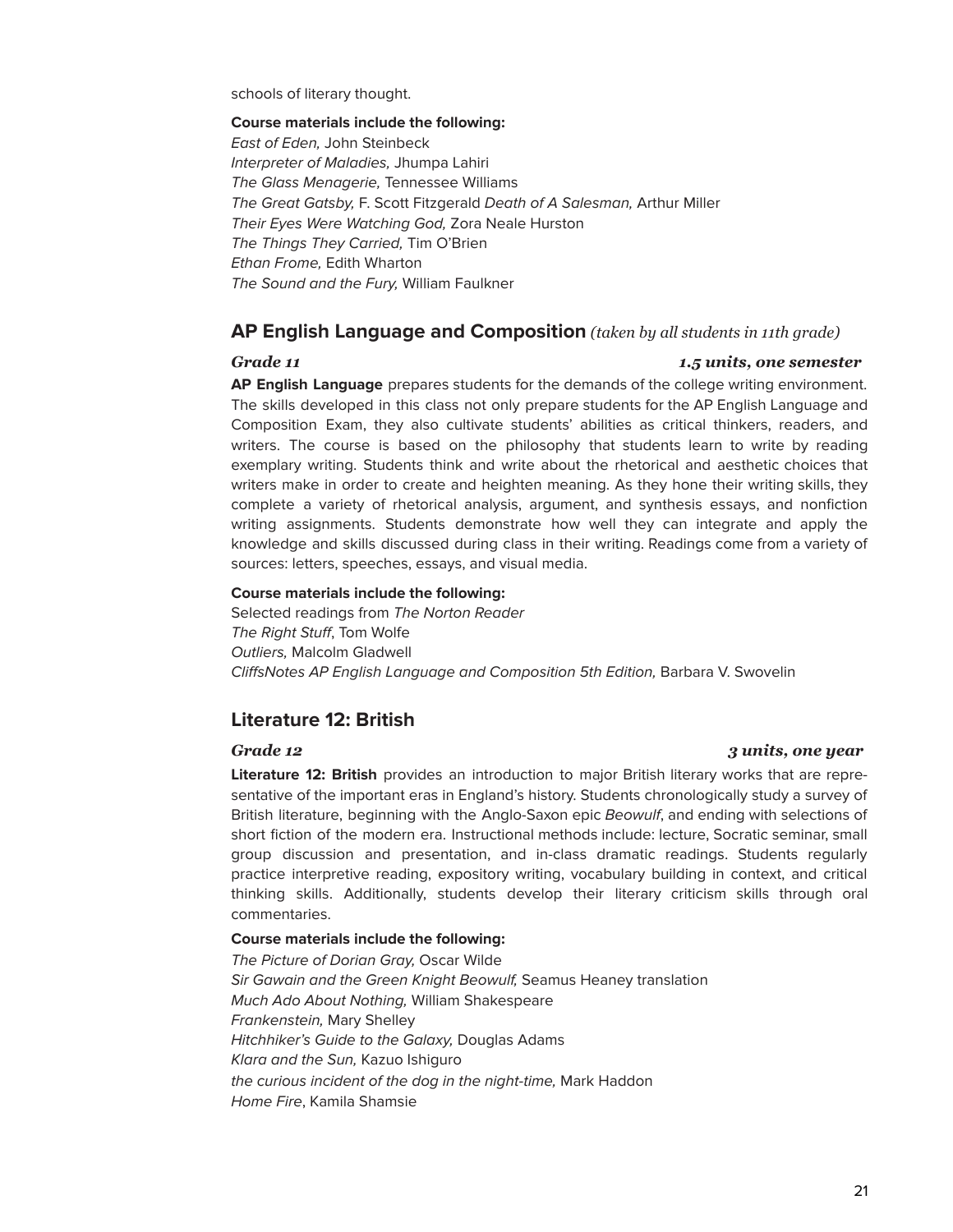schools of literary thought.

**Course materials include the following:**

*East of Eden,* John Steinbeck
*Interpreter of Maladies,* Jhumpa Lahiri
*The Glass Menagerie,* Tennessee Williams
*The Great Gatsby,* F. Scott Fitzgerald *Death of A Salesman,* Arthur Miller
*Their Eyes Were Watching God,* Zora Neale Hurston
*The Things They Carried,* Tim O'Brien
*Ethan Frome,* Edith Wharton
*The Sound and the Fury,* William Faulkner

## AP English Language and Composition *(taken by all students in 11th grade)*

***Grade 11*** — ***1.5 units, one semester***

**AP English Language** prepares students for the demands of the college writing environment. The skills developed in this class not only prepare students for the AP English Language and Composition Exam, they also cultivate students' abilities as critical thinkers, readers, and writers. The course is based on the philosophy that students learn to write by reading exemplary writing. Students think and write about the rhetorical and aesthetic choices that writers make in order to create and heighten meaning. As they hone their writing skills, they complete a variety of rhetorical analysis, argument, and synthesis essays, and nonfiction writing assignments. Students demonstrate how well they can integrate and apply the knowledge and skills discussed during class in their writing. Readings come from a variety of sources: letters, speeches, essays, and visual media.

**Course materials include the following:**

Selected readings from *The Norton Reader*
*The Right Stuff*, Tom Wolfe
*Outliers,* Malcolm Gladwell
*CliffsNotes AP English Language and Composition 5th Edition,* Barbara V. Swovelin

## Literature 12: British

***Grade 12*** — ***3 units, one year***

**Literature 12: British** provides an introduction to major British literary works that are representative of the important eras in England's history. Students chronologically study a survey of British literature, beginning with the Anglo-Saxon epic *Beowulf*, and ending with selections of short fiction of the modern era. Instructional methods include: lecture, Socratic seminar, small group discussion and presentation, and in-class dramatic readings. Students regularly practice interpretive reading, expository writing, vocabulary building in context, and critical thinking skills. Additionally, students develop their literary criticism skills through oral commentaries.

**Course materials include the following:**

*The Picture of Dorian Gray,* Oscar Wilde
*Sir Gawain and the Green Knight Beowulf,* Seamus Heaney translation
*Much Ado About Nothing,* William Shakespeare
*Frankenstein,* Mary Shelley
*Hitchhiker's Guide to the Galaxy,* Douglas Adams
*Klara and the Sun,* Kazuo Ishiguro
*the curious incident of the dog in the night-time,* Mark Haddon
*Home Fire*, Kamila Shamsie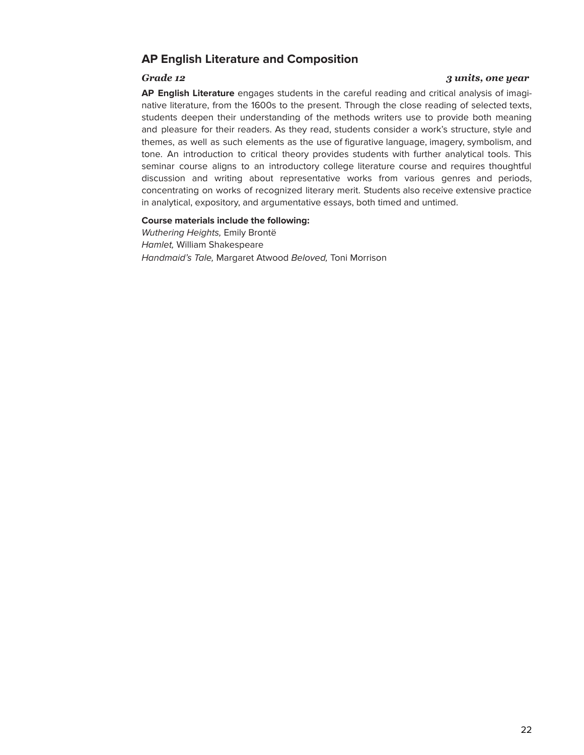## AP English Literature and Composition

***Grade 12*** ***3 units, one year***

**AP English Literature** engages students in the careful reading and critical analysis of imaginative literature, from the 1600s to the present. Through the close reading of selected texts, students deepen their understanding of the methods writers use to provide both meaning and pleasure for their readers. As they read, students consider a work's structure, style and themes, as well as such elements as the use of figurative language, imagery, symbolism, and tone. An introduction to critical theory provides students with further analytical tools. This seminar course aligns to an introductory college literature course and requires thoughtful discussion and writing about representative works from various genres and periods, concentrating on works of recognized literary merit. Students also receive extensive practice in analytical, expository, and argumentative essays, both timed and untimed.

**Course materials include the following:**

*Wuthering Heights,* Emily Brontë
*Hamlet,* William Shakespeare
*Handmaid's Tale,* Margaret Atwood *Beloved,* Toni Morrison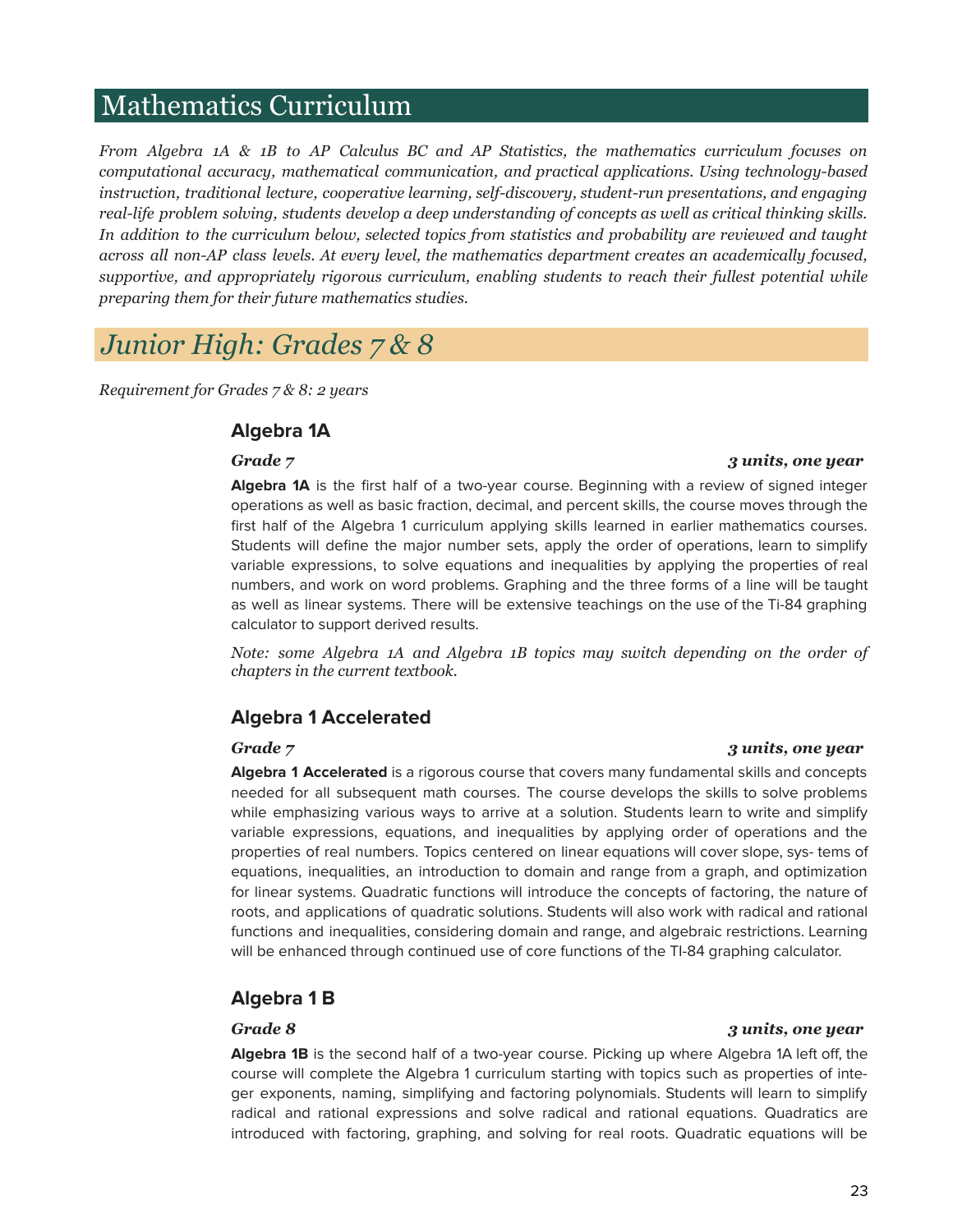# Mathematics Curriculum

*From Algebra 1A & 1B to AP Calculus BC and AP Statistics, the mathematics curriculum focuses on computational accuracy, mathematical communication, and practical applications. Using technology-based instruction, traditional lecture, cooperative learning, self-discovery, student-run presentations, and engaging real-life problem solving, students develop a deep understanding of concepts as well as critical thinking skills. In addition to the curriculum below, selected topics from statistics and probability are reviewed and taught across all non-AP class levels. At every level, the mathematics department creates an academically focused, supportive, and appropriately rigorous curriculum, enabling students to reach their fullest potential while preparing them for their future mathematics studies.*

## Junior High: Grades 7 & 8

*Requirement for Grades 7 & 8: 2 years*

### Algebra 1A

***Grade 7*** ***3 units, one year***

**Algebra 1A** is the first half of a two-year course. Beginning with a review of signed integer operations as well as basic fraction, decimal, and percent skills, the course moves through the first half of the Algebra 1 curriculum applying skills learned in earlier mathematics courses. Students will define the major number sets, apply the order of operations, learn to simplify variable expressions, to solve equations and inequalities by applying the properties of real numbers, and work on word problems. Graphing and the three forms of a line will be taught as well as linear systems. There will be extensive teachings on the use of the Ti-84 graphing calculator to support derived results.

*Note: some Algebra 1A and Algebra 1B topics may switch depending on the order of chapters in the current textbook.*

### Algebra 1 Accelerated

***Grade 7*** ***3 units, one year***

**Algebra 1 Accelerated** is a rigorous course that covers many fundamental skills and concepts needed for all subsequent math courses. The course develops the skills to solve problems while emphasizing various ways to arrive at a solution. Students learn to write and simplify variable expressions, equations, and inequalities by applying order of operations and the properties of real numbers. Topics centered on linear equations will cover slope, sys- tems of equations, inequalities, an introduction to domain and range from a graph, and optimization for linear systems. Quadratic functions will introduce the concepts of factoring, the nature of roots, and applications of quadratic solutions. Students will also work with radical and rational functions and inequalities, considering domain and range, and algebraic restrictions. Learning will be enhanced through continued use of core functions of the TI-84 graphing calculator.

### Algebra 1 B

***Grade 8*** ***3 units, one year***

**Algebra 1B** is the second half of a two-year course. Picking up where Algebra 1A left off, the course will complete the Algebra 1 curriculum starting with topics such as properties of inte- ger exponents, naming, simplifying and factoring polynomials. Students will learn to simplify radical and rational expressions and solve radical and rational equations. Quadratics are introduced with factoring, graphing, and solving for real roots. Quadratic equations will be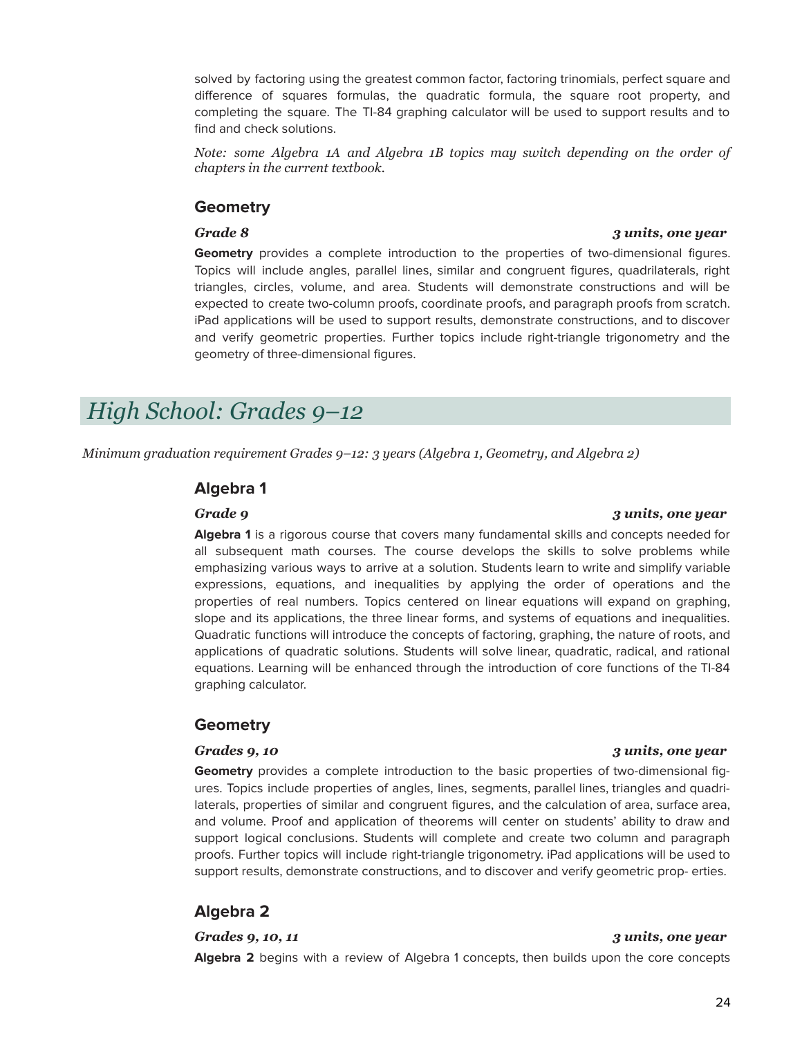solved by factoring using the greatest common factor, factoring trinomials, perfect square and difference of squares formulas, the quadratic formula, the square root property, and completing the square. The TI-84 graphing calculator will be used to support results and to find and check solutions.

*Note: some Algebra 1A and Algebra 1B topics may switch depending on the order of chapters in the current textbook.*

### Geometry

***Grade 8*** ***3 units, one year***

**Geometry** provides a complete introduction to the properties of two-dimensional figures. Topics will include angles, parallel lines, similar and congruent figures, quadrilaterals, right triangles, circles, volume, and area. Students will demonstrate constructions and will be expected to create two-column proofs, coordinate proofs, and paragraph proofs from scratch. iPad applications will be used to support results, demonstrate constructions, and to discover and verify geometric properties. Further topics include right-triangle trigonometry and the geometry of three-dimensional figures.

## *High School: Grades 9–12*

*Minimum graduation requirement Grades 9–12: 3 years (Algebra 1, Geometry, and Algebra 2)*

### Algebra 1

***Grade 9*** ***3 units, one year***

**Algebra 1** is a rigorous course that covers many fundamental skills and concepts needed for all subsequent math courses. The course develops the skills to solve problems while emphasizing various ways to arrive at a solution. Students learn to write and simplify variable expressions, equations, and inequalities by applying the order of operations and the properties of real numbers. Topics centered on linear equations will expand on graphing, slope and its applications, the three linear forms, and systems of equations and inequalities. Quadratic functions will introduce the concepts of factoring, graphing, the nature of roots, and applications of quadratic solutions. Students will solve linear, quadratic, radical, and rational equations. Learning will be enhanced through the introduction of core functions of the TI-84 graphing calculator.

### Geometry

***Grades 9, 10*** ***3 units, one year***

**Geometry** provides a complete introduction to the basic properties of two-dimensional figures. Topics include properties of angles, lines, segments, parallel lines, triangles and quadrilaterals, properties of similar and congruent figures, and the calculation of area, surface area, and volume. Proof and application of theorems will center on students' ability to draw and support logical conclusions. Students will complete and create two column and paragraph proofs. Further topics will include right-triangle trigonometry. iPad applications will be used to support results, demonstrate constructions, and to discover and verify geometric prop- erties.

### Algebra 2

***Grades 9, 10, 11*** ***3 units, one year***

**Algebra 2** begins with a review of Algebra 1 concepts, then builds upon the core concepts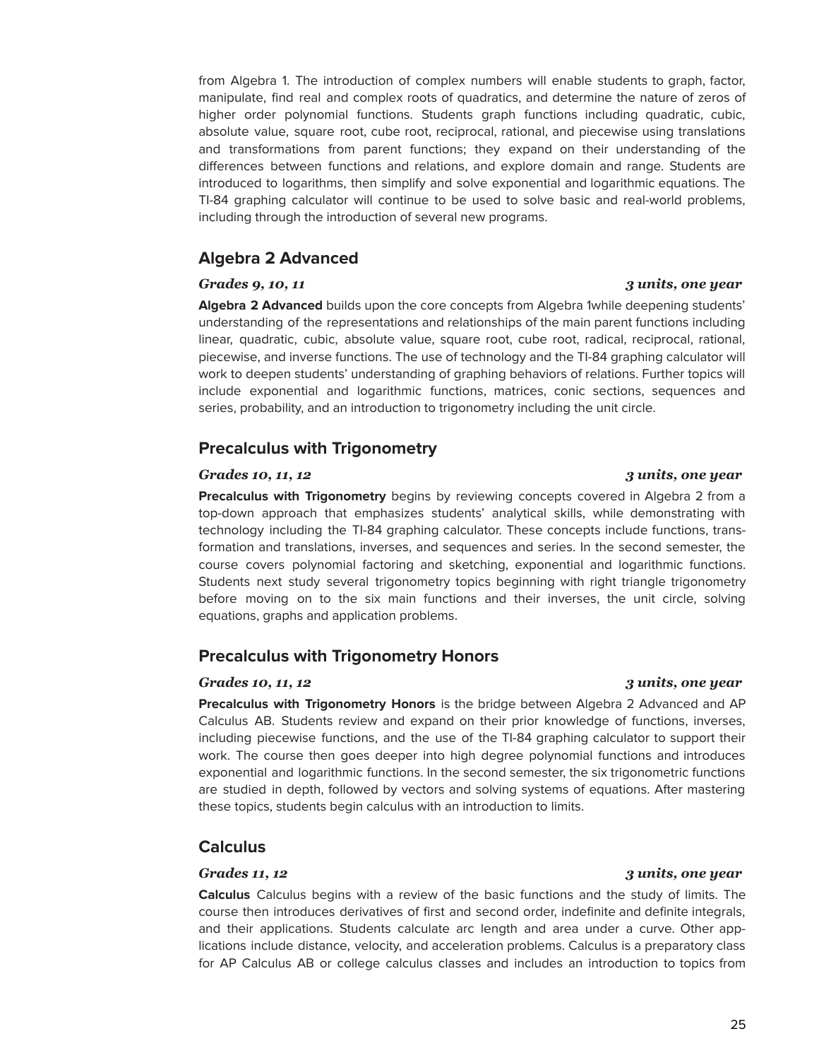from Algebra 1. The introduction of complex numbers will enable students to graph, factor, manipulate, find real and complex roots of quadratics, and determine the nature of zeros of higher order polynomial functions. Students graph functions including quadratic, cubic, absolute value, square root, cube root, reciprocal, rational, and piecewise using translations and transformations from parent functions; they expand on their understanding of the differences between functions and relations, and explore domain and range. Students are introduced to logarithms, then simplify and solve exponential and logarithmic equations. The TI-84 graphing calculator will continue to be used to solve basic and real-world problems, including through the introduction of several new programs.

## Algebra 2 Advanced

***Grades 9, 10, 11*** ***3 units, one year***

**Algebra 2 Advanced** builds upon the core concepts from Algebra 1while deepening students' understanding of the representations and relationships of the main parent functions including linear, quadratic, cubic, absolute value, square root, cube root, radical, reciprocal, rational, piecewise, and inverse functions. The use of technology and the TI-84 graphing calculator will work to deepen students' understanding of graphing behaviors of relations. Further topics will include exponential and logarithmic functions, matrices, conic sections, sequences and series, probability, and an introduction to trigonometry including the unit circle.

## Precalculus with Trigonometry

***Grades 10, 11, 12*** ***3 units, one year***

**Precalculus with Trigonometry** begins by reviewing concepts covered in Algebra 2 from a top-down approach that emphasizes students' analytical skills, while demonstrating with technology including the TI-84 graphing calculator. These concepts include functions, transformation and translations, inverses, and sequences and series. In the second semester, the course covers polynomial factoring and sketching, exponential and logarithmic functions. Students next study several trigonometry topics beginning with right triangle trigonometry before moving on to the six main functions and their inverses, the unit circle, solving equations, graphs and application problems.

## Precalculus with Trigonometry Honors

***Grades 10, 11, 12*** ***3 units, one year***

**Precalculus with Trigonometry Honors** is the bridge between Algebra 2 Advanced and AP Calculus AB. Students review and expand on their prior knowledge of functions, inverses, including piecewise functions, and the use of the TI-84 graphing calculator to support their work. The course then goes deeper into high degree polynomial functions and introduces exponential and logarithmic functions. In the second semester, the six trigonometric functions are studied in depth, followed by vectors and solving systems of equations. After mastering these topics, students begin calculus with an introduction to limits.

## Calculus

***Grades 11, 12*** ***3 units, one year***

**Calculus** Calculus begins with a review of the basic functions and the study of limits. The course then introduces derivatives of first and second order, indefinite and definite integrals, and their applications. Students calculate arc length and area under a curve. Other applications include distance, velocity, and acceleration problems. Calculus is a preparatory class for AP Calculus AB or college calculus classes and includes an introduction to topics from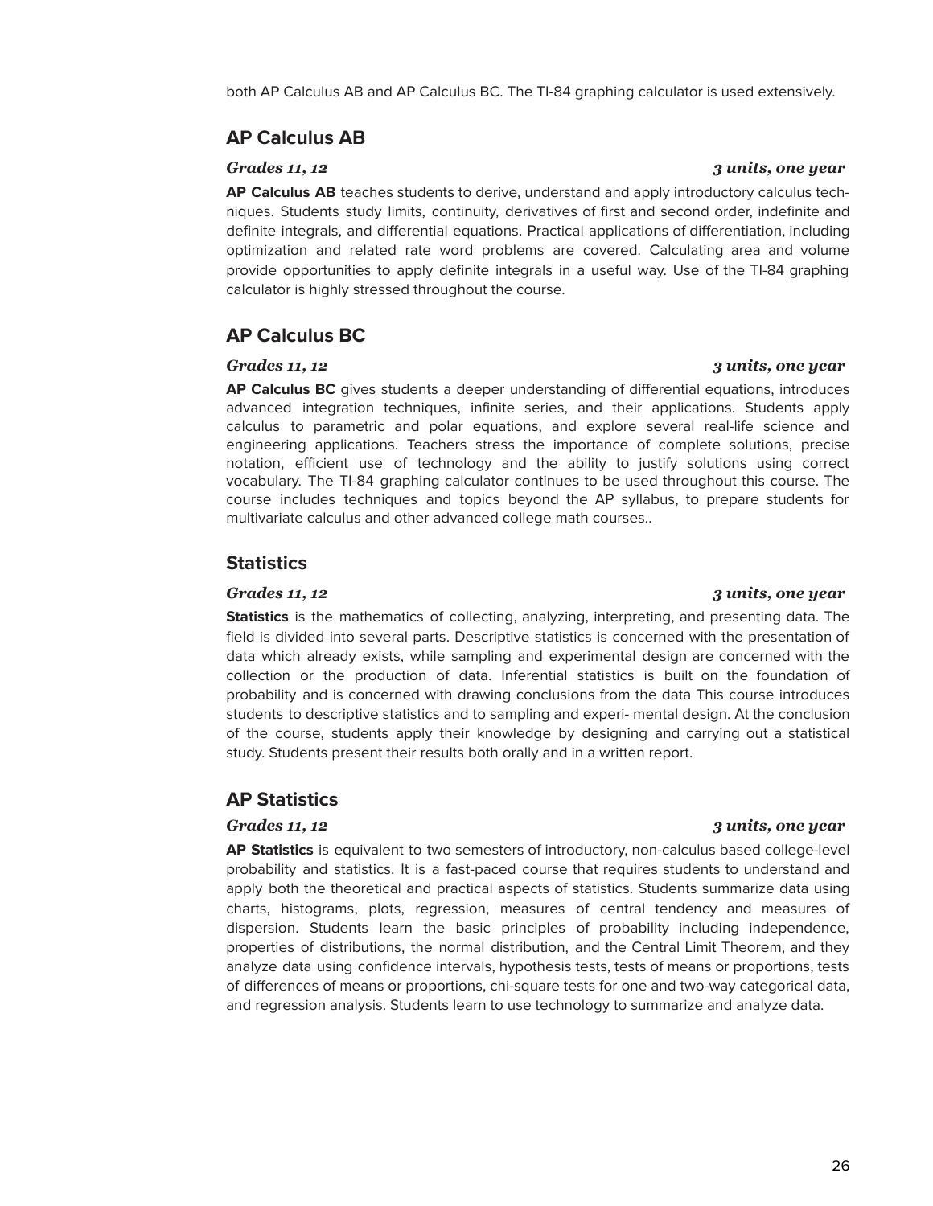both AP Calculus AB and AP Calculus BC. The TI-84 graphing calculator is used extensively.

## AP Calculus AB

***Grades 11, 12*** ***3 units, one year***

**AP Calculus AB** teaches students to derive, understand and apply introductory calculus techniques. Students study limits, continuity, derivatives of first and second order, indefinite and definite integrals, and differential equations. Practical applications of differentiation, including optimization and related rate word problems are covered. Calculating area and volume provide opportunities to apply definite integrals in a useful way. Use of the TI-84 graphing calculator is highly stressed throughout the course.

## AP Calculus BC

***Grades 11, 12*** ***3 units, one year***

**AP Calculus BC** gives students a deeper understanding of differential equations, introduces advanced integration techniques, infinite series, and their applications. Students apply calculus to parametric and polar equations, and explore several real-life science and engineering applications. Teachers stress the importance of complete solutions, precise notation, efficient use of technology and the ability to justify solutions using correct vocabulary. The TI-84 graphing calculator continues to be used throughout this course. The course includes techniques and topics beyond the AP syllabus, to prepare students for multivariate calculus and other advanced college math courses..

## Statistics

***Grades 11, 12*** ***3 units, one year***

**Statistics** is the mathematics of collecting, analyzing, interpreting, and presenting data. The field is divided into several parts. Descriptive statistics is concerned with the presentation of data which already exists, while sampling and experimental design are concerned with the collection or the production of data. Inferential statistics is built on the foundation of probability and is concerned with drawing conclusions from the data This course introduces students to descriptive statistics and to sampling and experi- mental design. At the conclusion of the course, students apply their knowledge by designing and carrying out a statistical study. Students present their results both orally and in a written report.

## AP Statistics

***Grades 11, 12*** ***3 units, one year***

**AP Statistics** is equivalent to two semesters of introductory, non-calculus based college-level probability and statistics. It is a fast-paced course that requires students to understand and apply both the theoretical and practical aspects of statistics. Students summarize data using charts, histograms, plots, regression, measures of central tendency and measures of dispersion. Students learn the basic principles of probability including independence, properties of distributions, the normal distribution, and the Central Limit Theorem, and they analyze data using confidence intervals, hypothesis tests, tests of means or proportions, tests of differences of means or proportions, chi-square tests for one and two-way categorical data, and regression analysis. Students learn to use technology to summarize and analyze data.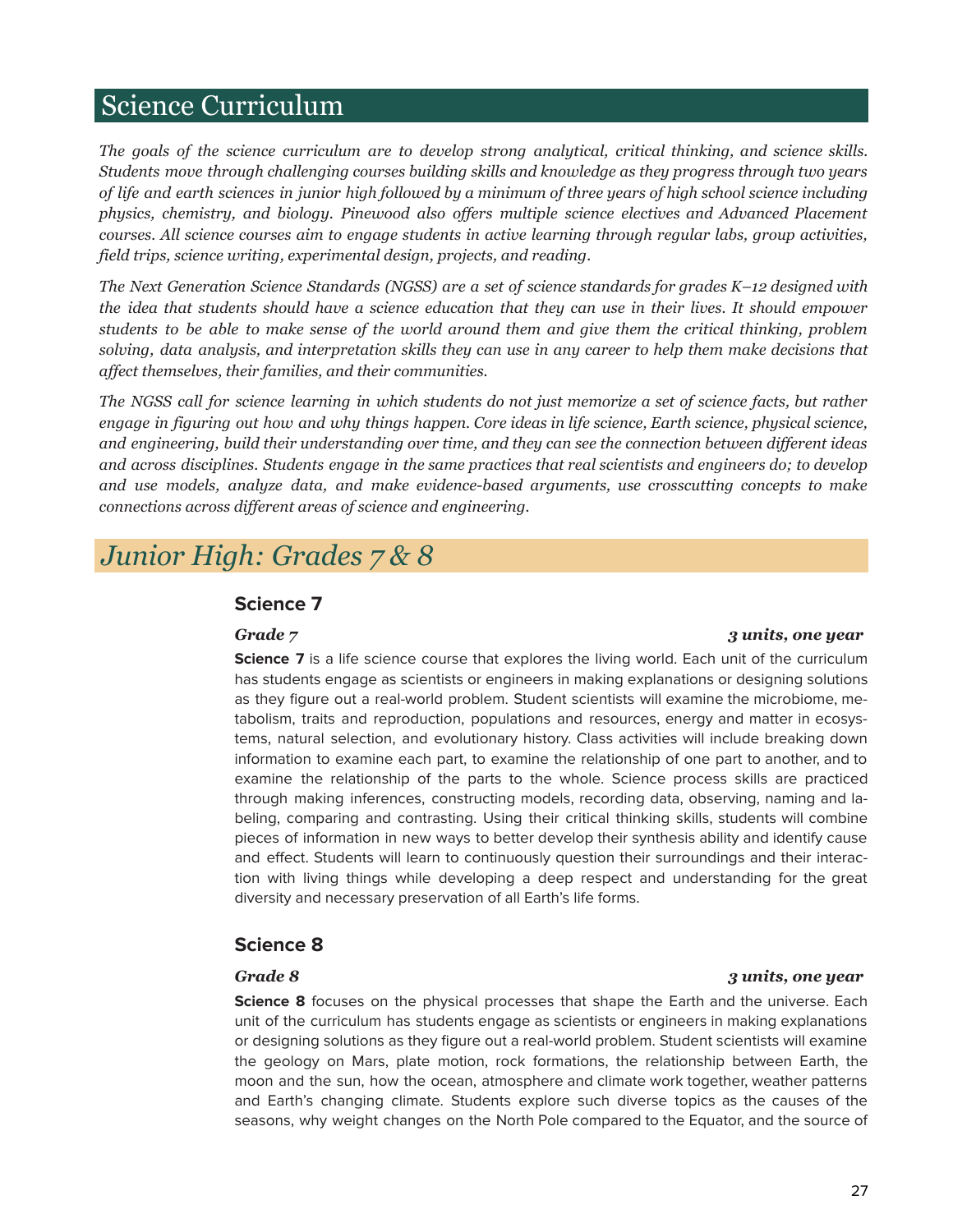# Science Curriculum

*The goals of the science curriculum are to develop strong analytical, critical thinking, and science skills. Students move through challenging courses building skills and knowledge as they progress through two years of life and earth sciences in junior high followed by a minimum of three years of high school science including physics, chemistry, and biology. Pinewood also offers multiple science electives and Advanced Placement courses. All science courses aim to engage students in active learning through regular labs, group activities, field trips, science writing, experimental design, projects, and reading.*

*The Next Generation Science Standards (NGSS) are a set of science standards for grades K–12 designed with the idea that students should have a science education that they can use in their lives. It should empower students to be able to make sense of the world around them and give them the critical thinking, problem solving, data analysis, and interpretation skills they can use in any career to help them make decisions that affect themselves, their families, and their communities.*

*The NGSS call for science learning in which students do not just memorize a set of science facts, but rather engage in figuring out how and why things happen. Core ideas in life science, Earth science, physical science, and engineering, build their understanding over time, and they can see the connection between different ideas and across disciplines. Students engage in the same practices that real scientists and engineers do; to develop and use models, analyze data, and make evidence-based arguments, use crosscutting concepts to make connections across different areas of science and engineering.*

## *Junior High: Grades 7 & 8*

### Science 7

***Grade 7*** — ***3 units, one year***

**Science 7** is a life science course that explores the living world. Each unit of the curriculum has students engage as scientists or engineers in making explanations or designing solutions as they figure out a real-world problem. Student scientists will examine the microbiome, metabolism, traits and reproduction, populations and resources, energy and matter in ecosystems, natural selection, and evolutionary history. Class activities will include breaking down information to examine each part, to examine the relationship of one part to another, and to examine the relationship of the parts to the whole. Science process skills are practiced through making inferences, constructing models, recording data, observing, naming and labeling, comparing and contrasting. Using their critical thinking skills, students will combine pieces of information in new ways to better develop their synthesis ability and identify cause and effect. Students will learn to continuously question their surroundings and their interaction with living things while developing a deep respect and understanding for the great diversity and necessary preservation of all Earth's life forms.

### Science 8

***Grade 8*** — ***3 units, one year***

**Science 8** focuses on the physical processes that shape the Earth and the universe. Each unit of the curriculum has students engage as scientists or engineers in making explanations or designing solutions as they figure out a real-world problem. Student scientists will examine the geology on Mars, plate motion, rock formations, the relationship between Earth, the moon and the sun, how the ocean, atmosphere and climate work together, weather patterns and Earth's changing climate. Students explore such diverse topics as the causes of the seasons, why weight changes on the North Pole compared to the Equator, and the source of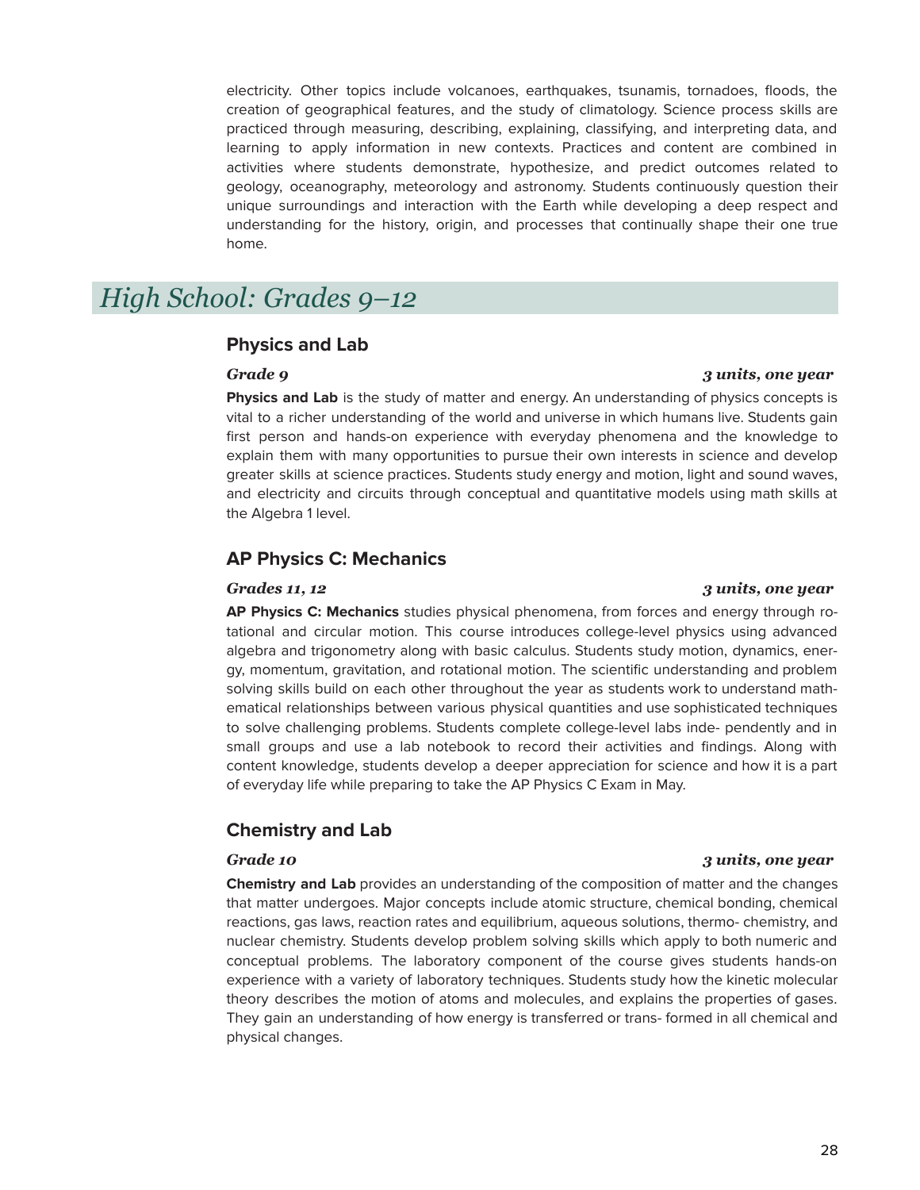electricity. Other topics include volcanoes, earthquakes, tsunamis, tornadoes, floods, the creation of geographical features, and the study of climatology. Science process skills are practiced through measuring, describing, explaining, classifying, and interpreting data, and learning to apply information in new contexts. Practices and content are combined in activities where students demonstrate, hypothesize, and predict outcomes related to geology, oceanography, meteorology and astronomy. Students continuously question their unique surroundings and interaction with the Earth while developing a deep respect and understanding for the history, origin, and processes that continually shape their one true home.

# High School: Grades 9–12

## Physics and Lab

***Grade 9*** ***3 units, one year***

**Physics and Lab** is the study of matter and energy. An understanding of physics concepts is vital to a richer understanding of the world and universe in which humans live. Students gain first person and hands-on experience with everyday phenomena and the knowledge to explain them with many opportunities to pursue their own interests in science and develop greater skills at science practices. Students study energy and motion, light and sound waves, and electricity and circuits through conceptual and quantitative models using math skills at the Algebra 1 level.

## AP Physics C: Mechanics

***Grades 11, 12*** ***3 units, one year***

**AP Physics C: Mechanics** studies physical phenomena, from forces and energy through rotational and circular motion. This course introduces college-level physics using advanced algebra and trigonometry along with basic calculus. Students study motion, dynamics, energy, momentum, gravitation, and rotational motion. The scientific understanding and problem solving skills build on each other throughout the year as students work to understand mathematical relationships between various physical quantities and use sophisticated techniques to solve challenging problems. Students complete college-level labs inde- pendently and in small groups and use a lab notebook to record their activities and findings. Along with content knowledge, students develop a deeper appreciation for science and how it is a part of everyday life while preparing to take the AP Physics C Exam in May.

## Chemistry and Lab

***Grade 10*** ***3 units, one year***

**Chemistry and Lab** provides an understanding of the composition of matter and the changes that matter undergoes. Major concepts include atomic structure, chemical bonding, chemical reactions, gas laws, reaction rates and equilibrium, aqueous solutions, thermo- chemistry, and nuclear chemistry. Students develop problem solving skills which apply to both numeric and conceptual problems. The laboratory component of the course gives students hands-on experience with a variety of laboratory techniques. Students study how the kinetic molecular theory describes the motion of atoms and molecules, and explains the properties of gases. They gain an understanding of how energy is transferred or trans- formed in all chemical and physical changes.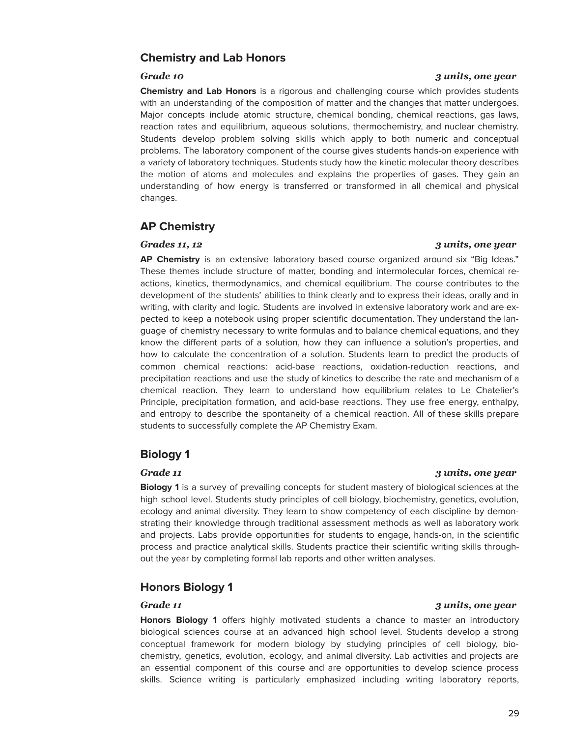## Chemistry and Lab Honors

*Grade 10* *3 units, one year*

**Chemistry and Lab Honors** is a rigorous and challenging course which provides students with an understanding of the composition of matter and the changes that matter undergoes. Major concepts include atomic structure, chemical bonding, chemical reactions, gas laws, reaction rates and equilibrium, aqueous solutions, thermochemistry, and nuclear chemistry. Students develop problem solving skills which apply to both numeric and conceptual problems. The laboratory component of the course gives students hands-on experience with a variety of laboratory techniques. Students study how the kinetic molecular theory describes the motion of atoms and molecules and explains the properties of gases. They gain an understanding of how energy is transferred or transformed in all chemical and physical changes.

## AP Chemistry

*Grades 11, 12* *3 units, one year*

**AP Chemistry** is an extensive laboratory based course organized around six "Big Ideas." These themes include structure of matter, bonding and intermolecular forces, chemical reactions, kinetics, thermodynamics, and chemical equilibrium. The course contributes to the development of the students' abilities to think clearly and to express their ideas, orally and in writing, with clarity and logic. Students are involved in extensive laboratory work and are expected to keep a notebook using proper scientific documentation. They understand the language of chemistry necessary to write formulas and to balance chemical equations, and they know the different parts of a solution, how they can influence a solution's properties, and how to calculate the concentration of a solution. Students learn to predict the products of common chemical reactions: acid-base reactions, oxidation-reduction reactions, and precipitation reactions and use the study of kinetics to describe the rate and mechanism of a chemical reaction. They learn to understand how equilibrium relates to Le Chatelier's Principle, precipitation formation, and acid-base reactions. They use free energy, enthalpy, and entropy to describe the spontaneity of a chemical reaction. All of these skills prepare students to successfully complete the AP Chemistry Exam.

## Biology 1

*Grade 11* *3 units, one year*

**Biology 1** is a survey of prevailing concepts for student mastery of biological sciences at the high school level. Students study principles of cell biology, biochemistry, genetics, evolution, ecology and animal diversity. They learn to show competency of each discipline by demonstrating their knowledge through traditional assessment methods as well as laboratory work and projects. Labs provide opportunities for students to engage, hands-on, in the scientific process and practice analytical skills. Students practice their scientific writing skills throughout the year by completing formal lab reports and other written analyses.

## Honors Biology 1

*Grade 11* *3 units, one year*

**Honors Biology 1** offers highly motivated students a chance to master an introductory biological sciences course at an advanced high school level. Students develop a strong conceptual framework for modern biology by studying principles of cell biology, biochemistry, genetics, evolution, ecology, and animal diversity. Lab activities and projects are an essential component of this course and are opportunities to develop science process skills. Science writing is particularly emphasized including writing laboratory reports,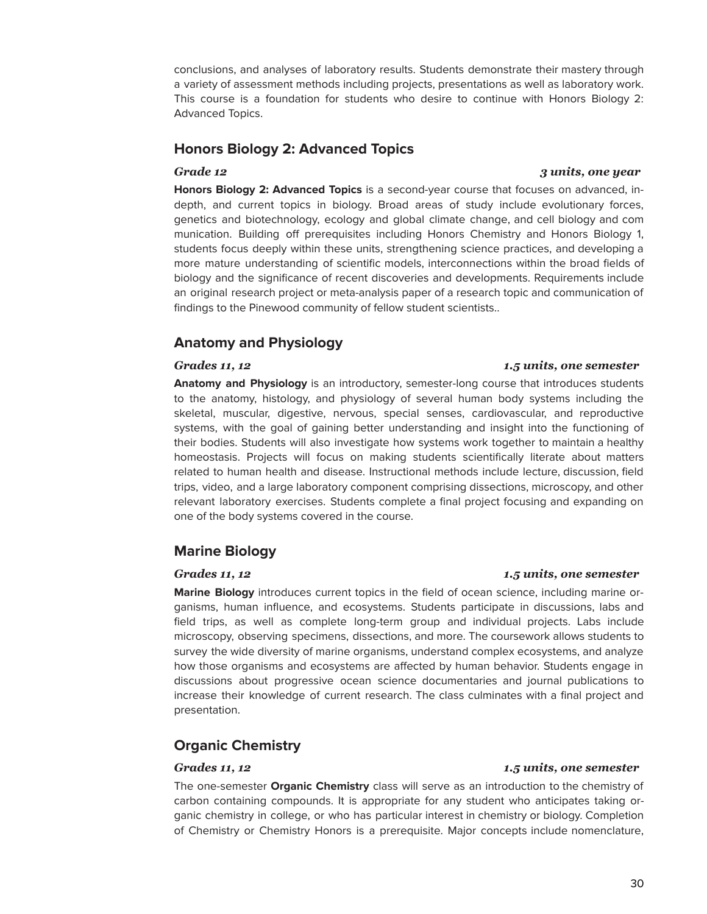conclusions, and analyses of laboratory results. Students demonstrate their mastery through a variety of assessment methods including projects, presentations as well as laboratory work. This course is a foundation for students who desire to continue with Honors Biology 2: Advanced Topics.

## Honors Biology 2: Advanced Topics

***Grade 12*** ***3 units, one year***

**Honors Biology 2: Advanced Topics** is a second-year course that focuses on advanced, in-depth, and current topics in biology. Broad areas of study include evolutionary forces, genetics and biotechnology, ecology and global climate change, and cell biology and com munication. Building off prerequisites including Honors Chemistry and Honors Biology 1, students focus deeply within these units, strengthening science practices, and developing a more mature understanding of scientific models, interconnections within the broad fields of biology and the significance of recent discoveries and developments. Requirements include an original research project or meta-analysis paper of a research topic and communication of findings to the Pinewood community of fellow student scientists..

## Anatomy and Physiology

***Grades 11, 12*** ***1.5 units, one semester***

**Anatomy and Physiology** is an introductory, semester-long course that introduces students to the anatomy, histology, and physiology of several human body systems including the skeletal, muscular, digestive, nervous, special senses, cardiovascular, and reproductive systems, with the goal of gaining better understanding and insight into the functioning of their bodies. Students will also investigate how systems work together to maintain a healthy homeostasis. Projects will focus on making students scientifically literate about matters related to human health and disease. Instructional methods include lecture, discussion, field trips, video, and a large laboratory component comprising dissections, microscopy, and other relevant laboratory exercises. Students complete a final project focusing and expanding on one of the body systems covered in the course.

## Marine Biology

***Grades 11, 12*** ***1.5 units, one semester***

**Marine Biology** introduces current topics in the field of ocean science, including marine organisms, human influence, and ecosystems. Students participate in discussions, labs and field trips, as well as complete long-term group and individual projects. Labs include microscopy, observing specimens, dissections, and more. The coursework allows students to survey the wide diversity of marine organisms, understand complex ecosystems, and analyze how those organisms and ecosystems are affected by human behavior. Students engage in discussions about progressive ocean science documentaries and journal publications to increase their knowledge of current research. The class culminates with a final project and presentation.

## Organic Chemistry

***Grades 11, 12*** ***1.5 units, one semester***

The one-semester **Organic Chemistry** class will serve as an introduction to the chemistry of carbon containing compounds. It is appropriate for any student who anticipates taking organic chemistry in college, or who has particular interest in chemistry or biology. Completion of Chemistry or Chemistry Honors is a prerequisite. Major concepts include nomenclature,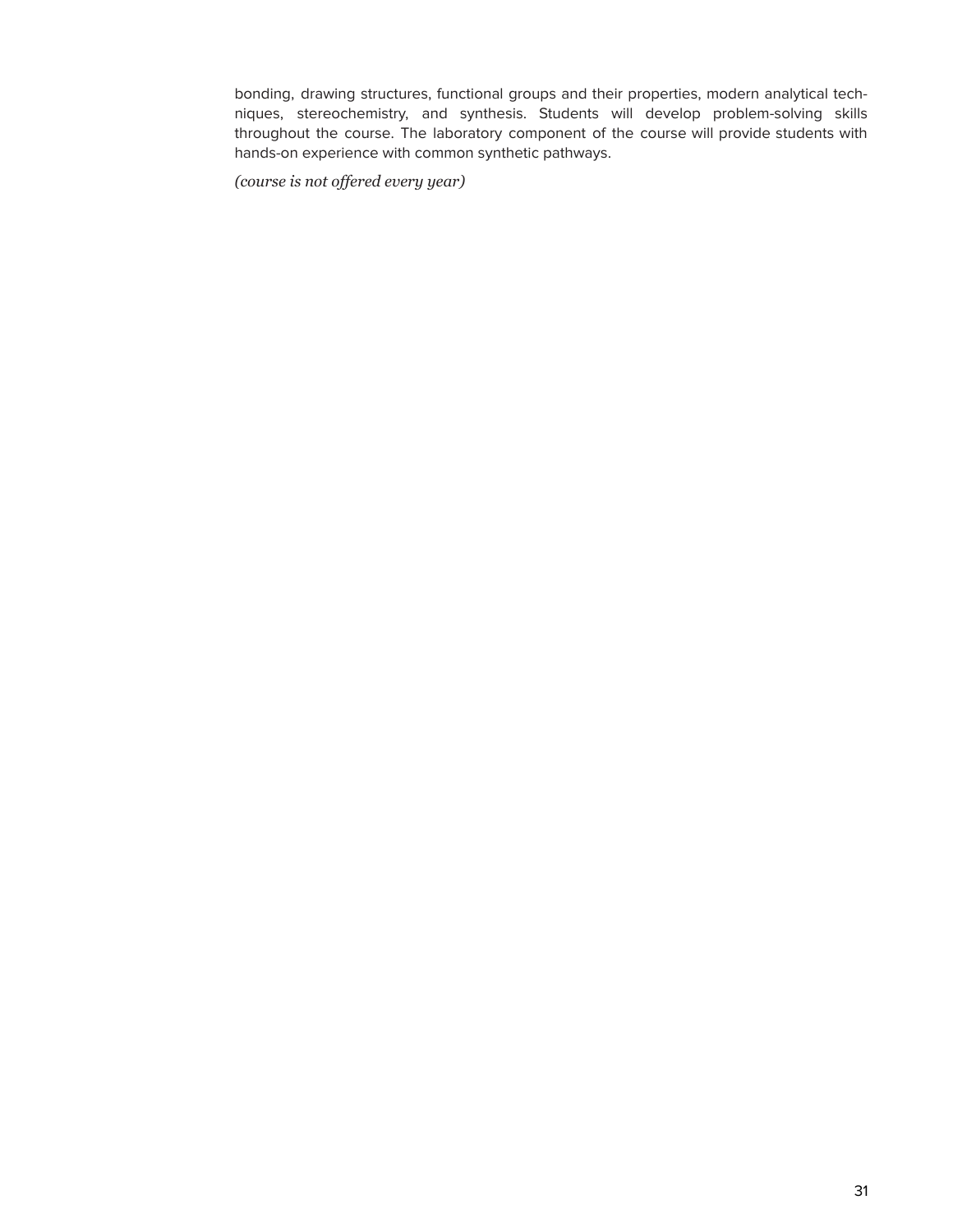bonding, drawing structures, functional groups and their properties, modern analytical techniques, stereochemistry, and synthesis. Students will develop problem-solving skills throughout the course. The laboratory component of the course will provide students with hands-on experience with common synthetic pathways.

*(course is not offered every year)*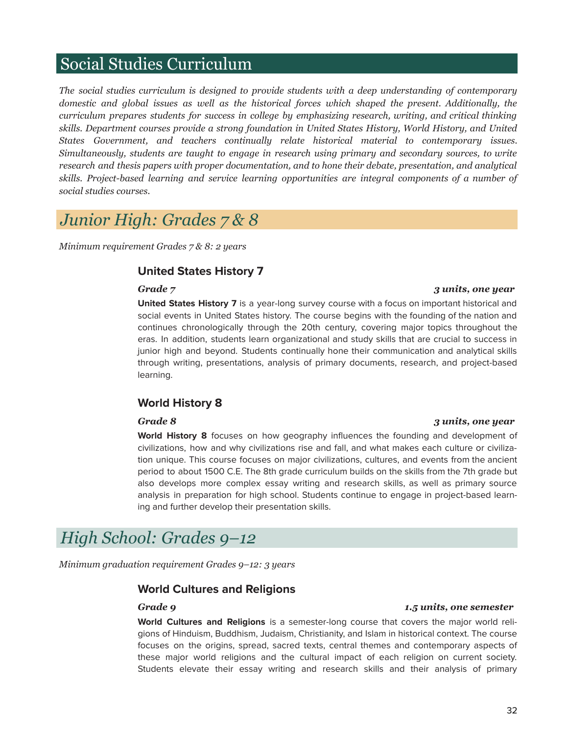# Social Studies Curriculum

*The social studies curriculum is designed to provide students with a deep understanding of contemporary domestic and global issues as well as the historical forces which shaped the present. Additionally, the curriculum prepares students for success in college by emphasizing research, writing, and critical thinking skills. Department courses provide a strong foundation in United States History, World History, and United States Government, and teachers continually relate historical material to contemporary issues. Simultaneously, students are taught to engage in research using primary and secondary sources, to write research and thesis papers with proper documentation, and to hone their debate, presentation, and analytical skills. Project-based learning and service learning opportunities are integral components of a number of social studies courses.*

## *Junior High: Grades 7 & 8*

*Minimum requirement Grades 7 & 8: 2 years*

### United States History 7

***Grade 7*** — ***3 units, one year***

**United States History 7** is a year-long survey course with a focus on important historical and social events in United States history. The course begins with the founding of the nation and continues chronologically through the 20th century, covering major topics throughout the eras. In addition, students learn organizational and study skills that are crucial to success in junior high and beyond. Students continually hone their communication and analytical skills through writing, presentations, analysis of primary documents, research, and project-based learning.

### World History 8

***Grade 8*** — ***3 units, one year***

**World History 8** focuses on how geography influences the founding and development of civilizations, how and why civilizations rise and fall, and what makes each culture or civilization unique. This course focuses on major civilizations, cultures, and events from the ancient period to about 1500 C.E. The 8th grade curriculum builds on the skills from the 7th grade but also develops more complex essay writing and research skills, as well as primary source analysis in preparation for high school. Students continue to engage in project-based learning and further develop their presentation skills.

## *High School: Grades 9–12*

*Minimum graduation requirement Grades 9–12: 3 years*

### World Cultures and Religions

***Grade 9*** — ***1.5 units, one semester***

**World Cultures and Religions** is a semester-long course that covers the major world religions of Hinduism, Buddhism, Judaism, Christianity, and Islam in historical context. The course focuses on the origins, spread, sacred texts, central themes and contemporary aspects of these major world religions and the cultural impact of each religion on current society. Students elevate their essay writing and research skills and their analysis of primary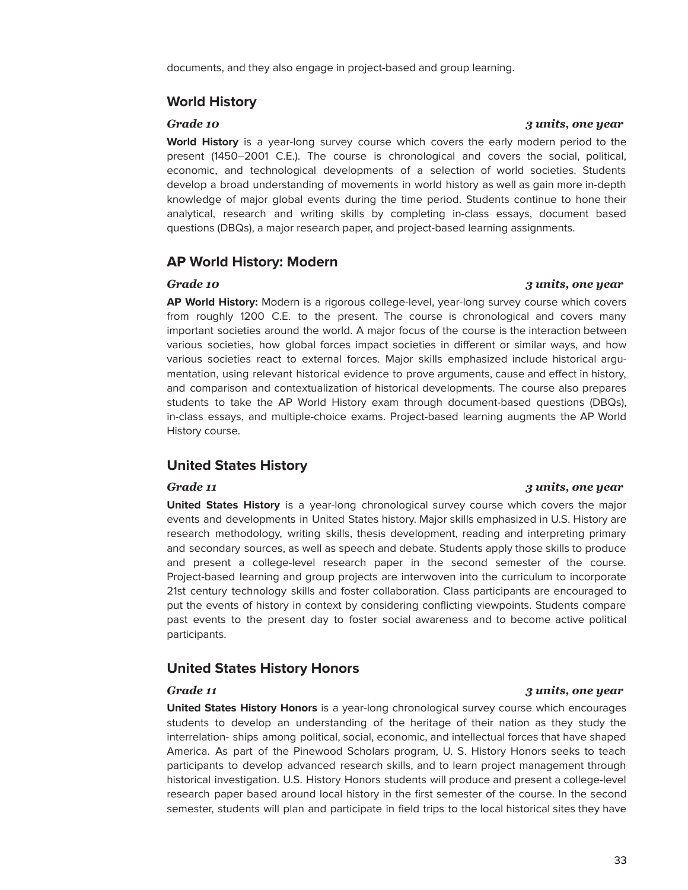documents, and they also engage in project-based and group learning.

## World History

***Grade 10*** ***3 units, one year***

**World History** is a year-long survey course which covers the early modern period to the present (1450–2001 C.E.). The course is chronological and covers the social, political, economic, and technological developments of a selection of world societies. Students develop a broad understanding of movements in world history as well as gain more in-depth knowledge of major global events during the time period. Students continue to hone their analytical, research and writing skills by completing in-class essays, document based questions (DBQs), a major research paper, and project-based learning assignments.

## AP World History: Modern

***Grade 10*** ***3 units, one year***

**AP World History:** Modern is a rigorous college-level, year-long survey course which covers from roughly 1200 C.E. to the present. The course is chronological and covers many important societies around the world. A major focus of the course is the interaction between various societies, how global forces impact societies in different or similar ways, and how various societies react to external forces. Major skills emphasized include historical argumentation, using relevant historical evidence to prove arguments, cause and effect in history, and comparison and contextualization of historical developments. The course also prepares students to take the AP World History exam through document-based questions (DBQs), in-class essays, and multiple-choice exams. Project-based learning augments the AP World History course.

## United States History

***Grade 11*** ***3 units, one year***

**United States History** is a year-long chronological survey course which covers the major events and developments in United States history. Major skills emphasized in U.S. History are research methodology, writing skills, thesis development, reading and interpreting primary and secondary sources, as well as speech and debate. Students apply those skills to produce and present a college-level research paper in the second semester of the course. Project-based learning and group projects are interwoven into the curriculum to incorporate 21st century technology skills and foster collaboration. Class participants are encouraged to put the events of history in context by considering conflicting viewpoints. Students compare past events to the present day to foster social awareness and to become active political participants.

## United States History Honors

***Grade 11*** ***3 units, one year***

**United States History Honors** is a year-long chronological survey course which encourages students to develop an understanding of the heritage of their nation as they study the interrelation- ships among political, social, economic, and intellectual forces that have shaped America. As part of the Pinewood Scholars program, U. S. History Honors seeks to teach participants to develop advanced research skills, and to learn project management through historical investigation. U.S. History Honors students will produce and present a college-level research paper based around local history in the first semester of the course. In the second semester, students will plan and participate in field trips to the local historical sites they have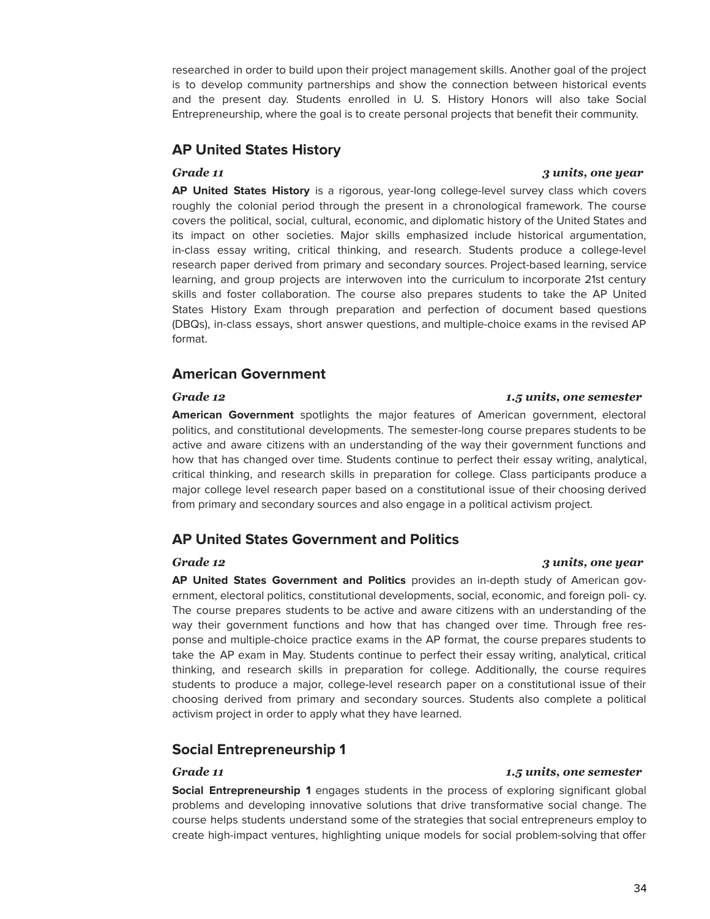researched in order to build upon their project management skills. Another goal of the project is to develop community partnerships and show the connection between historical events and the present day. Students enrolled in U. S. History Honors will also take Social Entrepreneurship, where the goal is to create personal projects that benefit their community.

## AP United States History

***Grade 11*** ***3 units, one year***

**AP United States History** is a rigorous, year-long college-level survey class which covers roughly the colonial period through the present in a chronological framework. The course covers the political, social, cultural, economic, and diplomatic history of the United States and its impact on other societies. Major skills emphasized include historical argumentation, in-class essay writing, critical thinking, and research. Students produce a college-level research paper derived from primary and secondary sources. Project-based learning, service learning, and group projects are interwoven into the curriculum to incorporate 21st century skills and foster collaboration. The course also prepares students to take the AP United States History Exam through preparation and perfection of document based questions (DBQs), in-class essays, short answer questions, and multiple-choice exams in the revised AP format.

## American Government

***Grade 12*** ***1.5 units, one semester***

**American Government** spotlights the major features of American government, electoral politics, and constitutional developments. The semester-long course prepares students to be active and aware citizens with an understanding of the way their government functions and how that has changed over time. Students continue to perfect their essay writing, analytical, critical thinking, and research skills in preparation for college. Class participants produce a major college level research paper based on a constitutional issue of their choosing derived from primary and secondary sources and also engage in a political activism project.

## AP United States Government and Politics

***Grade 12*** ***3 units, one year***

**AP United States Government and Politics** provides an in-depth study of American government, electoral politics, constitutional developments, social, economic, and foreign policy. The course prepares students to be active and aware citizens with an understanding of the way their government functions and how that has changed over time. Through free response and multiple-choice practice exams in the AP format, the course prepares students to take the AP exam in May. Students continue to perfect their essay writing, analytical, critical thinking, and research skills in preparation for college. Additionally, the course requires students to produce a major, college-level research paper on a constitutional issue of their choosing derived from primary and secondary sources. Students also complete a political activism project in order to apply what they have learned.

## Social Entrepreneurship 1

***Grade 11*** ***1.5 units, one semester***

**Social Entrepreneurship 1** engages students in the process of exploring significant global problems and developing innovative solutions that drive transformative social change. The course helps students understand some of the strategies that social entrepreneurs employ to create high-impact ventures, highlighting unique models for social problem-solving that offer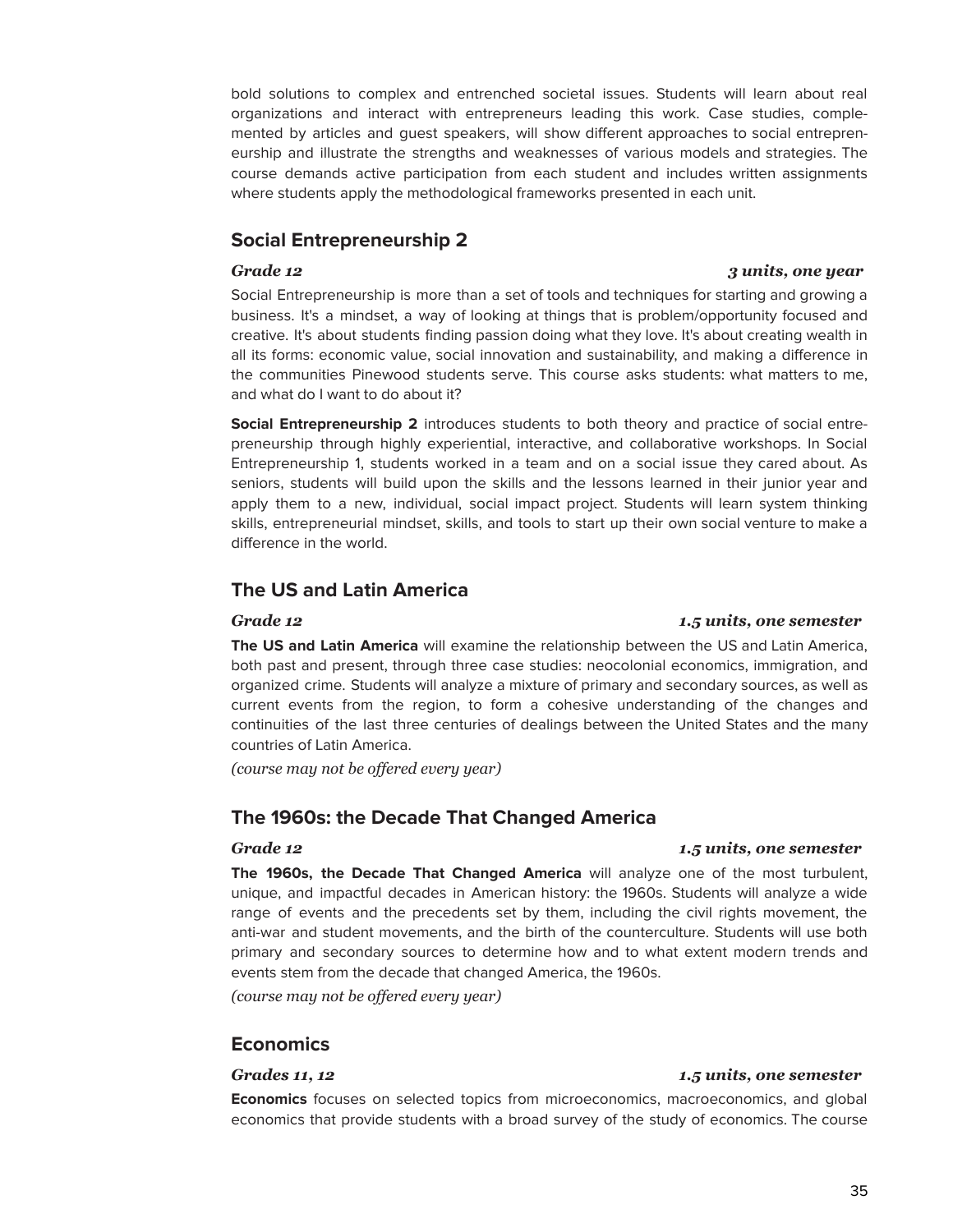bold solutions to complex and entrenched societal issues. Students will learn about real organizations and interact with entrepreneurs leading this work. Case studies, complemented by articles and guest speakers, will show different approaches to social entrepreneurship and illustrate the strengths and weaknesses of various models and strategies. The course demands active participation from each student and includes written assignments where students apply the methodological frameworks presented in each unit.

## Social Entrepreneurship 2

***Grade 12*** — ***3 units, one year***

Social Entrepreneurship is more than a set of tools and techniques for starting and growing a business. It's a mindset, a way of looking at things that is problem/opportunity focused and creative. It's about students finding passion doing what they love. It's about creating wealth in all its forms: economic value, social innovation and sustainability, and making a difference in the communities Pinewood students serve. This course asks students: what matters to me, and what do I want to do about it?

**Social Entrepreneurship 2** introduces students to both theory and practice of social entrepreneurship through highly experiential, interactive, and collaborative workshops. In Social Entrepreneurship 1, students worked in a team and on a social issue they cared about. As seniors, students will build upon the skills and the lessons learned in their junior year and apply them to a new, individual, social impact project. Students will learn system thinking skills, entrepreneurial mindset, skills, and tools to start up their own social venture to make a difference in the world.

## The US and Latin America

***Grade 12*** — ***1.5 units, one semester***

**The US and Latin America** will examine the relationship between the US and Latin America, both past and present, through three case studies: neocolonial economics, immigration, and organized crime. Students will analyze a mixture of primary and secondary sources, as well as current events from the region, to form a cohesive understanding of the changes and continuities of the last three centuries of dealings between the United States and the many countries of Latin America.

*(course may not be offered every year)*

## The 1960s: the Decade That Changed America

***Grade 12*** — ***1.5 units, one semester***

**The 1960s, the Decade That Changed America** will analyze one of the most turbulent, unique, and impactful decades in American history: the 1960s. Students will analyze a wide range of events and the precedents set by them, including the civil rights movement, the anti-war and student movements, and the birth of the counterculture. Students will use both primary and secondary sources to determine how and to what extent modern trends and events stem from the decade that changed America, the 1960s.

*(course may not be offered every year)*

## Economics

***Grades 11, 12*** — ***1.5 units, one semester***

**Economics** focuses on selected topics from microeconomics, macroeconomics, and global economics that provide students with a broad survey of the study of economics. The course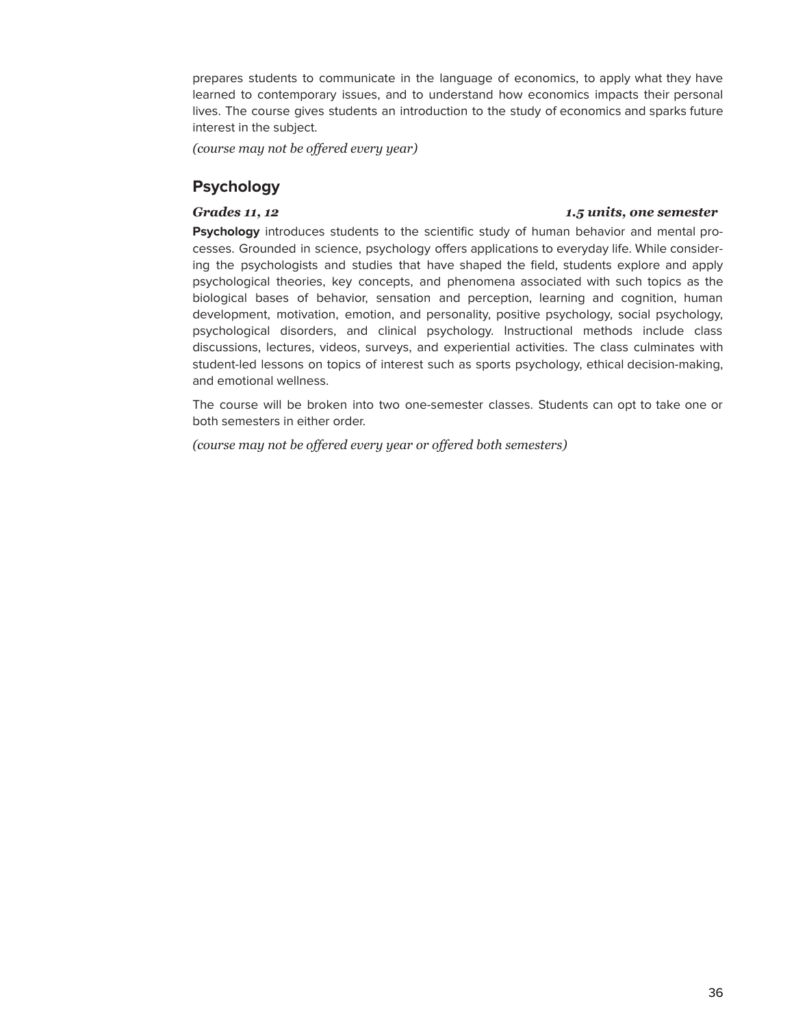prepares students to communicate in the language of economics, to apply what they have learned to contemporary issues, and to understand how economics impacts their personal lives. The course gives students an introduction to the study of economics and sparks future interest in the subject.

*(course may not be offered every year)*

## Psychology

***Grades 11, 12*** ***1.5 units, one semester***

**Psychology** introduces students to the scientific study of human behavior and mental processes. Grounded in science, psychology offers applications to everyday life. While considering the psychologists and studies that have shaped the field, students explore and apply psychological theories, key concepts, and phenomena associated with such topics as the biological bases of behavior, sensation and perception, learning and cognition, human development, motivation, emotion, and personality, positive psychology, social psychology, psychological disorders, and clinical psychology. Instructional methods include class discussions, lectures, videos, surveys, and experiential activities. The class culminates with student-led lessons on topics of interest such as sports psychology, ethical decision-making, and emotional wellness.

The course will be broken into two one-semester classes. Students can opt to take one or both semesters in either order.

*(course may not be offered every year or offered both semesters)*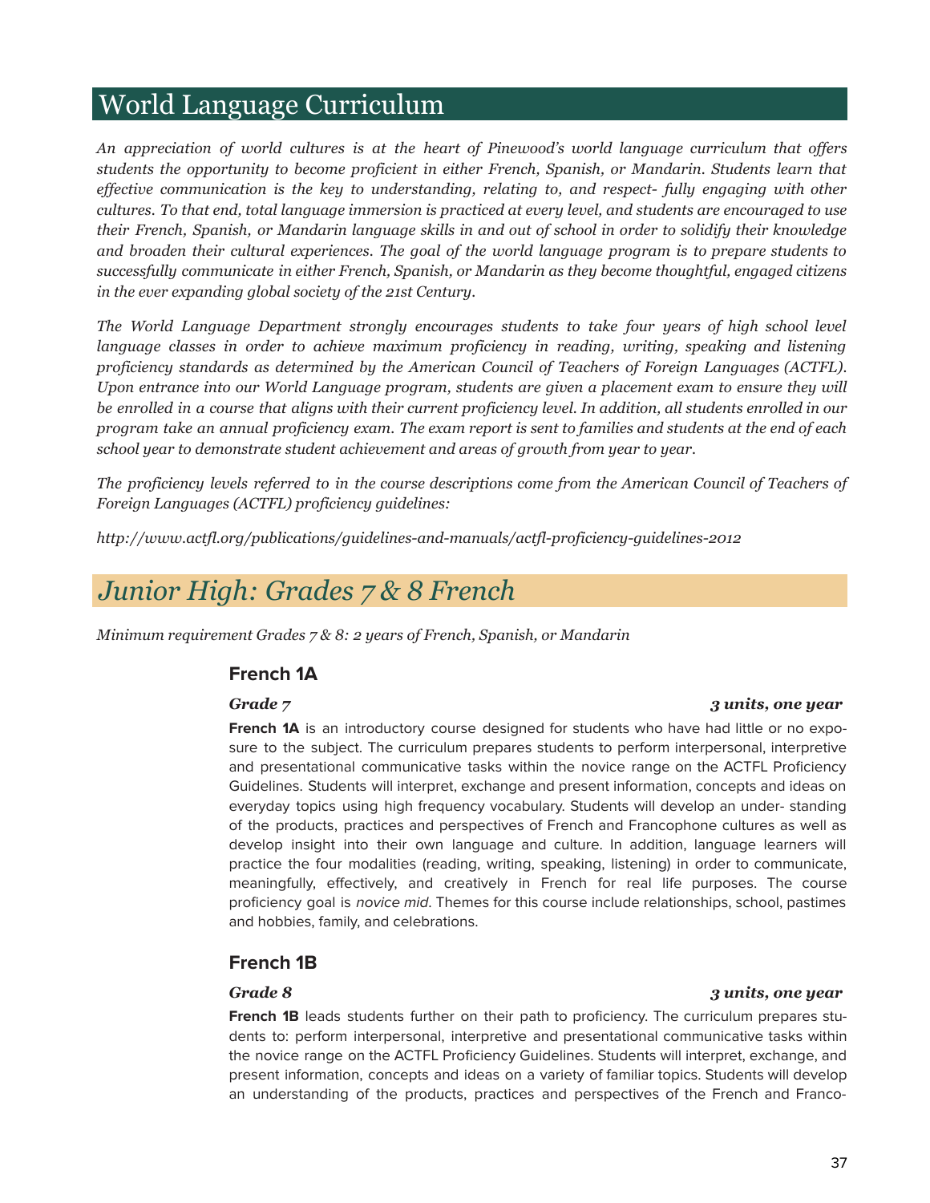# World Language Curriculum

*An appreciation of world cultures is at the heart of Pinewood's world language curriculum that offers students the opportunity to become proficient in either French, Spanish, or Mandarin. Students learn that effective communication is the key to understanding, relating to, and respect- fully engaging with other cultures. To that end, total language immersion is practiced at every level, and students are encouraged to use their French, Spanish, or Mandarin language skills in and out of school in order to solidify their knowledge and broaden their cultural experiences. The goal of the world language program is to prepare students to successfully communicate in either French, Spanish, or Mandarin as they become thoughtful, engaged citizens in the ever expanding global society of the 21st Century.*

*The World Language Department strongly encourages students to take four years of high school level language classes in order to achieve maximum proficiency in reading, writing, speaking and listening proficiency standards as determined by the American Council of Teachers of Foreign Languages (ACTFL). Upon entrance into our World Language program, students are given a placement exam to ensure they will be enrolled in a course that aligns with their current proficiency level. In addition, all students enrolled in our program take an annual proficiency exam. The exam report is sent to families and students at the end of each school year to demonstrate student achievement and areas of growth from year to year.*

*The proficiency levels referred to in the course descriptions come from the American Council of Teachers of Foreign Languages (ACTFL) proficiency guidelines:*

*http://www.actfl.org/publications/guidelines-and-manuals/actfl-proficiency-guidelines-2012*

## *Junior High: Grades 7 & 8 French*

*Minimum requirement Grades 7 & 8: 2 years of French, Spanish, or Mandarin*

### French 1A

***Grade 7*** — ***3 units, one year***

**French 1A** is an introductory course designed for students who have had little or no exposure to the subject. The curriculum prepares students to perform interpersonal, interpretive and presentational communicative tasks within the novice range on the ACTFL Proficiency Guidelines. Students will interpret, exchange and present information, concepts and ideas on everyday topics using high frequency vocabulary. Students will develop an under- standing of the products, practices and perspectives of French and Francophone cultures as well as develop insight into their own language and culture. In addition, language learners will practice the four modalities (reading, writing, speaking, listening) in order to communicate, meaningfully, effectively, and creatively in French for real life purposes. The course proficiency goal is *novice mid*. Themes for this course include relationships, school, pastimes and hobbies, family, and celebrations.

### French 1B

***Grade 8*** — ***3 units, one year***

**French 1B** leads students further on their path to proficiency. The curriculum prepares students to: perform interpersonal, interpretive and presentational communicative tasks within the novice range on the ACTFL Proficiency Guidelines. Students will interpret, exchange, and present information, concepts and ideas on a variety of familiar topics. Students will develop an understanding of the products, practices and perspectives of the French and Franco-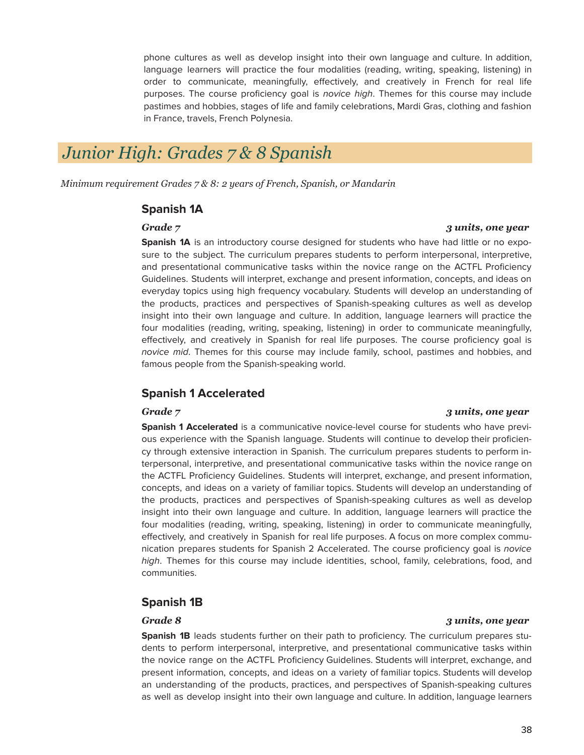phone cultures as well as develop insight into their own language and culture. In addition, language learners will practice the four modalities (reading, writing, speaking, listening) in order to communicate, meaningfully, effectively, and creatively in French for real life purposes. The course proficiency goal is *novice high*. Themes for this course may include pastimes and hobbies, stages of life and family celebrations, Mardi Gras, clothing and fashion in France, travels, French Polynesia.

# *Junior High: Grades 7 & 8 Spanish*

*Minimum requirement Grades 7 & 8: 2 years of French, Spanish, or Mandarin*

## Spanish 1A

***Grade 7*** ***3 units, one year***

**Spanish 1A** is an introductory course designed for students who have had little or no exposure to the subject. The curriculum prepares students to perform interpersonal, interpretive, and presentational communicative tasks within the novice range on the ACTFL Proficiency Guidelines. Students will interpret, exchange and present information, concepts, and ideas on everyday topics using high frequency vocabulary. Students will develop an understanding of the products, practices and perspectives of Spanish-speaking cultures as well as develop insight into their own language and culture. In addition, language learners will practice the four modalities (reading, writing, speaking, listening) in order to communicate meaningfully, effectively, and creatively in Spanish for real life purposes. The course proficiency goal is *novice mid*. Themes for this course may include family, school, pastimes and hobbies, and famous people from the Spanish-speaking world.

## Spanish 1 Accelerated

***Grade 7*** ***3 units, one year***

**Spanish 1 Accelerated** is a communicative novice-level course for students who have previous experience with the Spanish language. Students will continue to develop their proficiency through extensive interaction in Spanish. The curriculum prepares students to perform interpersonal, interpretive, and presentational communicative tasks within the novice range on the ACTFL Proficiency Guidelines. Students will interpret, exchange, and present information, concepts, and ideas on a variety of familiar topics. Students will develop an understanding of the products, practices and perspectives of Spanish-speaking cultures as well as develop insight into their own language and culture. In addition, language learners will practice the four modalities (reading, writing, speaking, listening) in order to communicate meaningfully, effectively, and creatively in Spanish for real life purposes. A focus on more complex communication prepares students for Spanish 2 Accelerated. The course proficiency goal is *novice high*. Themes for this course may include identities, school, family, celebrations, food, and communities.

## Spanish 1B

***Grade 8*** ***3 units, one year***

**Spanish 1B** leads students further on their path to proficiency. The curriculum prepares students to perform interpersonal, interpretive, and presentational communicative tasks within the novice range on the ACTFL Proficiency Guidelines. Students will interpret, exchange, and present information, concepts, and ideas on a variety of familiar topics. Students will develop an understanding of the products, practices, and perspectives of Spanish-speaking cultures as well as develop insight into their own language and culture. In addition, language learners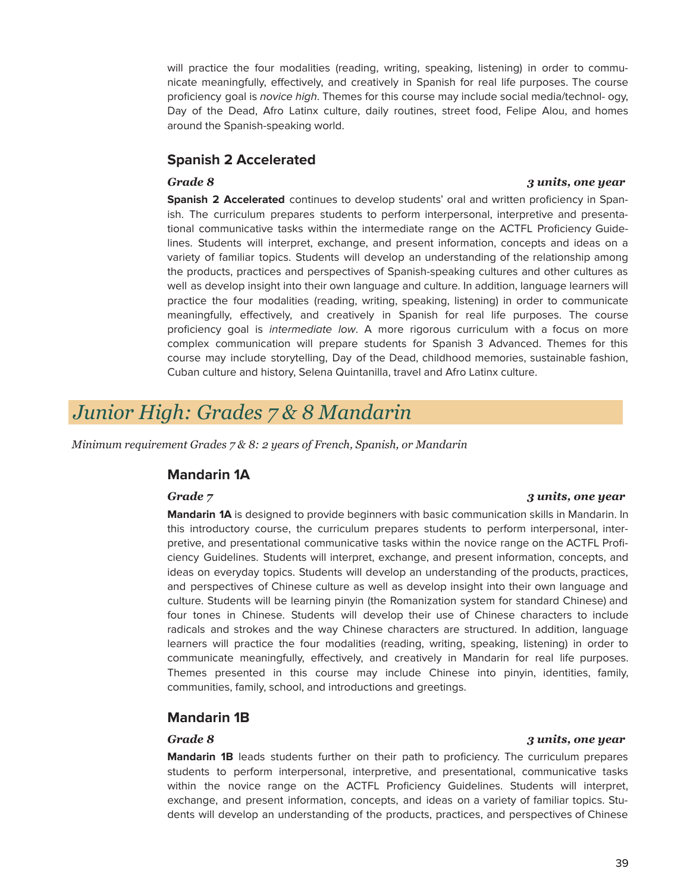will practice the four modalities (reading, writing, speaking, listening) in order to communicate meaningfully, effectively, and creatively in Spanish for real life purposes. The course proficiency goal is *novice high*. Themes for this course may include social media/technol- ogy, Day of the Dead, Afro Latinx culture, daily routines, street food, Felipe Alou, and homes around the Spanish-speaking world.

### Spanish 2 Accelerated

***Grade 8*** — ***3 units, one year***

**Spanish 2 Accelerated** continues to develop students' oral and written proficiency in Spanish. The curriculum prepares students to perform interpersonal, interpretive and presentational communicative tasks within the intermediate range on the ACTFL Proficiency Guidelines. Students will interpret, exchange, and present information, concepts and ideas on a variety of familiar topics. Students will develop an understanding of the relationship among the products, practices and perspectives of Spanish-speaking cultures and other cultures as well as develop insight into their own language and culture. In addition, language learners will practice the four modalities (reading, writing, speaking, listening) in order to communicate meaningfully, effectively, and creatively in Spanish for real life purposes. The course proficiency goal is *intermediate low*. A more rigorous curriculum with a focus on more complex communication will prepare students for Spanish 3 Advanced. Themes for this course may include storytelling, Day of the Dead, childhood memories, sustainable fashion, Cuban culture and history, Selena Quintanilla, travel and Afro Latinx culture.

## *Junior High: Grades 7 & 8 Mandarin*

*Minimum requirement Grades 7 & 8: 2 years of French, Spanish, or Mandarin*

### Mandarin 1A

***Grade 7*** — ***3 units, one year***

**Mandarin 1A** is designed to provide beginners with basic communication skills in Mandarin. In this introductory course, the curriculum prepares students to perform interpersonal, interpretive, and presentational communicative tasks within the novice range on the ACTFL Proficiency Guidelines. Students will interpret, exchange, and present information, concepts, and ideas on everyday topics. Students will develop an understanding of the products, practices, and perspectives of Chinese culture as well as develop insight into their own language and culture. Students will be learning pinyin (the Romanization system for standard Chinese) and four tones in Chinese. Students will develop their use of Chinese characters to include radicals and strokes and the way Chinese characters are structured. In addition, language learners will practice the four modalities (reading, writing, speaking, listening) in order to communicate meaningfully, effectively, and creatively in Mandarin for real life purposes. Themes presented in this course may include Chinese into pinyin, identities, family, communities, family, school, and introductions and greetings.

### Mandarin 1B

***Grade 8*** — ***3 units, one year***

**Mandarin 1B** leads students further on their path to proficiency. The curriculum prepares students to perform interpersonal, interpretive, and presentational, communicative tasks within the novice range on the ACTFL Proficiency Guidelines. Students will interpret, exchange, and present information, concepts, and ideas on a variety of familiar topics. Students will develop an understanding of the products, practices, and perspectives of Chinese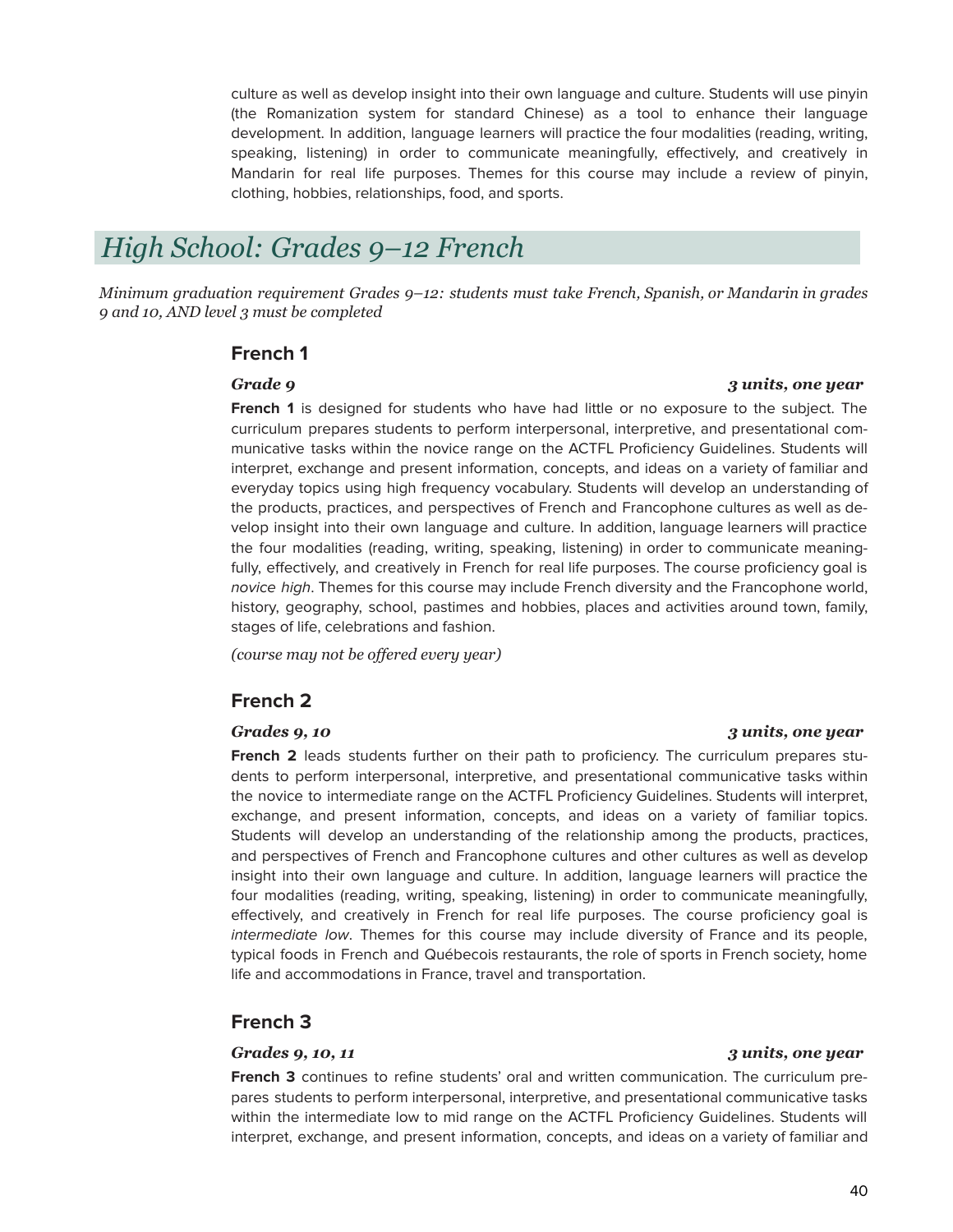culture as well as develop insight into their own language and culture. Students will use pinyin (the Romanization system for standard Chinese) as a tool to enhance their language development. In addition, language learners will practice the four modalities (reading, writing, speaking, listening) in order to communicate meaningfully, effectively, and creatively in Mandarin for real life purposes. Themes for this course may include a review of pinyin, clothing, hobbies, relationships, food, and sports.

## *High School: Grades 9–12 French*

*Minimum graduation requirement Grades 9–12: students must take French, Spanish, or Mandarin in grades 9 and 10, AND level 3 must be completed*

### French 1

***Grade 9*** ***3 units, one year***

**French 1** is designed for students who have had little or no exposure to the subject. The curriculum prepares students to perform interpersonal, interpretive, and presentational communicative tasks within the novice range on the ACTFL Proficiency Guidelines. Students will interpret, exchange and present information, concepts, and ideas on a variety of familiar and everyday topics using high frequency vocabulary. Students will develop an understanding of the products, practices, and perspectives of French and Francophone cultures as well as develop insight into their own language and culture. In addition, language learners will practice the four modalities (reading, writing, speaking, listening) in order to communicate meaningfully, effectively, and creatively in French for real life purposes. The course proficiency goal is *novice high*. Themes for this course may include French diversity and the Francophone world, history, geography, school, pastimes and hobbies, places and activities around town, family, stages of life, celebrations and fashion.

*(course may not be offered every year)*

### French 2

***Grades 9, 10*** ***3 units, one year***

**French 2** leads students further on their path to proficiency. The curriculum prepares students to perform interpersonal, interpretive, and presentational communicative tasks within the novice to intermediate range on the ACTFL Proficiency Guidelines. Students will interpret, exchange, and present information, concepts, and ideas on a variety of familiar topics. Students will develop an understanding of the relationship among the products, practices, and perspectives of French and Francophone cultures and other cultures as well as develop insight into their own language and culture. In addition, language learners will practice the four modalities (reading, writing, speaking, listening) in order to communicate meaningfully, effectively, and creatively in French for real life purposes. The course proficiency goal is *intermediate low*. Themes for this course may include diversity of France and its people, typical foods in French and Québecois restaurants, the role of sports in French society, home life and accommodations in France, travel and transportation.

### French 3

***Grades 9, 10, 11*** ***3 units, one year***

**French 3** continues to refine students' oral and written communication. The curriculum prepares students to perform interpersonal, interpretive, and presentational communicative tasks within the intermediate low to mid range on the ACTFL Proficiency Guidelines. Students will interpret, exchange, and present information, concepts, and ideas on a variety of familiar and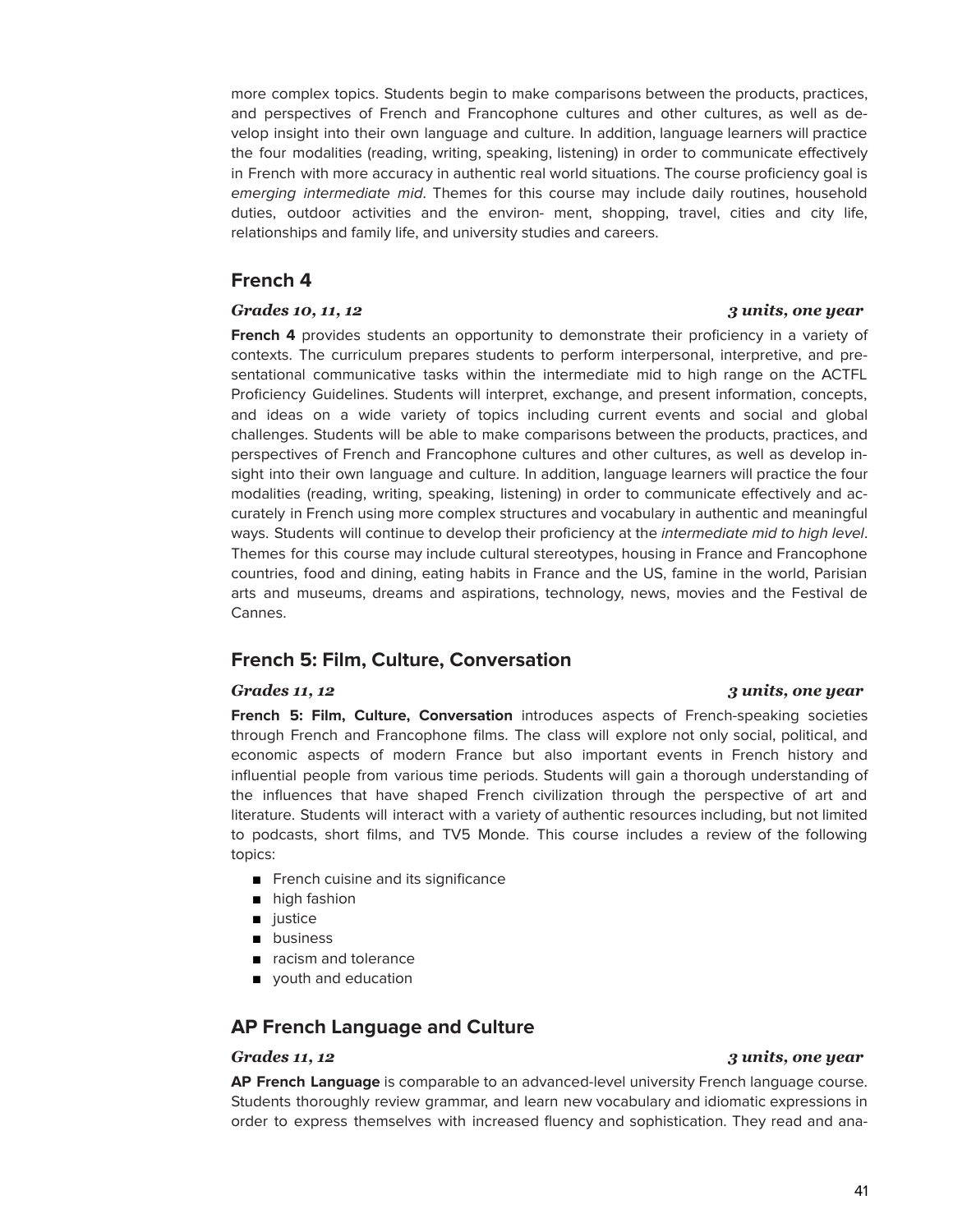more complex topics. Students begin to make comparisons between the products, practices, and perspectives of French and Francophone cultures and other cultures, as well as develop insight into their own language and culture. In addition, language learners will practice the four modalities (reading, writing, speaking, listening) in order to communicate effectively in French with more accuracy in authentic real world situations. The course proficiency goal is *emerging intermediate mid*. Themes for this course may include daily routines, household duties, outdoor activities and the environ- ment, shopping, travel, cities and city life, relationships and family life, and university studies and careers.

## French 4

***Grades 10, 11, 12*** ***3 units, one year***

**French 4** provides students an opportunity to demonstrate their proficiency in a variety of contexts. The curriculum prepares students to perform interpersonal, interpretive, and presentational communicative tasks within the intermediate mid to high range on the ACTFL Proficiency Guidelines. Students will interpret, exchange, and present information, concepts, and ideas on a wide variety of topics including current events and social and global challenges. Students will be able to make comparisons between the products, practices, and perspectives of French and Francophone cultures and other cultures, as well as develop insight into their own language and culture. In addition, language learners will practice the four modalities (reading, writing, speaking, listening) in order to communicate effectively and accurately in French using more complex structures and vocabulary in authentic and meaningful ways. Students will continue to develop their proficiency at the *intermediate mid to high level*. Themes for this course may include cultural stereotypes, housing in France and Francophone countries, food and dining, eating habits in France and the US, famine in the world, Parisian arts and museums, dreams and aspirations, technology, news, movies and the Festival de Cannes.

## French 5: Film, Culture, Conversation

***Grades 11, 12*** ***3 units, one year***

**French 5: Film, Culture, Conversation** introduces aspects of French-speaking societies through French and Francophone films. The class will explore not only social, political, and economic aspects of modern France but also important events in French history and influential people from various time periods. Students will gain a thorough understanding of the influences that have shaped French civilization through the perspective of art and literature. Students will interact with a variety of authentic resources including, but not limited to podcasts, short films, and TV5 Monde. This course includes a review of the following topics:

- French cuisine and its significance
- high fashion
- justice
- business
- racism and tolerance
- youth and education

## AP French Language and Culture

***Grades 11, 12*** ***3 units, one year***

**AP French Language** is comparable to an advanced-level university French language course. Students thoroughly review grammar, and learn new vocabulary and idiomatic expressions in order to express themselves with increased fluency and sophistication. They read and ana-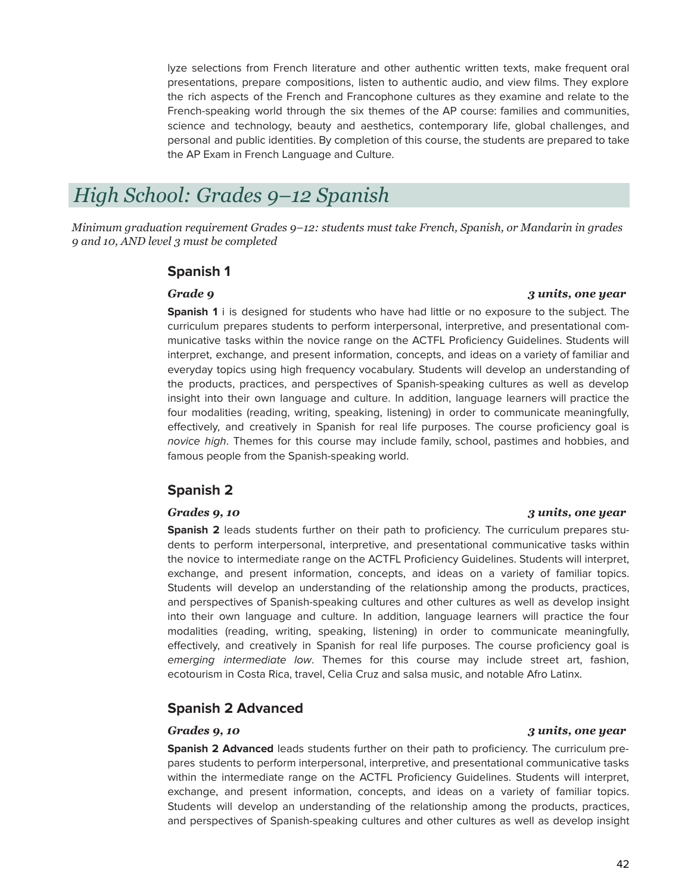lyze selections from French literature and other authentic written texts, make frequent oral presentations, prepare compositions, listen to authentic audio, and view films. They explore the rich aspects of the French and Francophone cultures as they examine and relate to the French-speaking world through the six themes of the AP course: families and communities, science and technology, beauty and aesthetics, contemporary life, global challenges, and personal and public identities. By completion of this course, the students are prepared to take the AP Exam in French Language and Culture.

## *High School: Grades 9–12 Spanish*

*Minimum graduation requirement Grades 9–12: students must take French, Spanish, or Mandarin in grades 9 and 10, AND level 3 must be completed*

### Spanish 1

***Grade 9*** ***3 units, one year***

**Spanish 1** i is designed for students who have had little or no exposure to the subject. The curriculum prepares students to perform interpersonal, interpretive, and presentational communicative tasks within the novice range on the ACTFL Proficiency Guidelines. Students will interpret, exchange, and present information, concepts, and ideas on a variety of familiar and everyday topics using high frequency vocabulary. Students will develop an understanding of the products, practices, and perspectives of Spanish-speaking cultures as well as develop insight into their own language and culture. In addition, language learners will practice the four modalities (reading, writing, speaking, listening) in order to communicate meaningfully, effectively, and creatively in Spanish for real life purposes. The course proficiency goal is *novice high*. Themes for this course may include family, school, pastimes and hobbies, and famous people from the Spanish-speaking world.

### Spanish 2

***Grades 9, 10*** ***3 units, one year***

**Spanish 2** leads students further on their path to proficiency. The curriculum prepares students to perform interpersonal, interpretive, and presentational communicative tasks within the novice to intermediate range on the ACTFL Proficiency Guidelines. Students will interpret, exchange, and present information, concepts, and ideas on a variety of familiar topics. Students will develop an understanding of the relationship among the products, practices, and perspectives of Spanish-speaking cultures and other cultures as well as develop insight into their own language and culture. In addition, language learners will practice the four modalities (reading, writing, speaking, listening) in order to communicate meaningfully, effectively, and creatively in Spanish for real life purposes. The course proficiency goal is *emerging intermediate low*. Themes for this course may include street art, fashion, ecotourism in Costa Rica, travel, Celia Cruz and salsa music, and notable Afro Latinx.

### Spanish 2 Advanced

***Grades 9, 10*** ***3 units, one year***

**Spanish 2 Advanced** leads students further on their path to proficiency. The curriculum prepares students to perform interpersonal, interpretive, and presentational communicative tasks within the intermediate range on the ACTFL Proficiency Guidelines. Students will interpret, exchange, and present information, concepts, and ideas on a variety of familiar topics. Students will develop an understanding of the relationship among the products, practices, and perspectives of Spanish-speaking cultures and other cultures as well as develop insight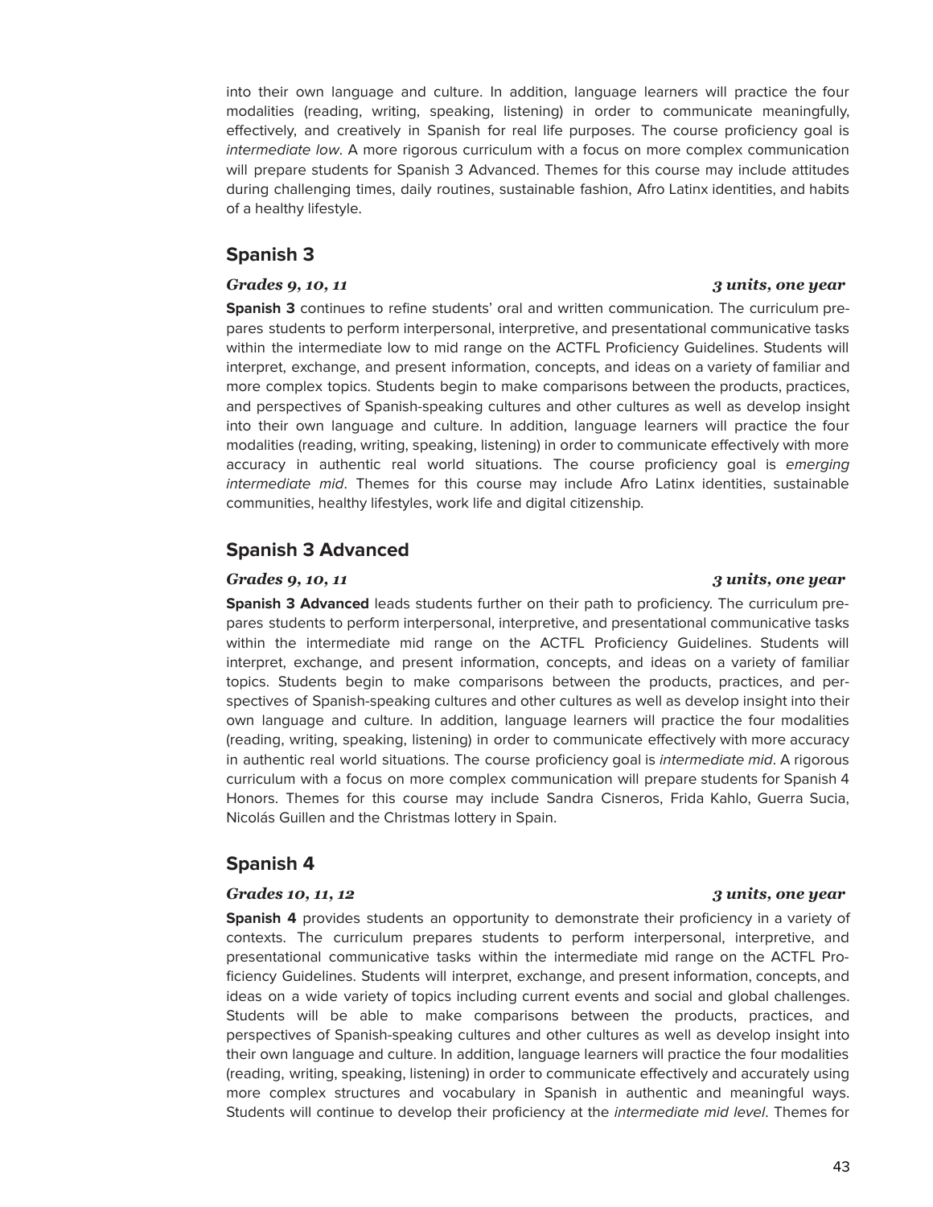into their own language and culture. In addition, language learners will practice the four modalities (reading, writing, speaking, listening) in order to communicate meaningfully, effectively, and creatively in Spanish for real life purposes. The course proficiency goal is *intermediate low*. A more rigorous curriculum with a focus on more complex communication will prepare students for Spanish 3 Advanced. Themes for this course may include attitudes during challenging times, daily routines, sustainable fashion, Afro Latinx identities, and habits of a healthy lifestyle.

## Spanish 3

***Grades 9, 10, 11*** ***3 units, one year***

**Spanish 3** continues to refine students' oral and written communication. The curriculum prepares students to perform interpersonal, interpretive, and presentational communicative tasks within the intermediate low to mid range on the ACTFL Proficiency Guidelines. Students will interpret, exchange, and present information, concepts, and ideas on a variety of familiar and more complex topics. Students begin to make comparisons between the products, practices, and perspectives of Spanish-speaking cultures and other cultures as well as develop insight into their own language and culture. In addition, language learners will practice the four modalities (reading, writing, speaking, listening) in order to communicate effectively with more accuracy in authentic real world situations. The course proficiency goal is *emerging intermediate mid*. Themes for this course may include Afro Latinx identities, sustainable communities, healthy lifestyles, work life and digital citizenship.

## Spanish 3 Advanced

***Grades 9, 10, 11*** ***3 units, one year***

**Spanish 3 Advanced** leads students further on their path to proficiency. The curriculum prepares students to perform interpersonal, interpretive, and presentational communicative tasks within the intermediate mid range on the ACTFL Proficiency Guidelines. Students will interpret, exchange, and present information, concepts, and ideas on a variety of familiar topics. Students begin to make comparisons between the products, practices, and perspectives of Spanish-speaking cultures and other cultures as well as develop insight into their own language and culture. In addition, language learners will practice the four modalities (reading, writing, speaking, listening) in order to communicate effectively with more accuracy in authentic real world situations. The course proficiency goal is *intermediate mid*. A rigorous curriculum with a focus on more complex communication will prepare students for Spanish 4 Honors. Themes for this course may include Sandra Cisneros, Frida Kahlo, Guerra Sucia, Nicolás Guillen and the Christmas lottery in Spain.

## Spanish 4

***Grades 10, 11, 12*** ***3 units, one year***

**Spanish 4** provides students an opportunity to demonstrate their proficiency in a variety of contexts. The curriculum prepares students to perform interpersonal, interpretive, and presentational communicative tasks within the intermediate mid range on the ACTFL Proficiency Guidelines. Students will interpret, exchange, and present information, concepts, and ideas on a wide variety of topics including current events and social and global challenges. Students will be able to make comparisons between the products, practices, and perspectives of Spanish-speaking cultures and other cultures as well as develop insight into their own language and culture. In addition, language learners will practice the four modalities (reading, writing, speaking, listening) in order to communicate effectively and accurately using more complex structures and vocabulary in Spanish in authentic and meaningful ways. Students will continue to develop their proficiency at the *intermediate mid level*. Themes for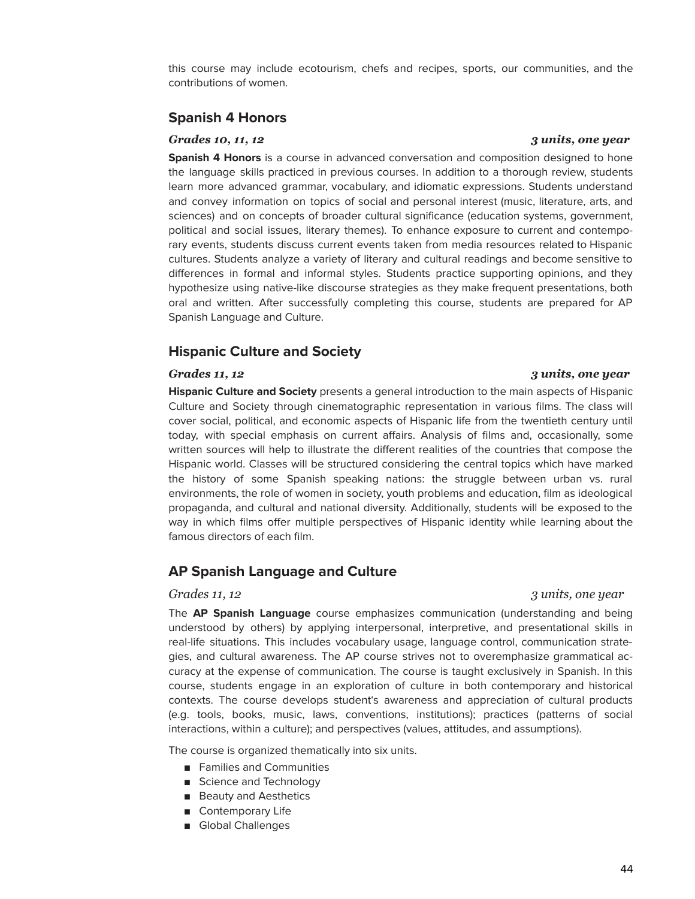this course may include ecotourism, chefs and recipes, sports, our communities, and the contributions of women.

## Spanish 4 Honors

***Grades 10, 11, 12*** ***3 units, one year***

**Spanish 4 Honors** is a course in advanced conversation and composition designed to hone the language skills practiced in previous courses. In addition to a thorough review, students learn more advanced grammar, vocabulary, and idiomatic expressions. Students understand and convey information on topics of social and personal interest (music, literature, arts, and sciences) and on concepts of broader cultural significance (education systems, government, political and social issues, literary themes). To enhance exposure to current and contemporary events, students discuss current events taken from media resources related to Hispanic cultures. Students analyze a variety of literary and cultural readings and become sensitive to differences in formal and informal styles. Students practice supporting opinions, and they hypothesize using native-like discourse strategies as they make frequent presentations, both oral and written. After successfully completing this course, students are prepared for AP Spanish Language and Culture.

## Hispanic Culture and Society

***Grades 11, 12*** ***3 units, one year***

**Hispanic Culture and Society** presents a general introduction to the main aspects of Hispanic Culture and Society through cinematographic representation in various films. The class will cover social, political, and economic aspects of Hispanic life from the twentieth century until today, with special emphasis on current affairs. Analysis of films and, occasionally, some written sources will help to illustrate the different realities of the countries that compose the Hispanic world. Classes will be structured considering the central topics which have marked the history of some Spanish speaking nations: the struggle between urban vs. rural environments, the role of women in society, youth problems and education, film as ideological propaganda, and cultural and national diversity. Additionally, students will be exposed to the way in which films offer multiple perspectives of Hispanic identity while learning about the famous directors of each film.

## AP Spanish Language and Culture

*Grades 11, 12* *3 units, one year*

The **AP Spanish Language** course emphasizes communication (understanding and being understood by others) by applying interpersonal, interpretive, and presentational skills in real-life situations. This includes vocabulary usage, language control, communication strategies, and cultural awareness. The AP course strives not to overemphasize grammatical accuracy at the expense of communication. The course is taught exclusively in Spanish. In this course, students engage in an exploration of culture in both contemporary and historical contexts. The course develops student's awareness and appreciation of cultural products (e.g. tools, books, music, laws, conventions, institutions); practices (patterns of social interactions, within a culture); and perspectives (values, attitudes, and assumptions).

The course is organized thematically into six units.

- Families and Communities
- Science and Technology
- Beauty and Aesthetics
- Contemporary Life
- Global Challenges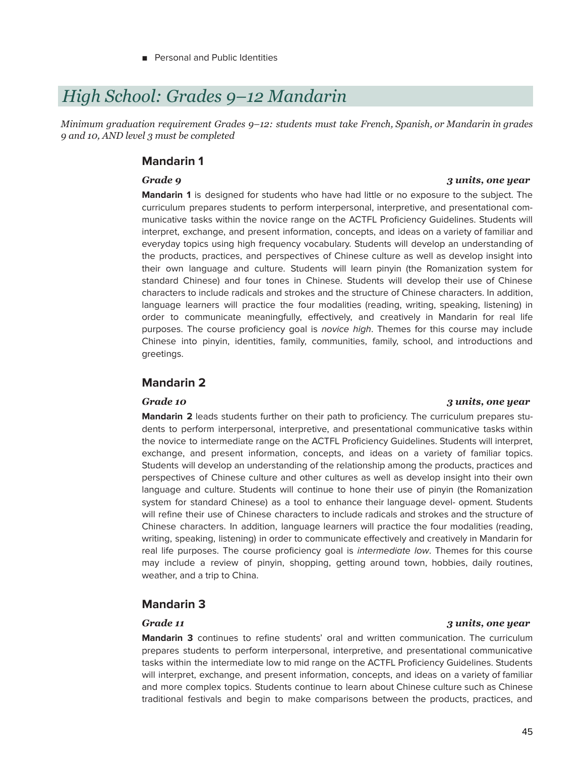- Personal and Public Identities

## *High School: Grades 9–12 Mandarin*

*Minimum graduation requirement Grades 9–12: students must take French, Spanish, or Mandarin in grades 9 and 10, AND level 3 must be completed*

### Mandarin 1

***Grade 9*** ***3 units, one year***

**Mandarin 1** is designed for students who have had little or no exposure to the subject. The curriculum prepares students to perform interpersonal, interpretive, and presentational communicative tasks within the novice range on the ACTFL Proficiency Guidelines. Students will interpret, exchange, and present information, concepts, and ideas on a variety of familiar and everyday topics using high frequency vocabulary. Students will develop an understanding of the products, practices, and perspectives of Chinese culture as well as develop insight into their own language and culture. Students will learn pinyin (the Romanization system for standard Chinese) and four tones in Chinese. Students will develop their use of Chinese characters to include radicals and strokes and the structure of Chinese characters. In addition, language learners will practice the four modalities (reading, writing, speaking, listening) in order to communicate meaningfully, effectively, and creatively in Mandarin for real life purposes. The course proficiency goal is *novice high*. Themes for this course may include Chinese into pinyin, identities, family, communities, family, school, and introductions and greetings.

### Mandarin 2

***Grade 10*** ***3 units, one year***

**Mandarin 2** leads students further on their path to proficiency. The curriculum prepares students to perform interpersonal, interpretive, and presentational communicative tasks within the novice to intermediate range on the ACTFL Proficiency Guidelines. Students will interpret, exchange, and present information, concepts, and ideas on a variety of familiar topics. Students will develop an understanding of the relationship among the products, practices and perspectives of Chinese culture and other cultures as well as develop insight into their own language and culture. Students will continue to hone their use of pinyin (the Romanization system for standard Chinese) as a tool to enhance their language devel- opment. Students will refine their use of Chinese characters to include radicals and strokes and the structure of Chinese characters. In addition, language learners will practice the four modalities (reading, writing, speaking, listening) in order to communicate effectively and creatively in Mandarin for real life purposes. The course proficiency goal is *intermediate low*. Themes for this course may include a review of pinyin, shopping, getting around town, hobbies, daily routines, weather, and a trip to China.

### Mandarin 3

***Grade 11*** ***3 units, one year***

**Mandarin 3** continues to refine students' oral and written communication. The curriculum prepares students to perform interpersonal, interpretive, and presentational communicative tasks within the intermediate low to mid range on the ACTFL Proficiency Guidelines. Students will interpret, exchange, and present information, concepts, and ideas on a variety of familiar and more complex topics. Students continue to learn about Chinese culture such as Chinese traditional festivals and begin to make comparisons between the products, practices, and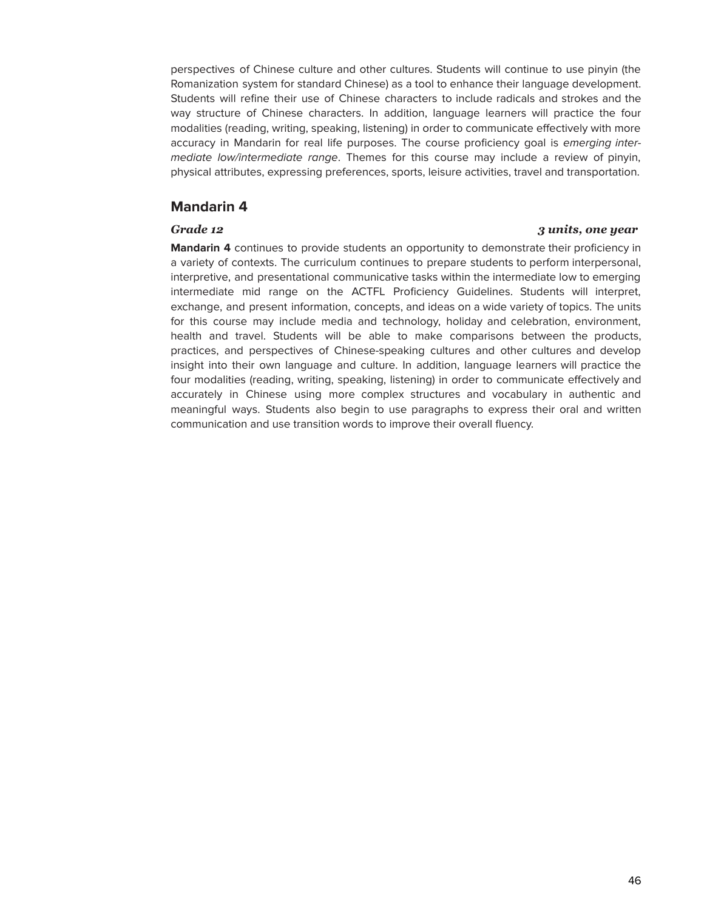perspectives of Chinese culture and other cultures. Students will continue to use pinyin (the Romanization system for standard Chinese) as a tool to enhance their language development. Students will refine their use of Chinese characters to include radicals and strokes and the way structure of Chinese characters. In addition, language learners will practice the four modalities (reading, writing, speaking, listening) in order to communicate effectively with more accuracy in Mandarin for real life purposes. The course proficiency goal is *emerging intermediate low/intermediate range*. Themes for this course may include a review of pinyin, physical attributes, expressing preferences, sports, leisure activities, travel and transportation.

## Mandarin 4

***Grade 12*** ***3 units, one year***

**Mandarin 4** continues to provide students an opportunity to demonstrate their proficiency in a variety of contexts. The curriculum continues to prepare students to perform interpersonal, interpretive, and presentational communicative tasks within the intermediate low to emerging intermediate mid range on the ACTFL Proficiency Guidelines. Students will interpret, exchange, and present information, concepts, and ideas on a wide variety of topics. The units for this course may include media and technology, holiday and celebration, environment, health and travel. Students will be able to make comparisons between the products, practices, and perspectives of Chinese-speaking cultures and other cultures and develop insight into their own language and culture. In addition, language learners will practice the four modalities (reading, writing, speaking, listening) in order to communicate effectively and accurately in Chinese using more complex structures and vocabulary in authentic and meaningful ways. Students also begin to use paragraphs to express their oral and written communication and use transition words to improve their overall fluency.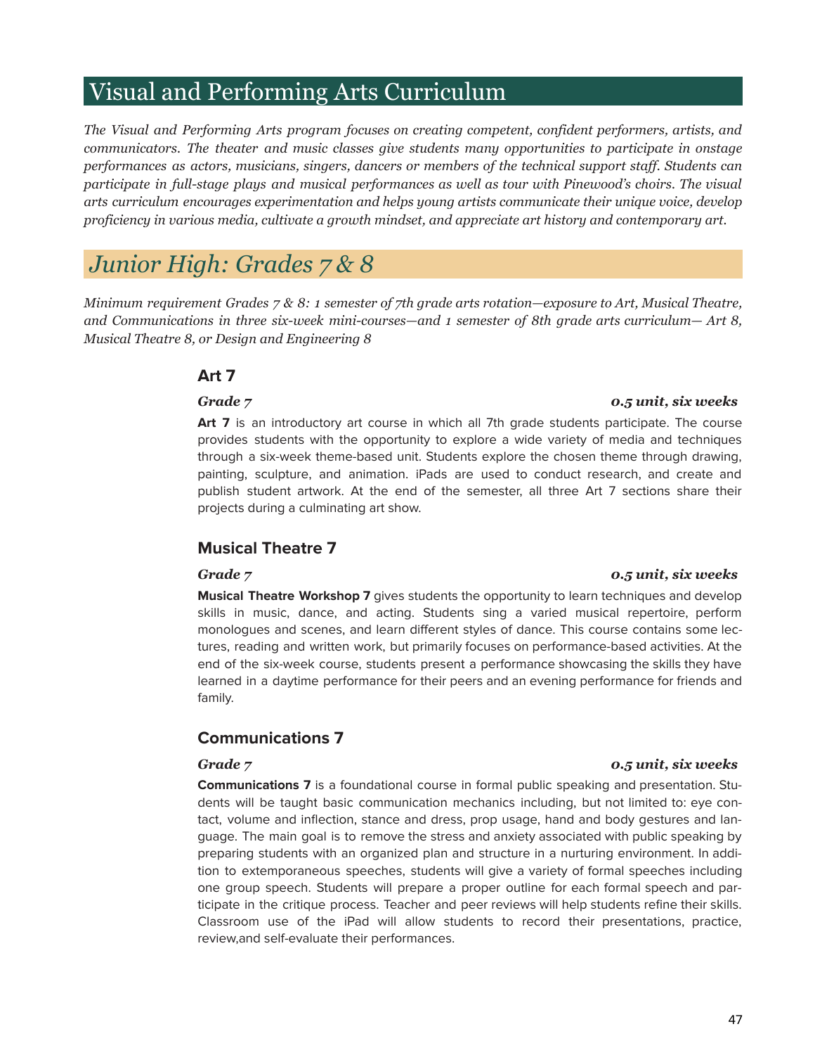# Visual and Performing Arts Curriculum

*The Visual and Performing Arts program focuses on creating competent, confident performers, artists, and communicators. The theater and music classes give students many opportunities to participate in onstage performances as actors, musicians, singers, dancers or members of the technical support staff. Students can participate in full-stage plays and musical performances as well as tour with Pinewood's choirs. The visual arts curriculum encourages experimentation and helps young artists communicate their unique voice, develop proficiency in various media, cultivate a growth mindset, and appreciate art history and contemporary art.*

## *Junior High: Grades 7 & 8*

*Minimum requirement Grades 7 & 8: 1 semester of 7th grade arts rotation—exposure to Art, Musical Theatre, and Communications in three six-week mini-courses—and 1 semester of 8th grade arts curriculum— Art 8, Musical Theatre 8, or Design and Engineering 8*

### Art 7

***Grade 7*** — ***0.5 unit, six weeks***

**Art 7** is an introductory art course in which all 7th grade students participate. The course provides students with the opportunity to explore a wide variety of media and techniques through a six-week theme-based unit. Students explore the chosen theme through drawing, painting, sculpture, and animation. iPads are used to conduct research, and create and publish student artwork. At the end of the semester, all three Art 7 sections share their projects during a culminating art show.

### Musical Theatre 7

***Grade 7*** — ***0.5 unit, six weeks***

**Musical Theatre Workshop 7** gives students the opportunity to learn techniques and develop skills in music, dance, and acting. Students sing a varied musical repertoire, perform monologues and scenes, and learn different styles of dance. This course contains some lectures, reading and written work, but primarily focuses on performance-based activities. At the end of the six-week course, students present a performance showcasing the skills they have learned in a daytime performance for their peers and an evening performance for friends and family.

### Communications 7

***Grade 7*** — ***0.5 unit, six weeks***

**Communications 7** is a foundational course in formal public speaking and presentation. Students will be taught basic communication mechanics including, but not limited to: eye contact, volume and inflection, stance and dress, prop usage, hand and body gestures and language. The main goal is to remove the stress and anxiety associated with public speaking by preparing students with an organized plan and structure in a nurturing environment. In addition to extemporaneous speeches, students will give a variety of formal speeches including one group speech. Students will prepare a proper outline for each formal speech and participate in the critique process. Teacher and peer reviews will help students refine their skills. Classroom use of the iPad will allow students to record their presentations, practice, review,and self-evaluate their performances.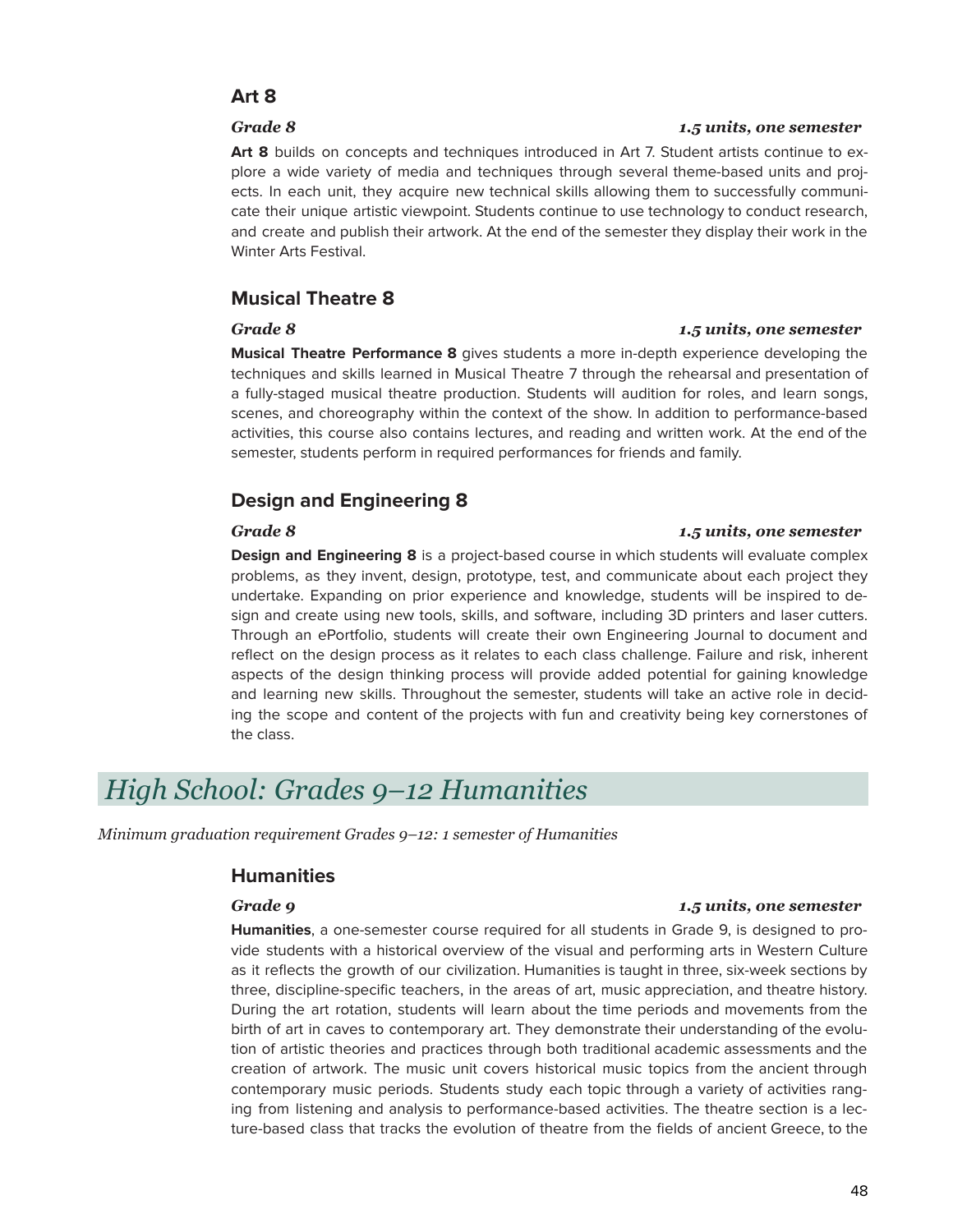### Art 8

*Grade 8* *1.5 units, one semester*

**Art 8** builds on concepts and techniques introduced in Art 7. Student artists continue to explore a wide variety of media and techniques through several theme-based units and projects. In each unit, they acquire new technical skills allowing them to successfully communicate their unique artistic viewpoint. Students continue to use technology to conduct research, and create and publish their artwork. At the end of the semester they display their work in the Winter Arts Festival.

### Musical Theatre 8

*Grade 8* *1.5 units, one semester*

**Musical Theatre Performance 8** gives students a more in-depth experience developing the techniques and skills learned in Musical Theatre 7 through the rehearsal and presentation of a fully-staged musical theatre production. Students will audition for roles, and learn songs, scenes, and choreography within the context of the show. In addition to performance-based activities, this course also contains lectures, and reading and written work. At the end of the semester, students perform in required performances for friends and family.

### Design and Engineering 8

*Grade 8* *1.5 units, one semester*

**Design and Engineering 8** is a project-based course in which students will evaluate complex problems, as they invent, design, prototype, test, and communicate about each project they undertake. Expanding on prior experience and knowledge, students will be inspired to design and create using new tools, skills, and software, including 3D printers and laser cutters. Through an ePortfolio, students will create their own Engineering Journal to document and reflect on the design process as it relates to each class challenge. Failure and risk, inherent aspects of the design thinking process will provide added potential for gaining knowledge and learning new skills. Throughout the semester, students will take an active role in deciding the scope and content of the projects with fun and creativity being key cornerstones of the class.

## *High School: Grades 9–12 Humanities*

*Minimum graduation requirement Grades 9–12: 1 semester of Humanities*

### Humanities

*Grade 9* *1.5 units, one semester*

**Humanities**, a one-semester course required for all students in Grade 9, is designed to provide students with a historical overview of the visual and performing arts in Western Culture as it reflects the growth of our civilization. Humanities is taught in three, six-week sections by three, discipline-specific teachers, in the areas of art, music appreciation, and theatre history. During the art rotation, students will learn about the time periods and movements from the birth of art in caves to contemporary art. They demonstrate their understanding of the evolution of artistic theories and practices through both traditional academic assessments and the creation of artwork. The music unit covers historical music topics from the ancient through contemporary music periods. Students study each topic through a variety of activities ranging from listening and analysis to performance-based activities. The theatre section is a lecture-based class that tracks the evolution of theatre from the fields of ancient Greece, to the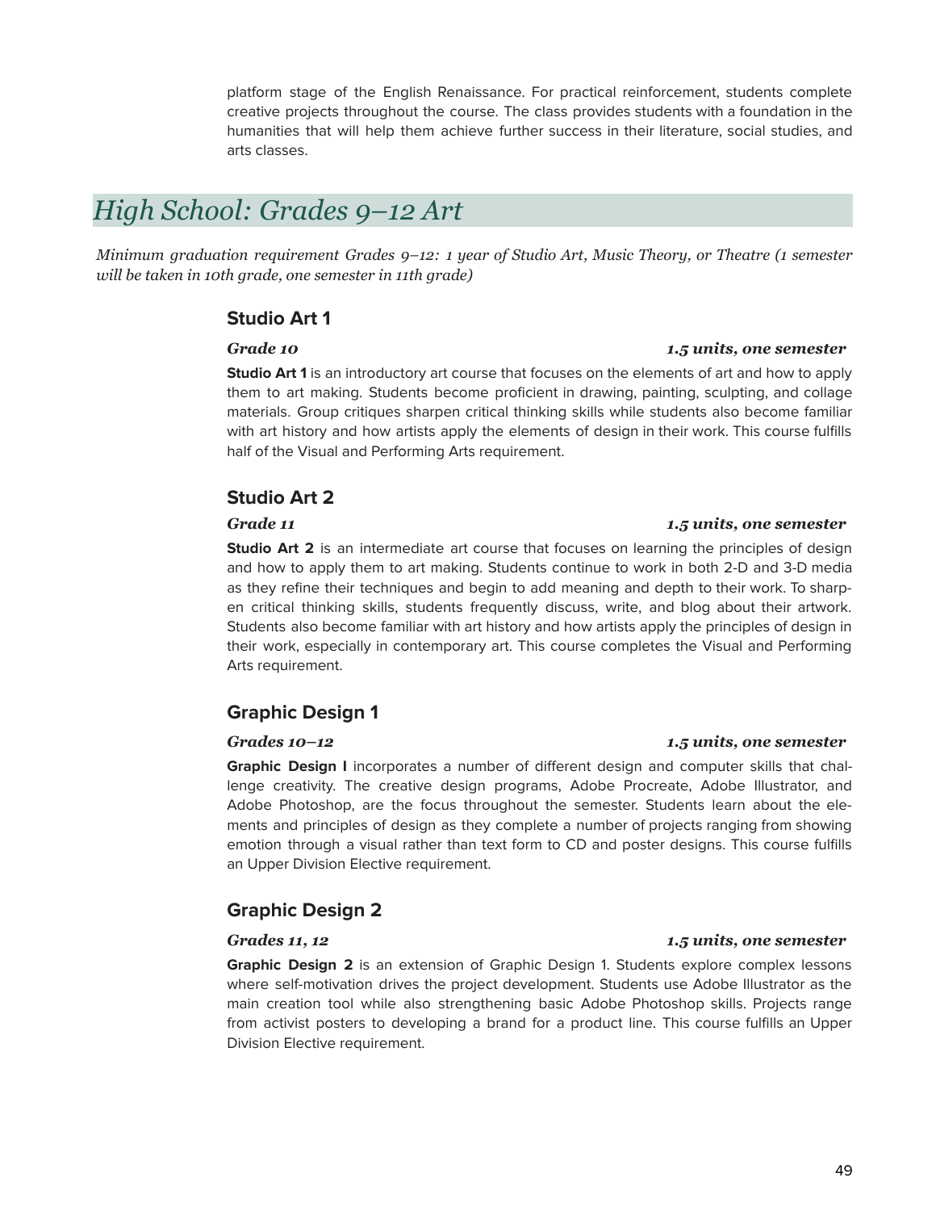platform stage of the English Renaissance. For practical reinforcement, students complete creative projects throughout the course. The class provides students with a foundation in the humanities that will help them achieve further success in their literature, social studies, and arts classes.

# High School: Grades 9–12 Art

*Minimum graduation requirement Grades 9–12: 1 year of Studio Art, Music Theory, or Theatre (1 semester will be taken in 10th grade, one semester in 11th grade)*

## Studio Art 1

***Grade 10*** — ***1.5 units, one semester***

**Studio Art 1** is an introductory art course that focuses on the elements of art and how to apply them to art making. Students become proficient in drawing, painting, sculpting, and collage materials. Group critiques sharpen critical thinking skills while students also become familiar with art history and how artists apply the elements of design in their work. This course fulfills half of the Visual and Performing Arts requirement.

## Studio Art 2

***Grade 11*** — ***1.5 units, one semester***

**Studio Art 2** is an intermediate art course that focuses on learning the principles of design and how to apply them to art making. Students continue to work in both 2-D and 3-D media as they refine their techniques and begin to add meaning and depth to their work. To sharpen critical thinking skills, students frequently discuss, write, and blog about their artwork. Students also become familiar with art history and how artists apply the principles of design in their work, especially in contemporary art. This course completes the Visual and Performing Arts requirement.

## Graphic Design 1

***Grades 10–12*** — ***1.5 units, one semester***

**Graphic Design I** incorporates a number of different design and computer skills that challenge creativity. The creative design programs, Adobe Procreate, Adobe Illustrator, and Adobe Photoshop, are the focus throughout the semester. Students learn about the elements and principles of design as they complete a number of projects ranging from showing emotion through a visual rather than text form to CD and poster designs. This course fulfills an Upper Division Elective requirement.

## Graphic Design 2

***Grades 11, 12*** — ***1.5 units, one semester***

**Graphic Design 2** is an extension of Graphic Design 1. Students explore complex lessons where self-motivation drives the project development. Students use Adobe Illustrator as the main creation tool while also strengthening basic Adobe Photoshop skills. Projects range from activist posters to developing a brand for a product line. This course fulfills an Upper Division Elective requirement.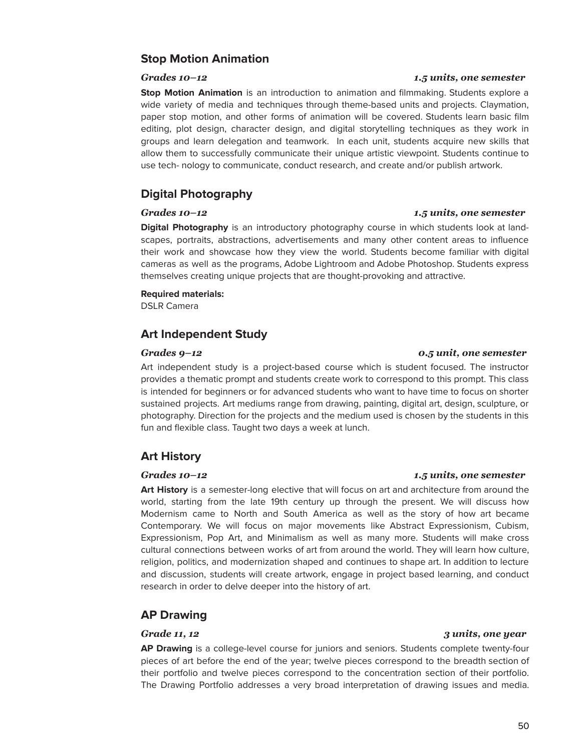## Stop Motion Animation

***Grades 10–12*** ***1.5 units, one semester***

**Stop Motion Animation** is an introduction to animation and filmmaking. Students explore a wide variety of media and techniques through theme-based units and projects. Claymation, paper stop motion, and other forms of animation will be covered. Students learn basic film editing, plot design, character design, and digital storytelling techniques as they work in groups and learn delegation and teamwork. In each unit, students acquire new skills that allow them to successfully communicate their unique artistic viewpoint. Students continue to use tech- nology to communicate, conduct research, and create and/or publish artwork.

## Digital Photography

***Grades 10–12*** ***1.5 units, one semester***

**Digital Photography** is an introductory photography course in which students look at land-scapes, portraits, abstractions, advertisements and many other content areas to influence their work and showcase how they view the world. Students become familiar with digital cameras as well as the programs, Adobe Lightroom and Adobe Photoshop. Students express themselves creating unique projects that are thought-provoking and attractive.

**Required materials:**
DSLR Camera

## Art Independent Study

***Grades 9–12*** ***0.5 unit, one semester***

Art independent study is a project-based course which is student focused. The instructor provides a thematic prompt and students create work to correspond to this prompt. This class is intended for beginners or for advanced students who want to have time to focus on shorter sustained projects. Art mediums range from drawing, painting, digital art, design, sculpture, or photography. Direction for the projects and the medium used is chosen by the students in this fun and flexible class. Taught two days a week at lunch.

## Art History

***Grades 10–12*** ***1.5 units, one semester***

**Art History** is a semester-long elective that will focus on art and architecture from around the world, starting from the late 19th century up through the present. We will discuss how Modernism came to North and South America as well as the story of how art became Contemporary. We will focus on major movements like Abstract Expressionism, Cubism, Expressionism, Pop Art, and Minimalism as well as many more. Students will make cross cultural connections between works of art from around the world. They will learn how culture, religion, politics, and modernization shaped and continues to shape art. In addition to lecture and discussion, students will create artwork, engage in project based learning, and conduct research in order to delve deeper into the history of art.

## AP Drawing

***Grade 11, 12*** ***3 units, one year***

**AP Drawing** is a college-level course for juniors and seniors. Students complete twenty-four pieces of art before the end of the year; twelve pieces correspond to the breadth section of their portfolio and twelve pieces correspond to the concentration section of their portfolio. The Drawing Portfolio addresses a very broad interpretation of drawing issues and media.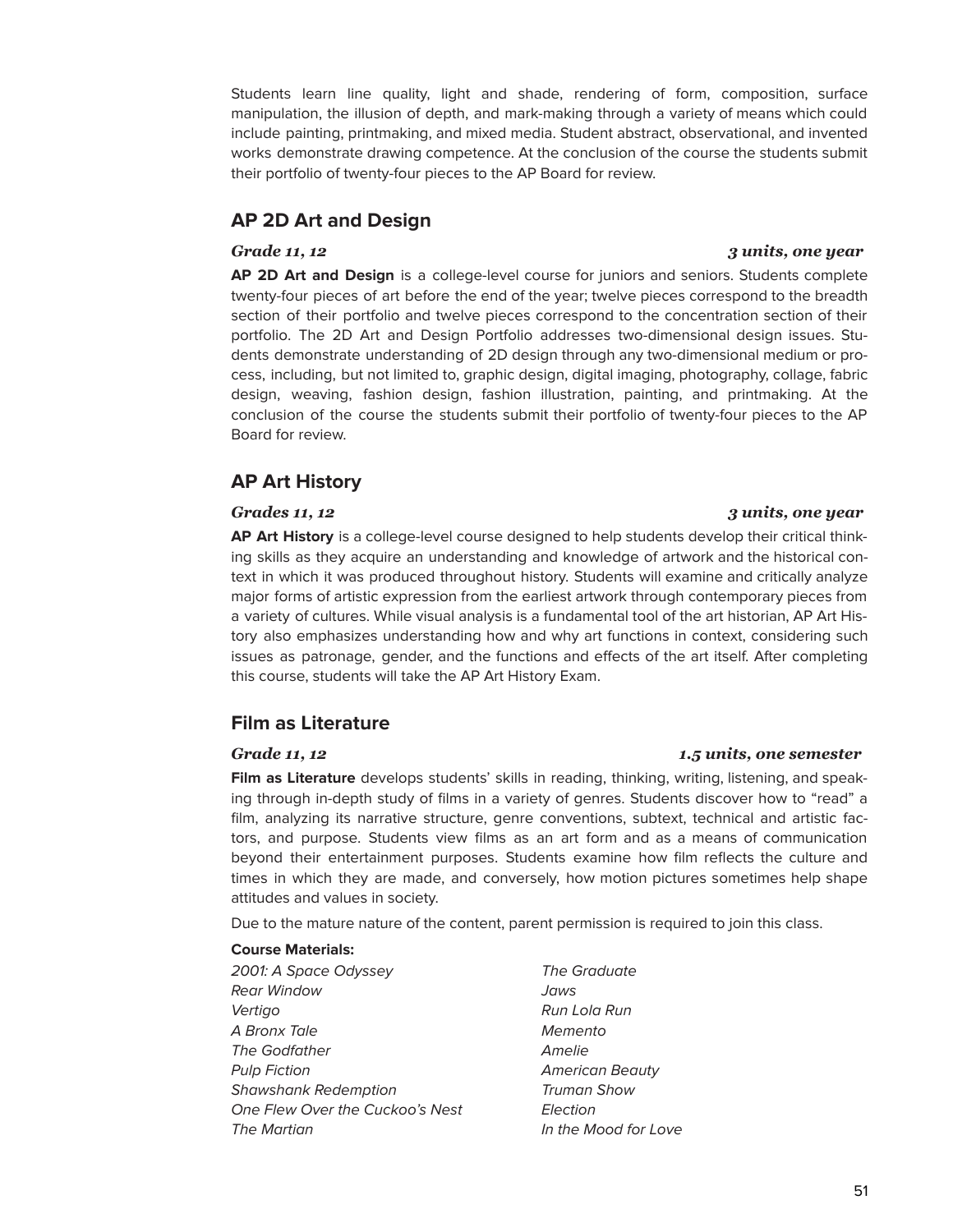Students learn line quality, light and shade, rendering of form, composition, surface manipulation, the illusion of depth, and mark-making through a variety of means which could include painting, printmaking, and mixed media. Student abstract, observational, and invented works demonstrate drawing competence. At the conclusion of the course the students submit their portfolio of twenty-four pieces to the AP Board for review.

## AP 2D Art and Design

***Grade 11, 12*** — ***3 units, one year***

**AP 2D Art and Design** is a college-level course for juniors and seniors. Students complete twenty-four pieces of art before the end of the year; twelve pieces correspond to the breadth section of their portfolio and twelve pieces correspond to the concentration section of their portfolio. The 2D Art and Design Portfolio addresses two-dimensional design issues. Students demonstrate understanding of 2D design through any two-dimensional medium or process, including, but not limited to, graphic design, digital imaging, photography, collage, fabric design, weaving, fashion design, fashion illustration, painting, and printmaking. At the conclusion of the course the students submit their portfolio of twenty-four pieces to the AP Board for review.

## AP Art History

***Grades 11, 12*** — ***3 units, one year***

**AP Art History** is a college-level course designed to help students develop their critical thinking skills as they acquire an understanding and knowledge of artwork and the historical context in which it was produced throughout history. Students will examine and critically analyze major forms of artistic expression from the earliest artwork through contemporary pieces from a variety of cultures. While visual analysis is a fundamental tool of the art historian, AP Art History also emphasizes understanding how and why art functions in context, considering such issues as patronage, gender, and the functions and effects of the art itself. After completing this course, students will take the AP Art History Exam.

## Film as Literature

***Grade 11, 12*** — ***1.5 units, one semester***

**Film as Literature** develops students' skills in reading, thinking, writing, listening, and speaking through in-depth study of films in a variety of genres. Students discover how to "read" a film, analyzing its narrative structure, genre conventions, subtext, technical and artistic factors, and purpose. Students view films as an art form and as a means of communication beyond their entertainment purposes. Students examine how film reflects the culture and times in which they are made, and conversely, how motion pictures sometimes help shape attitudes and values in society.

Due to the mature nature of the content, parent permission is required to join this class.

**Course Materials:**

*2001: A Space Odyssey*
*Rear Window*
*Vertigo*
*A Bronx Tale*
*The Godfather*
*Pulp Fiction*
*Shawshank Redemption*
*One Flew Over the Cuckoo's Nest*
*The Martian*
*The Graduate*
*Jaws*
*Run Lola Run*
*Memento*
*Amelie*
*American Beauty*
*Truman Show*
*Election*
*In the Mood for Love*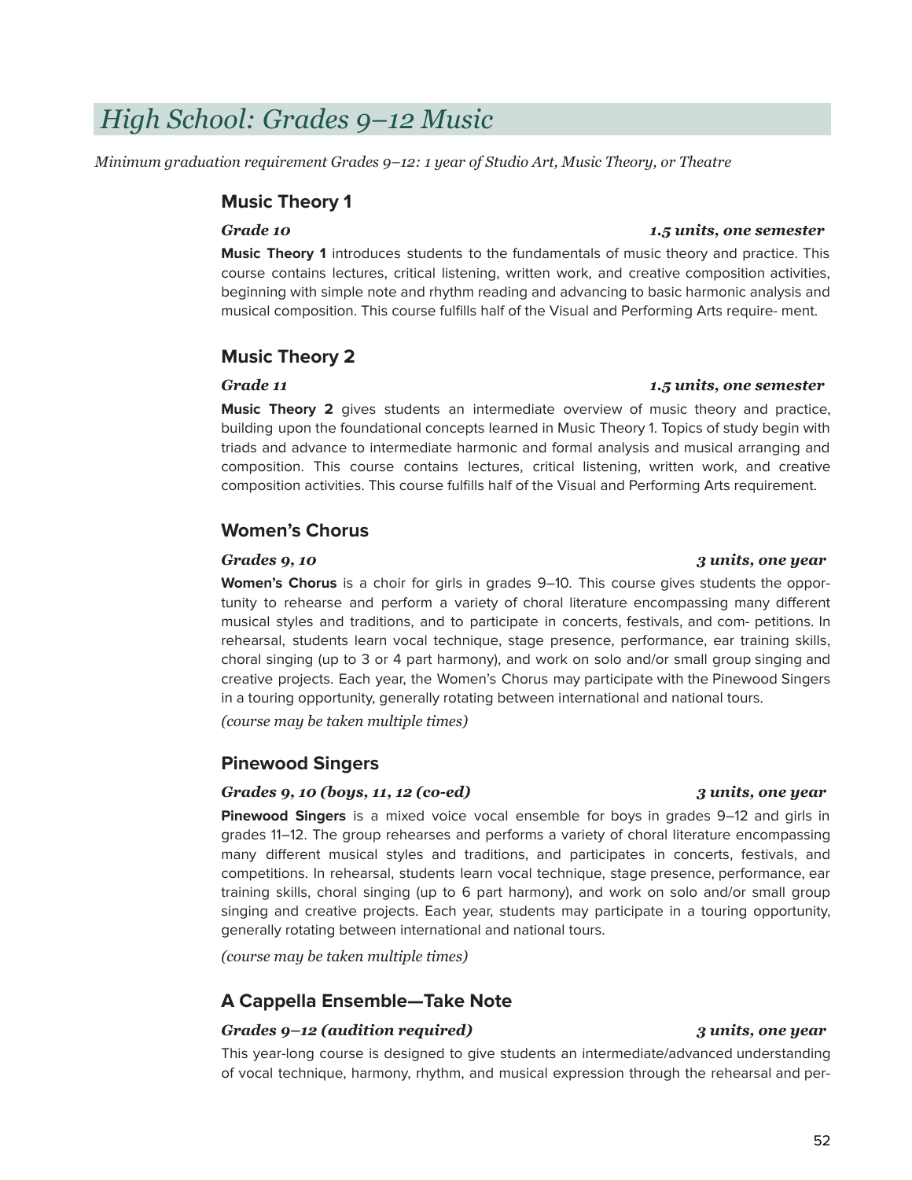# High School: Grades 9–12 Music

*Minimum graduation requirement Grades 9–12: 1 year of Studio Art, Music Theory, or Theatre*

## Music Theory 1

***Grade 10*** ***1.5 units, one semester***

**Music Theory 1** introduces students to the fundamentals of music theory and practice. This course contains lectures, critical listening, written work, and creative composition activities, beginning with simple note and rhythm reading and advancing to basic harmonic analysis and musical composition. This course fulfills half of the Visual and Performing Arts require- ment.

## Music Theory 2

***Grade 11*** ***1.5 units, one semester***

**Music Theory 2** gives students an intermediate overview of music theory and practice, building upon the foundational concepts learned in Music Theory 1. Topics of study begin with triads and advance to intermediate harmonic and formal analysis and musical arranging and composition. This course contains lectures, critical listening, written work, and creative composition activities. This course fulfills half of the Visual and Performing Arts requirement.

## Women's Chorus

***Grades 9, 10*** ***3 units, one year***

**Women's Chorus** is a choir for girls in grades 9–10. This course gives students the oppor- tunity to rehearse and perform a variety of choral literature encompassing many different musical styles and traditions, and to participate in concerts, festivals, and com- petitions. In rehearsal, students learn vocal technique, stage presence, performance, ear training skills, choral singing (up to 3 or 4 part harmony), and work on solo and/or small group singing and creative projects. Each year, the Women's Chorus may participate with the Pinewood Singers in a touring opportunity, generally rotating between international and national tours.

*(course may be taken multiple times)*

## Pinewood Singers

***Grades 9, 10 (boys, 11, 12 (co-ed)*** ***3 units, one year***

**Pinewood Singers** is a mixed voice vocal ensemble for boys in grades 9–12 and girls in grades 11–12. The group rehearses and performs a variety of choral literature encompassing many different musical styles and traditions, and participates in concerts, festivals, and competitions. In rehearsal, students learn vocal technique, stage presence, performance, ear training skills, choral singing (up to 6 part harmony), and work on solo and/or small group singing and creative projects. Each year, students may participate in a touring opportunity, generally rotating between international and national tours.

*(course may be taken multiple times)*

## A Cappella Ensemble—Take Note

***Grades 9–12 (audition required)*** ***3 units, one year***

This year-long course is designed to give students an intermediate/advanced understanding of vocal technique, harmony, rhythm, and musical expression through the rehearsal and per-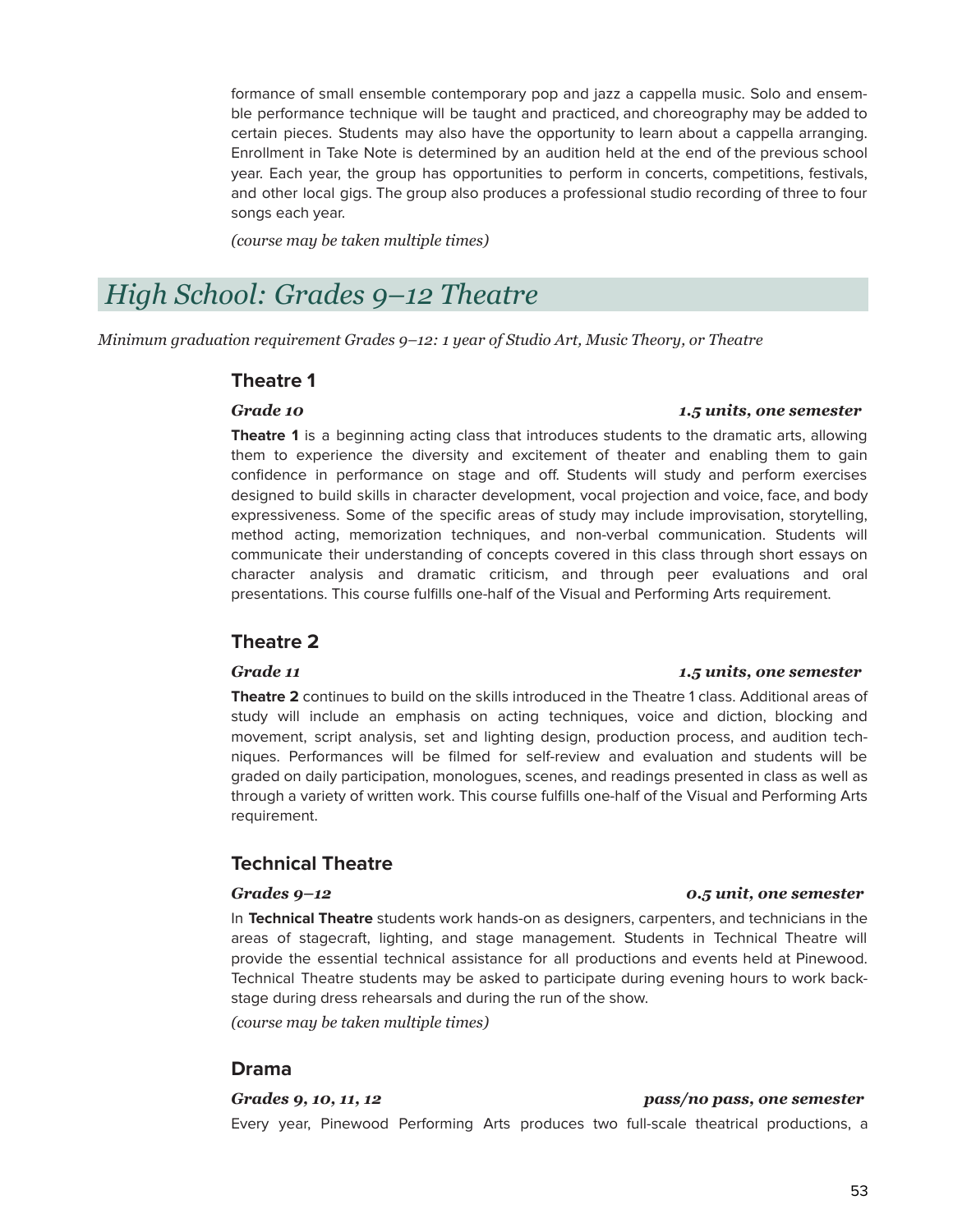formance of small ensemble contemporary pop and jazz a cappella music. Solo and ensemble performance technique will be taught and practiced, and choreography may be added to certain pieces. Students may also have the opportunity to learn about a cappella arranging. Enrollment in Take Note is determined by an audition held at the end of the previous school year. Each year, the group has opportunities to perform in concerts, competitions, festivals, and other local gigs. The group also produces a professional studio recording of three to four songs each year.

*(course may be taken multiple times)*

# High School: Grades 9–12 Theatre

*Minimum graduation requirement Grades 9–12: 1 year of Studio Art, Music Theory, or Theatre*

## Theatre 1

***Grade 10*** — ***1.5 units, one semester***

**Theatre 1** is a beginning acting class that introduces students to the dramatic arts, allowing them to experience the diversity and excitement of theater and enabling them to gain confidence in performance on stage and off. Students will study and perform exercises designed to build skills in character development, vocal projection and voice, face, and body expressiveness. Some of the specific areas of study may include improvisation, storytelling, method acting, memorization techniques, and non-verbal communication. Students will communicate their understanding of concepts covered in this class through short essays on character analysis and dramatic criticism, and through peer evaluations and oral presentations. This course fulfills one-half of the Visual and Performing Arts requirement.

## Theatre 2

***Grade 11*** — ***1.5 units, one semester***

**Theatre 2** continues to build on the skills introduced in the Theatre 1 class. Additional areas of study will include an emphasis on acting techniques, voice and diction, blocking and movement, script analysis, set and lighting design, production process, and audition techniques. Performances will be filmed for self-review and evaluation and students will be graded on daily participation, monologues, scenes, and readings presented in class as well as through a variety of written work. This course fulfills one-half of the Visual and Performing Arts requirement.

## Technical Theatre

***Grades 9–12*** — ***0.5 unit, one semester***

In **Technical Theatre** students work hands-on as designers, carpenters, and technicians in the areas of stagecraft, lighting, and stage management. Students in Technical Theatre will provide the essential technical assistance for all productions and events held at Pinewood. Technical Theatre students may be asked to participate during evening hours to work backstage during dress rehearsals and during the run of the show.

*(course may be taken multiple times)*

## Drama

***Grades 9, 10, 11, 12*** — ***pass/no pass, one semester***

Every year, Pinewood Performing Arts produces two full-scale theatrical productions, a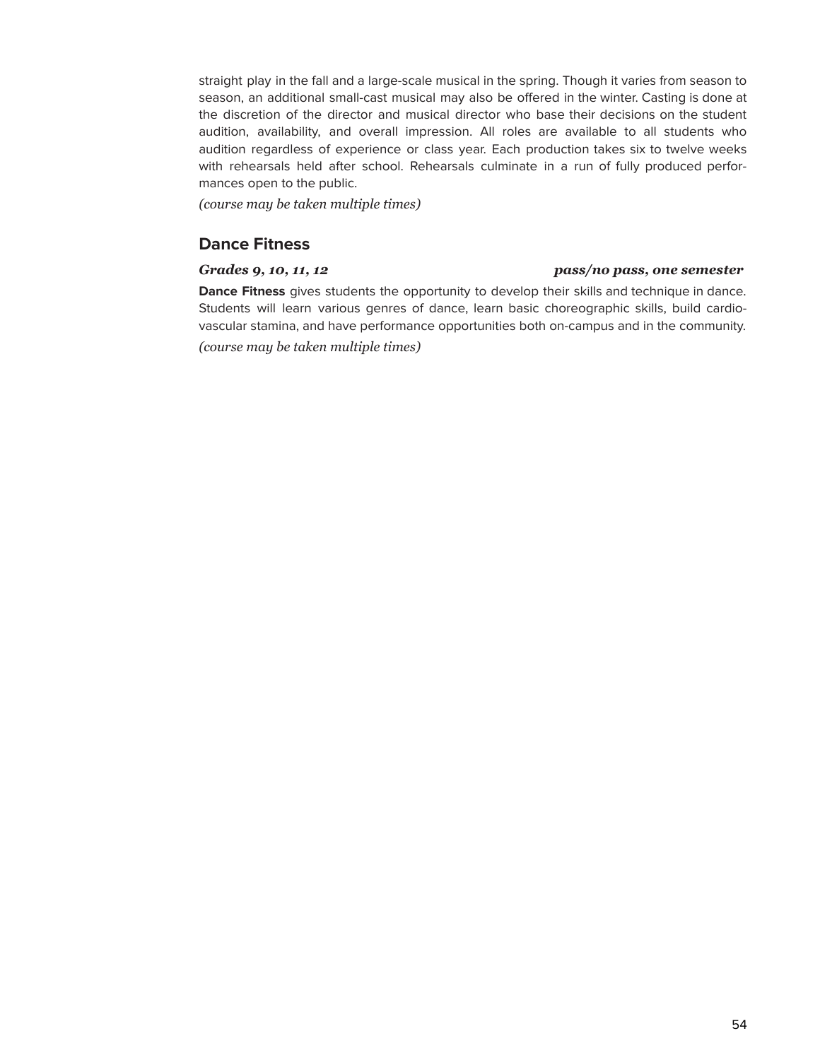straight play in the fall and a large-scale musical in the spring. Though it varies from season to season, an additional small-cast musical may also be offered in the winter. Casting is done at the discretion of the director and musical director who base their decisions on the student audition, availability, and overall impression. All roles are available to all students who audition regardless of experience or class year. Each production takes six to twelve weeks with rehearsals held after school. Rehearsals culminate in a run of fully produced performances open to the public.

*(course may be taken multiple times)*

## Dance Fitness

***Grades 9, 10, 11, 12*** ***pass/no pass, one semester***

**Dance Fitness** gives students the opportunity to develop their skills and technique in dance. Students will learn various genres of dance, learn basic choreographic skills, build cardiovascular stamina, and have performance opportunities both on-campus and in the community.

*(course may be taken multiple times)*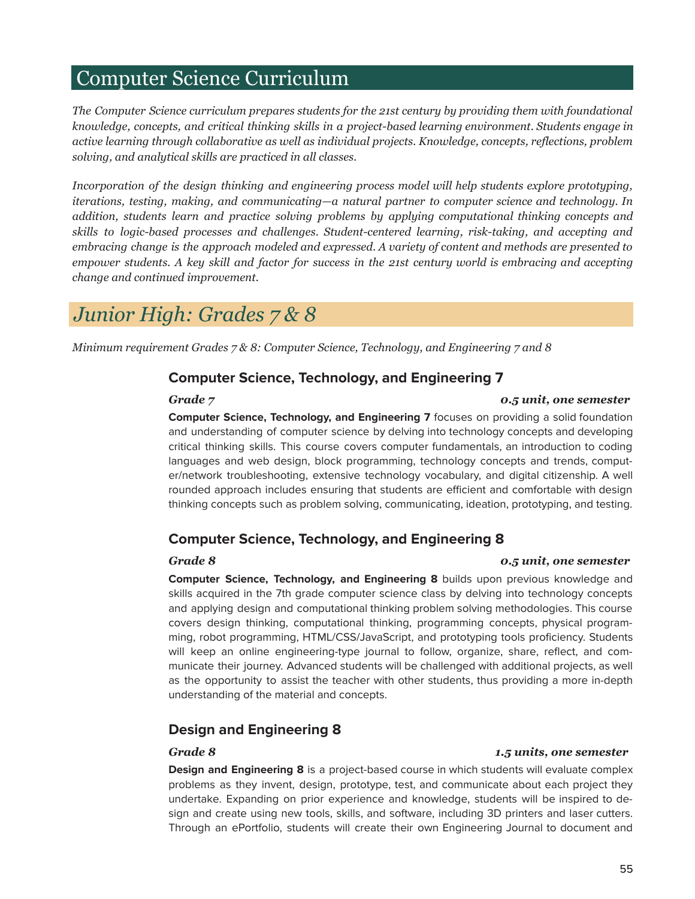# Computer Science Curriculum

*The Computer Science curriculum prepares students for the 21st century by providing them with foundational knowledge, concepts, and critical thinking skills in a project-based learning environment. Students engage in active learning through collaborative as well as individual projects. Knowledge, concepts, reflections, problem solving, and analytical skills are practiced in all classes.*

*Incorporation of the design thinking and engineering process model will help students explore prototyping, iterations, testing, making, and communicating—a natural partner to computer science and technology. In addition, students learn and practice solving problems by applying computational thinking concepts and skills to logic-based processes and challenges. Student-centered learning, risk-taking, and accepting and embracing change is the approach modeled and expressed. A variety of content and methods are presented to empower students. A key skill and factor for success in the 21st century world is embracing and accepting change and continued improvement.*

## *Junior High: Grades 7 & 8*

*Minimum requirement Grades 7 & 8: Computer Science, Technology, and Engineering 7 and 8*

### Computer Science, Technology, and Engineering 7

***Grade 7*** — ***0.5 unit, one semester***

**Computer Science, Technology, and Engineering 7** focuses on providing a solid foundation and understanding of computer science by delving into technology concepts and developing critical thinking skills. This course covers computer fundamentals, an introduction to coding languages and web design, block programming, technology concepts and trends, computer/network troubleshooting, extensive technology vocabulary, and digital citizenship. A well rounded approach includes ensuring that students are efficient and comfortable with design thinking concepts such as problem solving, communicating, ideation, prototyping, and testing.

### Computer Science, Technology, and Engineering 8

***Grade 8*** — ***0.5 unit, one semester***

**Computer Science, Technology, and Engineering 8** builds upon previous knowledge and skills acquired in the 7th grade computer science class by delving into technology concepts and applying design and computational thinking problem solving methodologies. This course covers design thinking, computational thinking, programming concepts, physical programming, robot programming, HTML/CSS/JavaScript, and prototyping tools proficiency. Students will keep an online engineering-type journal to follow, organize, share, reflect, and communicate their journey. Advanced students will be challenged with additional projects, as well as the opportunity to assist the teacher with other students, thus providing a more in-depth understanding of the material and concepts.

### Design and Engineering 8

***Grade 8*** — ***1.5 units, one semester***

**Design and Engineering 8** is a project-based course in which students will evaluate complex problems as they invent, design, prototype, test, and communicate about each project they undertake. Expanding on prior experience and knowledge, students will be inspired to design and create using new tools, skills, and software, including 3D printers and laser cutters. Through an ePortfolio, students will create their own Engineering Journal to document and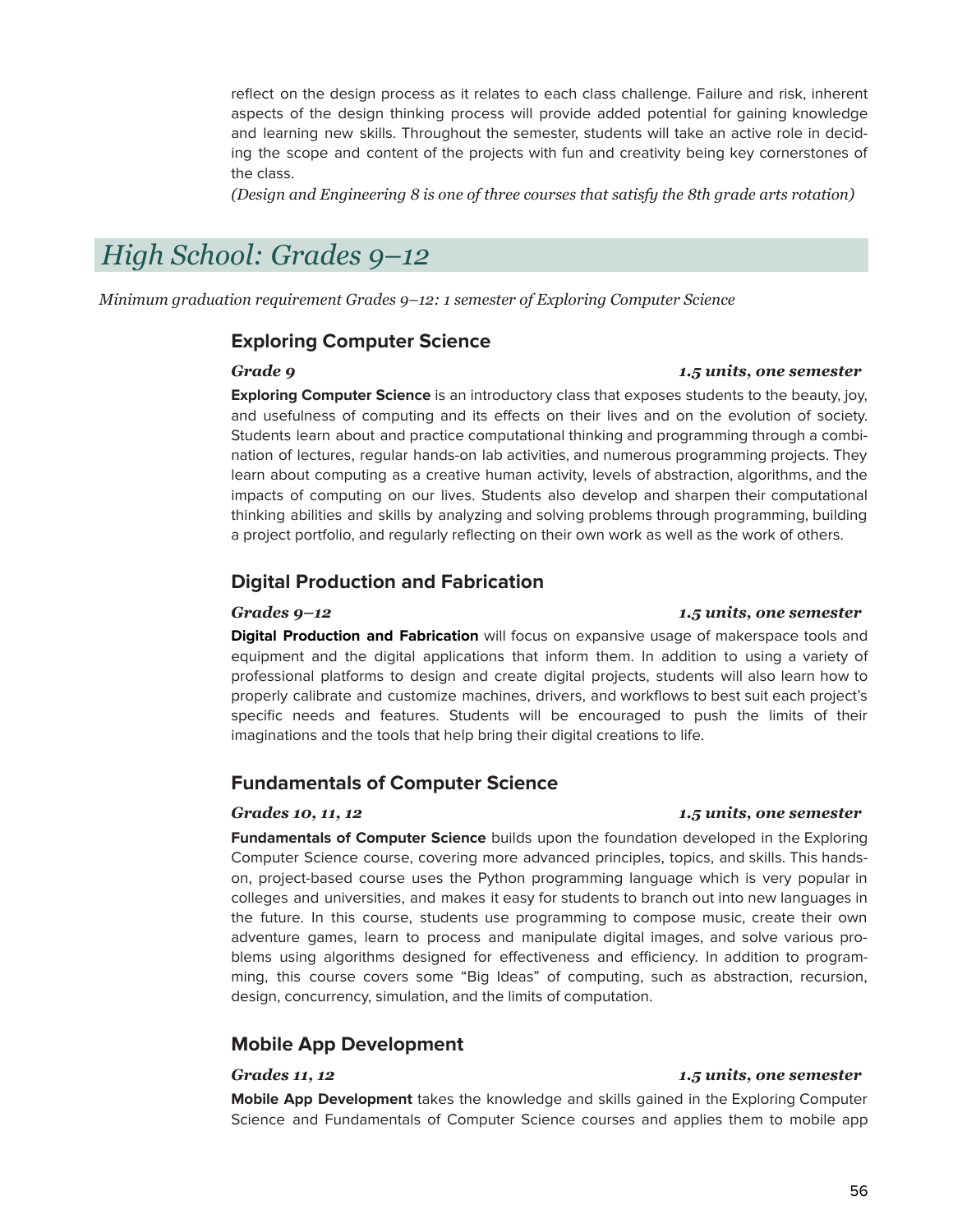reflect on the design process as it relates to each class challenge. Failure and risk, inherent aspects of the design thinking process will provide added potential for gaining knowledge and learning new skills. Throughout the semester, students will take an active role in deciding the scope and content of the projects with fun and creativity being key cornerstones of the class.

*(Design and Engineering 8 is one of three courses that satisfy the 8th grade arts rotation)*

# High School: Grades 9–12

*Minimum graduation requirement Grades 9–12: 1 semester of Exploring Computer Science*

## Exploring Computer Science

***Grade 9*** ***1.5 units, one semester***

**Exploring Computer Science** is an introductory class that exposes students to the beauty, joy, and usefulness of computing and its effects on their lives and on the evolution of society. Students learn about and practice computational thinking and programming through a combination of lectures, regular hands-on lab activities, and numerous programming projects. They learn about computing as a creative human activity, levels of abstraction, algorithms, and the impacts of computing on our lives. Students also develop and sharpen their computational thinking abilities and skills by analyzing and solving problems through programming, building a project portfolio, and regularly reflecting on their own work as well as the work of others.

## Digital Production and Fabrication

***Grades 9–12*** ***1.5 units, one semester***

**Digital Production and Fabrication** will focus on expansive usage of makerspace tools and equipment and the digital applications that inform them. In addition to using a variety of professional platforms to design and create digital projects, students will also learn how to properly calibrate and customize machines, drivers, and workflows to best suit each project's specific needs and features. Students will be encouraged to push the limits of their imaginations and the tools that help bring their digital creations to life.

## Fundamentals of Computer Science

***Grades 10, 11, 12*** ***1.5 units, one semester***

**Fundamentals of Computer Science** builds upon the foundation developed in the Exploring Computer Science course, covering more advanced principles, topics, and skills. This hands-on, project-based course uses the Python programming language which is very popular in colleges and universities, and makes it easy for students to branch out into new languages in the future. In this course, students use programming to compose music, create their own adventure games, learn to process and manipulate digital images, and solve various problems using algorithms designed for effectiveness and efficiency. In addition to programming, this course covers some "Big Ideas" of computing, such as abstraction, recursion, design, concurrency, simulation, and the limits of computation.

## Mobile App Development

***Grades 11, 12*** ***1.5 units, one semester***

**Mobile App Development** takes the knowledge and skills gained in the Exploring Computer Science and Fundamentals of Computer Science courses and applies them to mobile app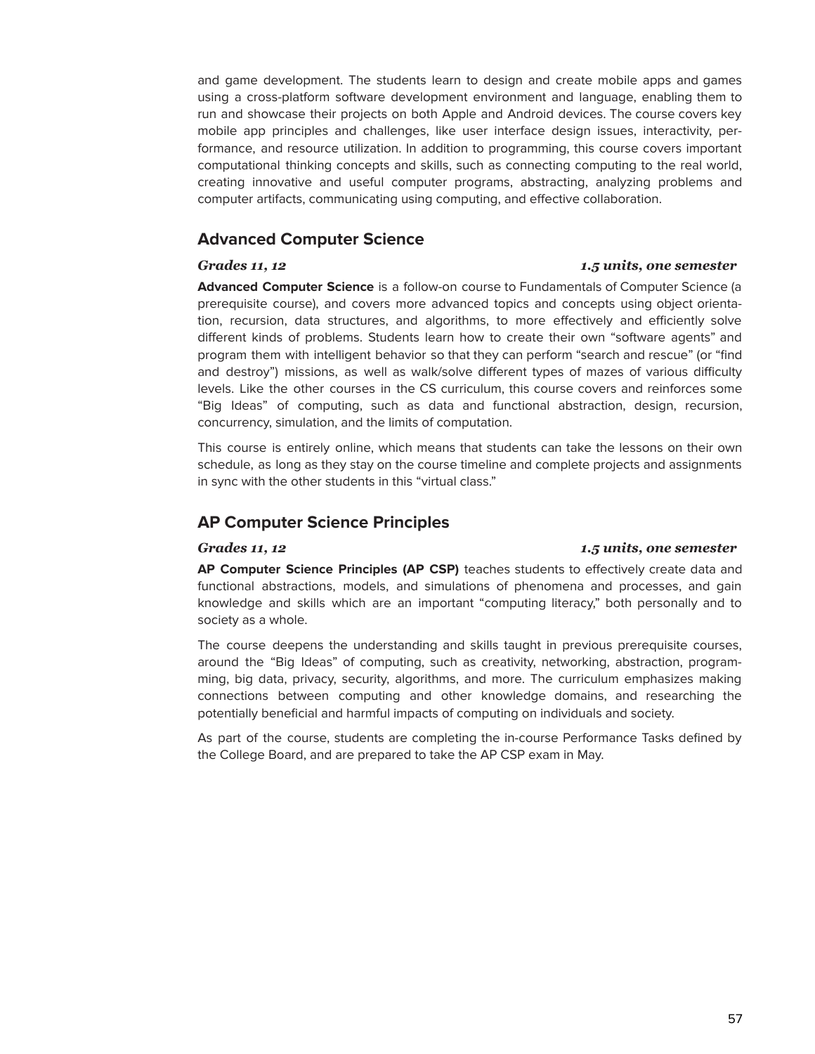and game development. The students learn to design and create mobile apps and games using a cross-platform software development environment and language, enabling them to run and showcase their projects on both Apple and Android devices. The course covers key mobile app principles and challenges, like user interface design issues, interactivity, performance, and resource utilization. In addition to programming, this course covers important computational thinking concepts and skills, such as connecting computing to the real world, creating innovative and useful computer programs, abstracting, analyzing problems and computer artifacts, communicating using computing, and effective collaboration.

## Advanced Computer Science

*Grades 11, 12* *1.5 units, one semester*

**Advanced Computer Science** is a follow-on course to Fundamentals of Computer Science (a prerequisite course), and covers more advanced topics and concepts using object orientation, recursion, data structures, and algorithms, to more effectively and efficiently solve different kinds of problems. Students learn how to create their own "software agents" and program them with intelligent behavior so that they can perform "search and rescue" (or "find and destroy") missions, as well as walk/solve different types of mazes of various difficulty levels. Like the other courses in the CS curriculum, this course covers and reinforces some "Big Ideas" of computing, such as data and functional abstraction, design, recursion, concurrency, simulation, and the limits of computation.

This course is entirely online, which means that students can take the lessons on their own schedule, as long as they stay on the course timeline and complete projects and assignments in sync with the other students in this "virtual class."

## AP Computer Science Principles

*Grades 11, 12* *1.5 units, one semester*

**AP Computer Science Principles (AP CSP)** teaches students to effectively create data and functional abstractions, models, and simulations of phenomena and processes, and gain knowledge and skills which are an important "computing literacy," both personally and to society as a whole.

The course deepens the understanding and skills taught in previous prerequisite courses, around the "Big Ideas" of computing, such as creativity, networking, abstraction, programming, big data, privacy, security, algorithms, and more. The curriculum emphasizes making connections between computing and other knowledge domains, and researching the potentially beneficial and harmful impacts of computing on individuals and society.

As part of the course, students are completing the in-course Performance Tasks defined by the College Board, and are prepared to take the AP CSP exam in May.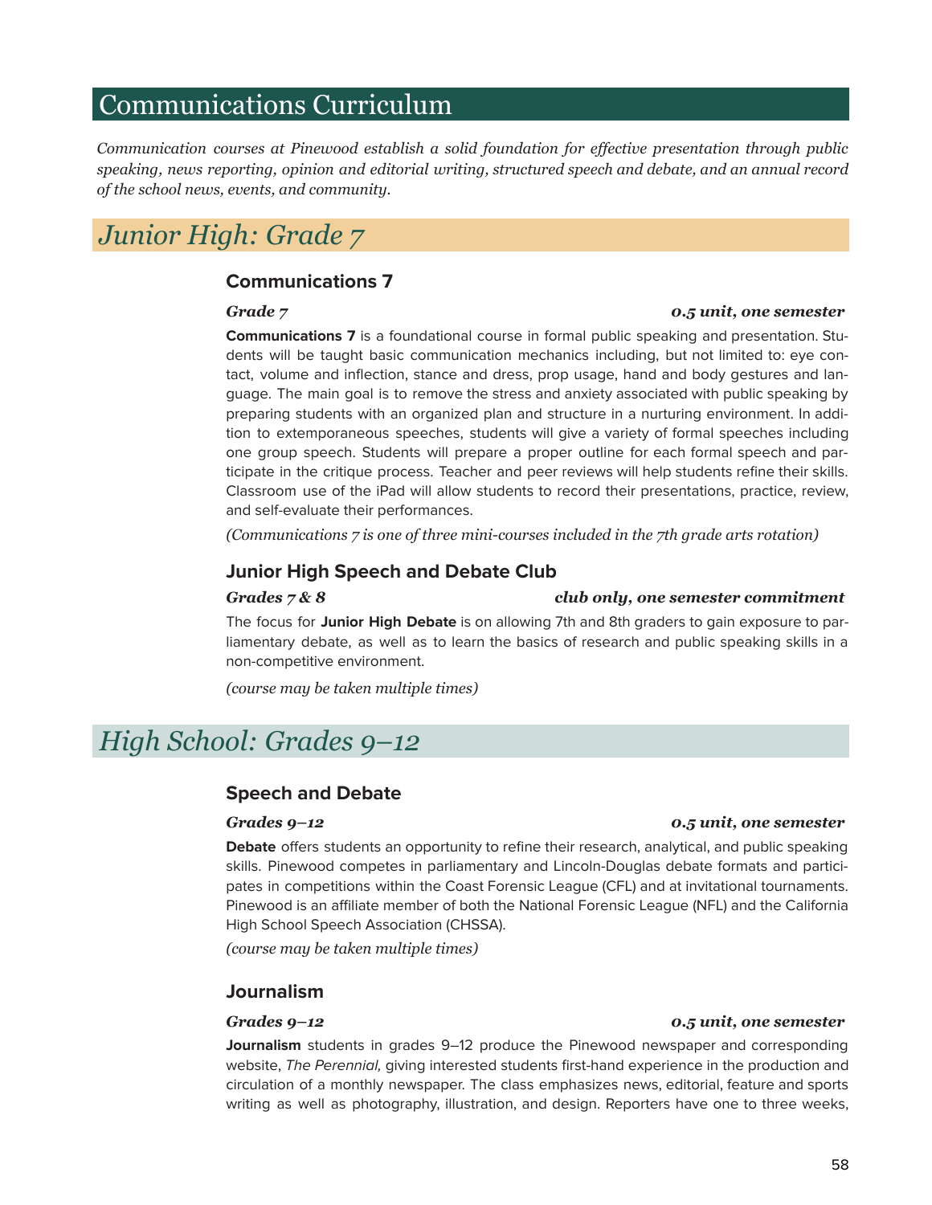# Communications Curriculum

*Communication courses at Pinewood establish a solid foundation for effective presentation through public speaking, news reporting, opinion and editorial writing, structured speech and debate, and an annual record of the school news, events, and community.*

## Junior High: Grade 7

### Communications 7

***Grade 7*** — ***0.5 unit, one semester***

**Communications 7** is a foundational course in formal public speaking and presentation. Students will be taught basic communication mechanics including, but not limited to: eye contact, volume and inflection, stance and dress, prop usage, hand and body gestures and language. The main goal is to remove the stress and anxiety associated with public speaking by preparing students with an organized plan and structure in a nurturing environment. In addition to extemporaneous speeches, students will give a variety of formal speeches including one group speech. Students will prepare a proper outline for each formal speech and participate in the critique process. Teacher and peer reviews will help students refine their skills. Classroom use of the iPad will allow students to record their presentations, practice, review, and self-evaluate their performances.

*(Communications 7 is one of three mini-courses included in the 7th grade arts rotation)*

### Junior High Speech and Debate Club

***Grades 7 & 8*** — ***club only, one semester commitment***

The focus for **Junior High Debate** is on allowing 7th and 8th graders to gain exposure to parliamentary debate, as well as to learn the basics of research and public speaking skills in a non-competitive environment.

*(course may be taken multiple times)*

## High School: Grades 9–12

### Speech and Debate

***Grades 9–12*** — ***0.5 unit, one semester***

**Debate** offers students an opportunity to refine their research, analytical, and public speaking skills. Pinewood competes in parliamentary and Lincoln-Douglas debate formats and participates in competitions within the Coast Forensic League (CFL) and at invitational tournaments. Pinewood is an affiliate member of both the National Forensic League (NFL) and the California High School Speech Association (CHSSA).

*(course may be taken multiple times)*

### Journalism

***Grades 9–12*** — ***0.5 unit, one semester***

**Journalism** students in grades 9–12 produce the Pinewood newspaper and corresponding website, *The Perennial,* giving interested students first-hand experience in the production and circulation of a monthly newspaper. The class emphasizes news, editorial, feature and sports writing as well as photography, illustration, and design. Reporters have one to three weeks,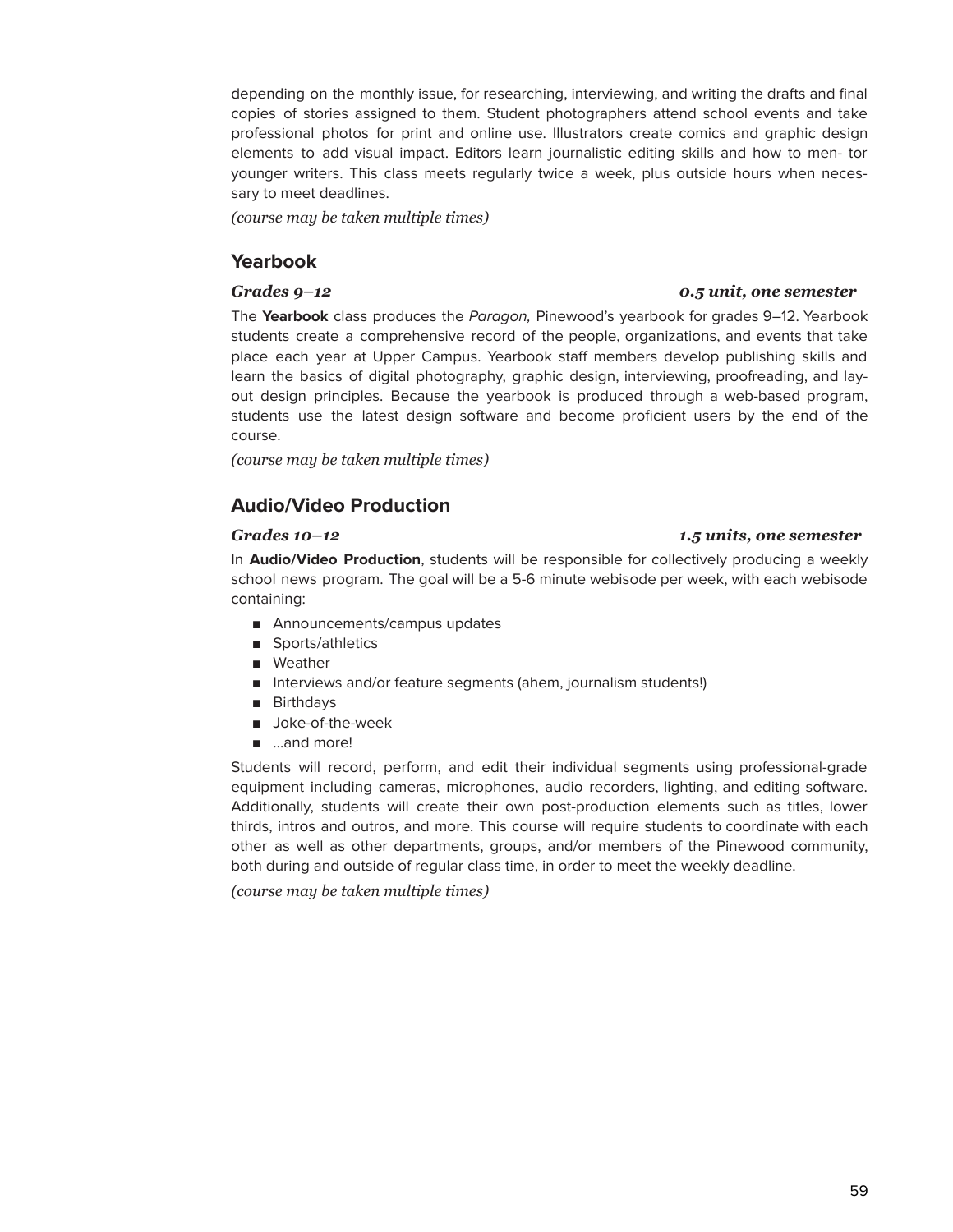depending on the monthly issue, for researching, interviewing, and writing the drafts and final copies of stories assigned to them. Student photographers attend school events and take professional photos for print and online use. Illustrators create comics and graphic design elements to add visual impact. Editors learn journalistic editing skills and how to men- tor younger writers. This class meets regularly twice a week, plus outside hours when necessary to meet deadlines.

*(course may be taken multiple times)*

## Yearbook

***Grades 9–12*** ***0.5 unit, one semester***

The **Yearbook** class produces the *Paragon,* Pinewood's yearbook for grades 9–12. Yearbook students create a comprehensive record of the people, organizations, and events that take place each year at Upper Campus. Yearbook staff members develop publishing skills and learn the basics of digital photography, graphic design, interviewing, proofreading, and layout design principles. Because the yearbook is produced through a web-based program, students use the latest design software and become proficient users by the end of the course.

*(course may be taken multiple times)*

## Audio/Video Production

***Grades 10–12*** ***1.5 units, one semester***

In **Audio/Video Production**, students will be responsible for collectively producing a weekly school news program. The goal will be a 5-6 minute webisode per week, with each webisode containing:

- Announcements/campus updates
- Sports/athletics
- Weather
- Interviews and/or feature segments (ahem, journalism students!)
- Birthdays
- Joke-of-the-week
- ...and more!

Students will record, perform, and edit their individual segments using professional-grade equipment including cameras, microphones, audio recorders, lighting, and editing software. Additionally, students will create their own post-production elements such as titles, lower thirds, intros and outros, and more. This course will require students to coordinate with each other as well as other departments, groups, and/or members of the Pinewood community, both during and outside of regular class time, in order to meet the weekly deadline.

*(course may be taken multiple times)*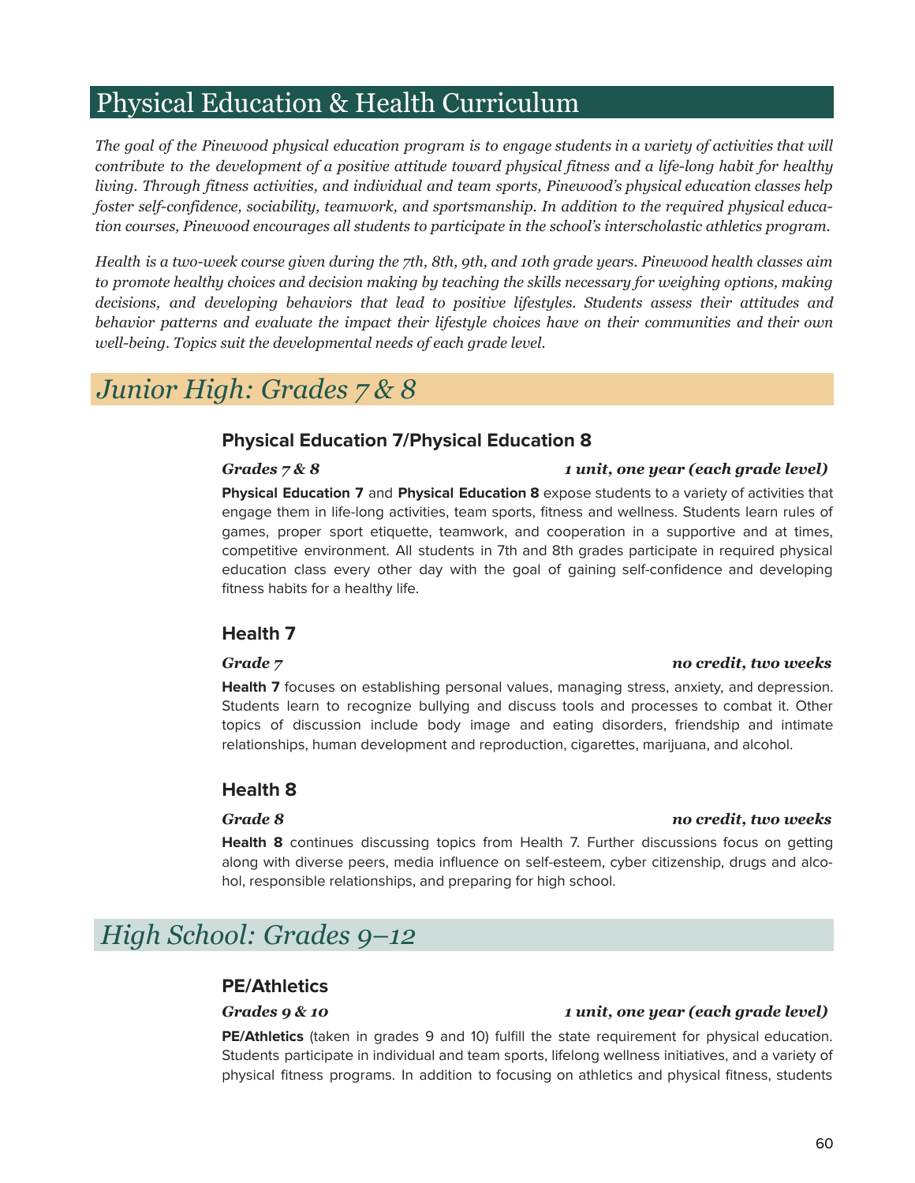# Physical Education & Health Curriculum

*The goal of the Pinewood physical education program is to engage students in a variety of activities that will contribute to the development of a positive attitude toward physical fitness and a life-long habit for healthy living. Through fitness activities, and individual and team sports, Pinewood's physical education classes help foster self-confidence, sociability, teamwork, and sportsmanship. In addition to the required physical education courses, Pinewood encourages all students to participate in the school's interscholastic athletics program.*

*Health is a two-week course given during the 7th, 8th, 9th, and 10th grade years. Pinewood health classes aim to promote healthy choices and decision making by teaching the skills necessary for weighing options, making decisions, and developing behaviors that lead to positive lifestyles. Students assess their attitudes and behavior patterns and evaluate the impact their lifestyle choices have on their communities and their own well-being. Topics suit the developmental needs of each grade level.*

## Junior High: Grades 7 & 8

### Physical Education 7/Physical Education 8

***Grades 7 & 8*** — ***1 unit, one year (each grade level)***

**Physical Education 7** and **Physical Education 8** expose students to a variety of activities that engage them in life-long activities, team sports, fitness and wellness. Students learn rules of games, proper sport etiquette, teamwork, and cooperation in a supportive and at times, competitive environment. All students in 7th and 8th grades participate in required physical education class every other day with the goal of gaining self-confidence and developing fitness habits for a healthy life.

### Health 7

***Grade 7*** — ***no credit, two weeks***

**Health 7** focuses on establishing personal values, managing stress, anxiety, and depression. Students learn to recognize bullying and discuss tools and processes to combat it. Other topics of discussion include body image and eating disorders, friendship and intimate relationships, human development and reproduction, cigarettes, marijuana, and alcohol.

### Health 8

***Grade 8*** — ***no credit, two weeks***

**Health 8** continues discussing topics from Health 7. Further discussions focus on getting along with diverse peers, media influence on self-esteem, cyber citizenship, drugs and alcohol, responsible relationships, and preparing for high school.

## High School: Grades 9–12

### PE/Athletics

***Grades 9 & 10*** — ***1 unit, one year (each grade level)***

**PE/Athletics** (taken in grades 9 and 10) fulfill the state requirement for physical education. Students participate in individual and team sports, lifelong wellness initiatives, and a variety of physical fitness programs. In addition to focusing on athletics and physical fitness, students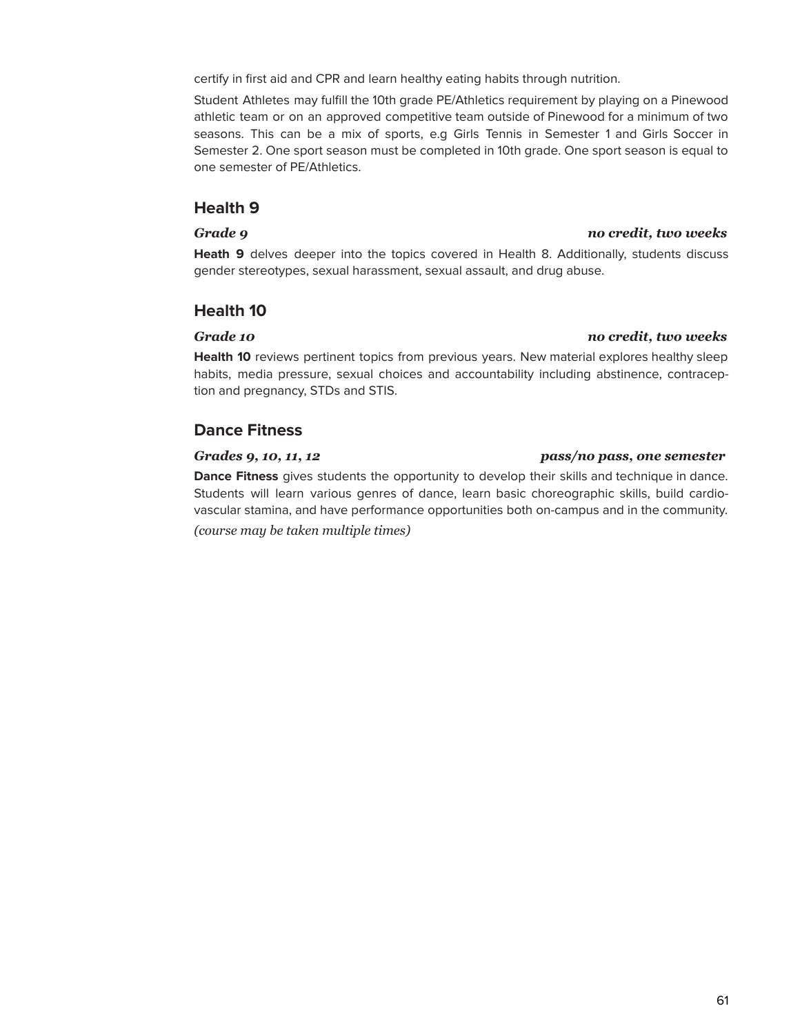certify in first aid and CPR and learn healthy eating habits through nutrition.

Student Athletes may fulfill the 10th grade PE/Athletics requirement by playing on a Pinewood athletic team or on an approved competitive team outside of Pinewood for a minimum of two seasons. This can be a mix of sports, e.g Girls Tennis in Semester 1 and Girls Soccer in Semester 2. One sport season must be completed in 10th grade. One sport season is equal to one semester of PE/Athletics.

## Health 9

***Grade 9*** ***no credit, two weeks***

**Heath 9** delves deeper into the topics covered in Health 8. Additionally, students discuss gender stereotypes, sexual harassment, sexual assault, and drug abuse.

## Health 10

***Grade 10*** ***no credit, two weeks***

**Health 10** reviews pertinent topics from previous years. New material explores healthy sleep habits, media pressure, sexual choices and accountability including abstinence, contraception and pregnancy, STDs and STIS.

## Dance Fitness

***Grades 9, 10, 11, 12*** ***pass/no pass, one semester***

**Dance Fitness** gives students the opportunity to develop their skills and technique in dance. Students will learn various genres of dance, learn basic choreographic skills, build cardiovascular stamina, and have performance opportunities both on-campus and in the community.

*(course may be taken multiple times)*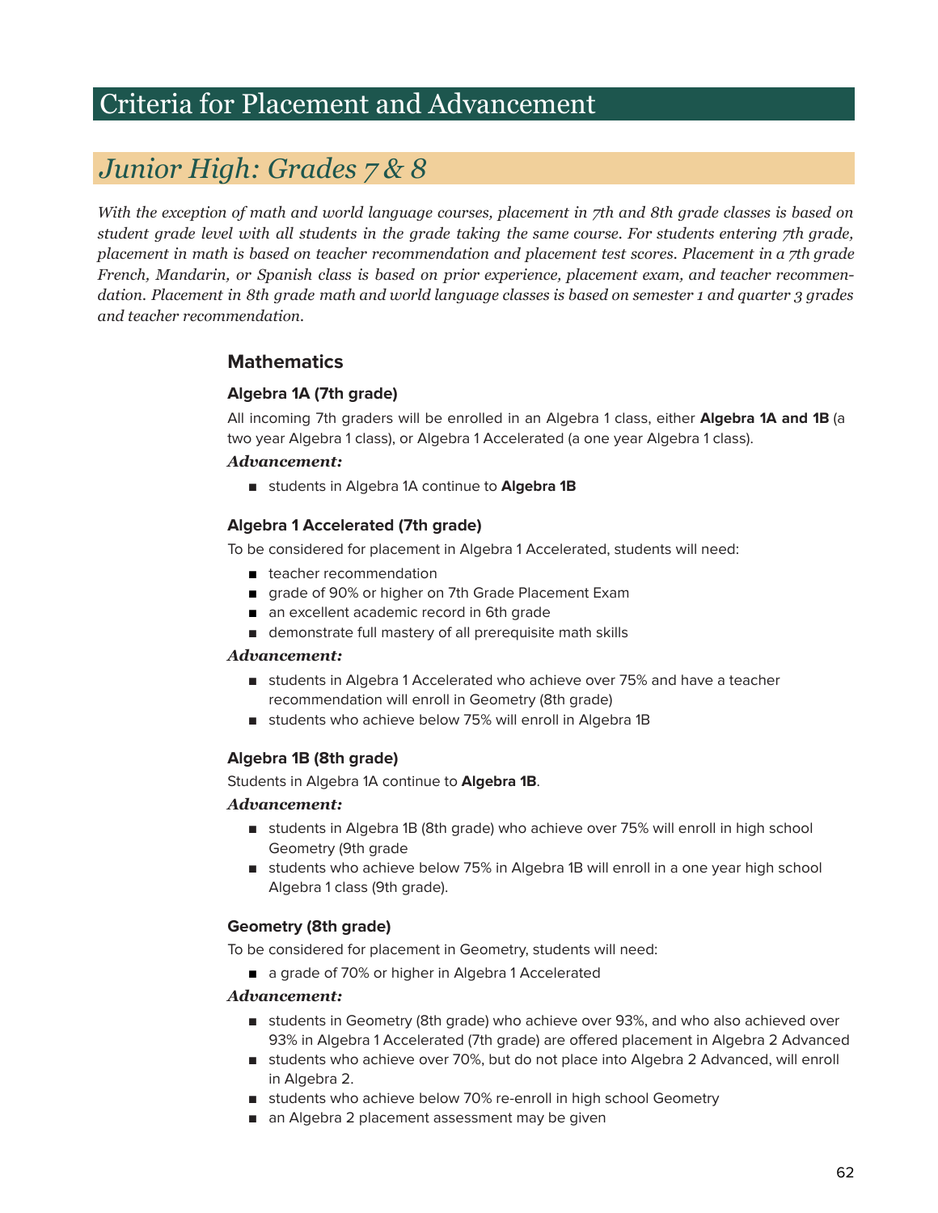# Criteria for Placement and Advancement

## *Junior High: Grades 7 & 8*

*With the exception of math and world language courses, placement in 7th and 8th grade classes is based on student grade level with all students in the grade taking the same course. For students entering 7th grade, placement in math is based on teacher recommendation and placement test scores. Placement in a 7th grade French, Mandarin, or Spanish class is based on prior experience, placement exam, and teacher recommendation. Placement in 8th grade math and world language classes is based on semester 1 and quarter 3 grades and teacher recommendation.*

### Mathematics

#### Algebra 1A (7th grade)

All incoming 7th graders will be enrolled in an Algebra 1 class, either **Algebra 1A and 1B** (a two year Algebra 1 class), or Algebra 1 Accelerated (a one year Algebra 1 class).

***Advancement:***

- students in Algebra 1A continue to **Algebra 1B**

#### Algebra 1 Accelerated (7th grade)

To be considered for placement in Algebra 1 Accelerated, students will need:

- teacher recommendation
- grade of 90% or higher on 7th Grade Placement Exam
- an excellent academic record in 6th grade
- demonstrate full mastery of all prerequisite math skills

***Advancement:***

- students in Algebra 1 Accelerated who achieve over 75% and have a teacher recommendation will enroll in Geometry (8th grade)
- students who achieve below 75% will enroll in Algebra 1B

#### Algebra 1B (8th grade)

Students in Algebra 1A continue to **Algebra 1B**.

***Advancement:***

- students in Algebra 1B (8th grade) who achieve over 75% will enroll in high school Geometry (9th grade
- students who achieve below 75% in Algebra 1B will enroll in a one year high school Algebra 1 class (9th grade).

#### Geometry (8th grade)

To be considered for placement in Geometry, students will need:

- a grade of 70% or higher in Algebra 1 Accelerated

***Advancement:***

- students in Geometry (8th grade) who achieve over 93%, and who also achieved over 93% in Algebra 1 Accelerated (7th grade) are offered placement in Algebra 2 Advanced
- students who achieve over 70%, but do not place into Algebra 2 Advanced, will enroll in Algebra 2.
- students who achieve below 70% re-enroll in high school Geometry
- an Algebra 2 placement assessment may be given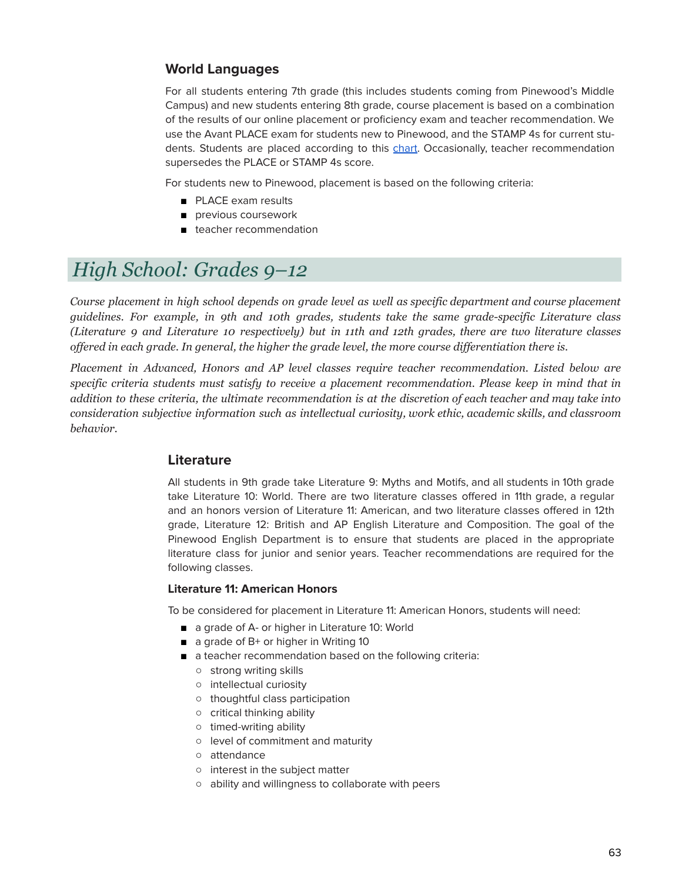### World Languages

For all students entering 7th grade (this includes students coming from Pinewood's Middle Campus) and new students entering 8th grade, course placement is based on a combination of the results of our online placement or proficiency exam and teacher recommendation. We use the Avant PLACE exam for students new to Pinewood, and the STAMP 4s for current students. Students are placed according to this chart. Occasionally, teacher recommendation supersedes the PLACE or STAMP 4s score.

For students new to Pinewood, placement is based on the following criteria:

- PLACE exam results
- previous coursework
- teacher recommendation

## *High School: Grades 9–12*

*Course placement in high school depends on grade level as well as specific department and course placement guidelines. For example, in 9th and 10th grades, students take the same grade-specific Literature class (Literature 9 and Literature 10 respectively) but in 11th and 12th grades, there are two literature classes offered in each grade. In general, the higher the grade level, the more course differentiation there is.*

*Placement in Advanced, Honors and AP level classes require teacher recommendation. Listed below are specific criteria students must satisfy to receive a placement recommendation. Please keep in mind that in addition to these criteria, the ultimate recommendation is at the discretion of each teacher and may take into consideration subjective information such as intellectual curiosity, work ethic, academic skills, and classroom behavior.*

### Literature

All students in 9th grade take Literature 9: Myths and Motifs, and all students in 10th grade take Literature 10: World. There are two literature classes offered in 11th grade, a regular and an honors version of Literature 11: American, and two literature classes offered in 12th grade, Literature 12: British and AP English Literature and Composition. The goal of the Pinewood English Department is to ensure that students are placed in the appropriate literature class for junior and senior years. Teacher recommendations are required for the following classes.

#### Literature 11: American Honors

To be considered for placement in Literature 11: American Honors, students will need:

- a grade of A- or higher in Literature 10: World
- a grade of B+ or higher in Writing 10
- a teacher recommendation based on the following criteria:
  - strong writing skills
  - intellectual curiosity
  - thoughtful class participation
  - critical thinking ability
  - timed-writing ability
  - level of commitment and maturity
  - attendance
  - interest in the subject matter
  - ability and willingness to collaborate with peers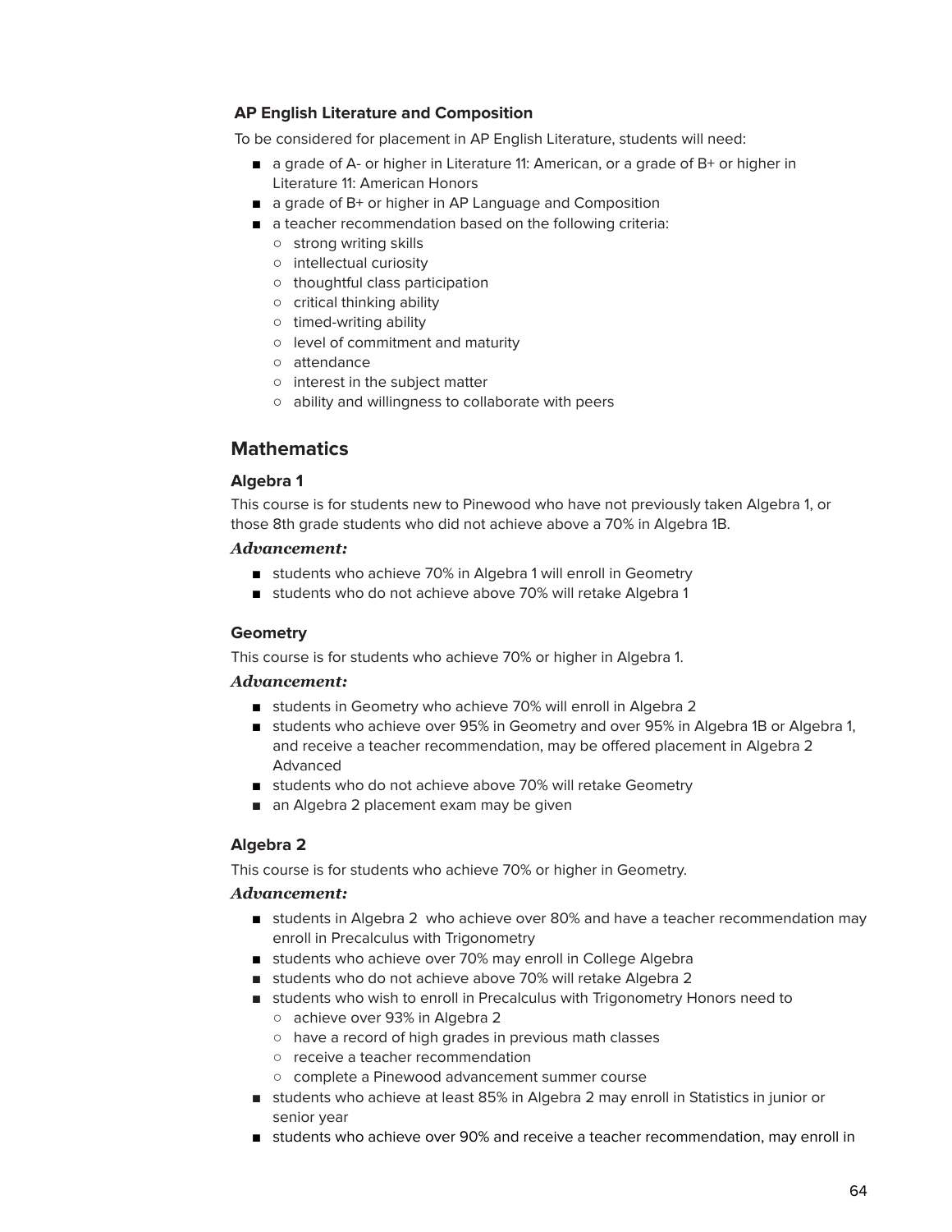### AP English Literature and Composition

To be considered for placement in AP English Literature, students will need:

- a grade of A- or higher in Literature 11: American, or a grade of B+ or higher in Literature 11: American Honors
- a grade of B+ or higher in AP Language and Composition
- a teacher recommendation based on the following criteria:
  - strong writing skills
  - intellectual curiosity
  - thoughtful class participation
  - critical thinking ability
  - timed-writing ability
  - level of commitment and maturity
  - attendance
  - interest in the subject matter
  - ability and willingness to collaborate with peers

## Mathematics

### Algebra 1

This course is for students new to Pinewood who have not previously taken Algebra 1, or those 8th grade students who did not achieve above a 70% in Algebra 1B.

***Advancement:***

- students who achieve 70% in Algebra 1 will enroll in Geometry
- students who do not achieve above 70% will retake Algebra 1

### Geometry

This course is for students who achieve 70% or higher in Algebra 1.

***Advancement:***

- students in Geometry who achieve 70% will enroll in Algebra 2
- students who achieve over 95% in Geometry and over 95% in Algebra 1B or Algebra 1, and receive a teacher recommendation, may be offered placement in Algebra 2 Advanced
- students who do not achieve above 70% will retake Geometry
- an Algebra 2 placement exam may be given

### Algebra 2

This course is for students who achieve 70% or higher in Geometry.

***Advancement:***

- students in Algebra 2 who achieve over 80% and have a teacher recommendation may enroll in Precalculus with Trigonometry
- students who achieve over 70% may enroll in College Algebra
- students who do not achieve above 70% will retake Algebra 2
- students who wish to enroll in Precalculus with Trigonometry Honors need to
  - achieve over 93% in Algebra 2
  - have a record of high grades in previous math classes
  - receive a teacher recommendation
  - complete a Pinewood advancement summer course
- students who achieve at least 85% in Algebra 2 may enroll in Statistics in junior or senior year
- students who achieve over 90% and receive a teacher recommendation, may enroll in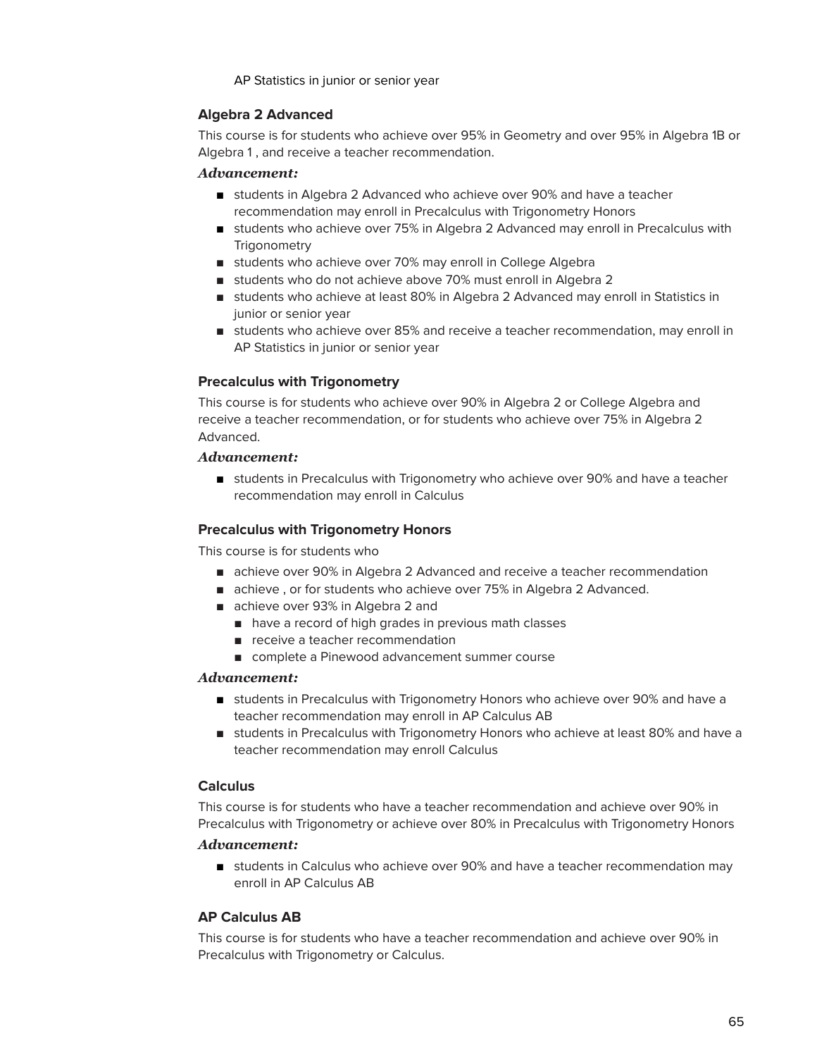AP Statistics in junior or senior year

### Algebra 2 Advanced

This course is for students who achieve over 95% in Geometry and over 95% in Algebra 1B or Algebra 1 , and receive a teacher recommendation.

***Advancement:***

- students in Algebra 2 Advanced who achieve over 90% and have a teacher recommendation may enroll in Precalculus with Trigonometry Honors
- students who achieve over 75% in Algebra 2 Advanced may enroll in Precalculus with Trigonometry
- students who achieve over 70% may enroll in College Algebra
- students who do not achieve above 70% must enroll in Algebra 2
- students who achieve at least 80% in Algebra 2 Advanced may enroll in Statistics in junior or senior year
- students who achieve over 85% and receive a teacher recommendation, may enroll in AP Statistics in junior or senior year

### Precalculus with Trigonometry

This course is for students who achieve over 90% in Algebra 2 or College Algebra and receive a teacher recommendation, or for students who achieve over 75% in Algebra 2 Advanced.

***Advancement:***

- students in Precalculus with Trigonometry who achieve over 90% and have a teacher recommendation may enroll in Calculus

### Precalculus with Trigonometry Honors

This course is for students who

- achieve over 90% in Algebra 2 Advanced and receive a teacher recommendation
- achieve , or for students who achieve over 75% in Algebra 2 Advanced.
- achieve over 93% in Algebra 2 and
  - have a record of high grades in previous math classes
  - receive a teacher recommendation
  - complete a Pinewood advancement summer course

***Advancement:***

- students in Precalculus with Trigonometry Honors who achieve over 90% and have a teacher recommendation may enroll in AP Calculus AB
- students in Precalculus with Trigonometry Honors who achieve at least 80% and have a teacher recommendation may enroll Calculus

### Calculus

This course is for students who have a teacher recommendation and achieve over 90% in Precalculus with Trigonometry or achieve over 80% in Precalculus with Trigonometry Honors

***Advancement:***

- students in Calculus who achieve over 90% and have a teacher recommendation may enroll in AP Calculus AB

### AP Calculus AB

This course is for students who have a teacher recommendation and achieve over 90% in Precalculus with Trigonometry or Calculus.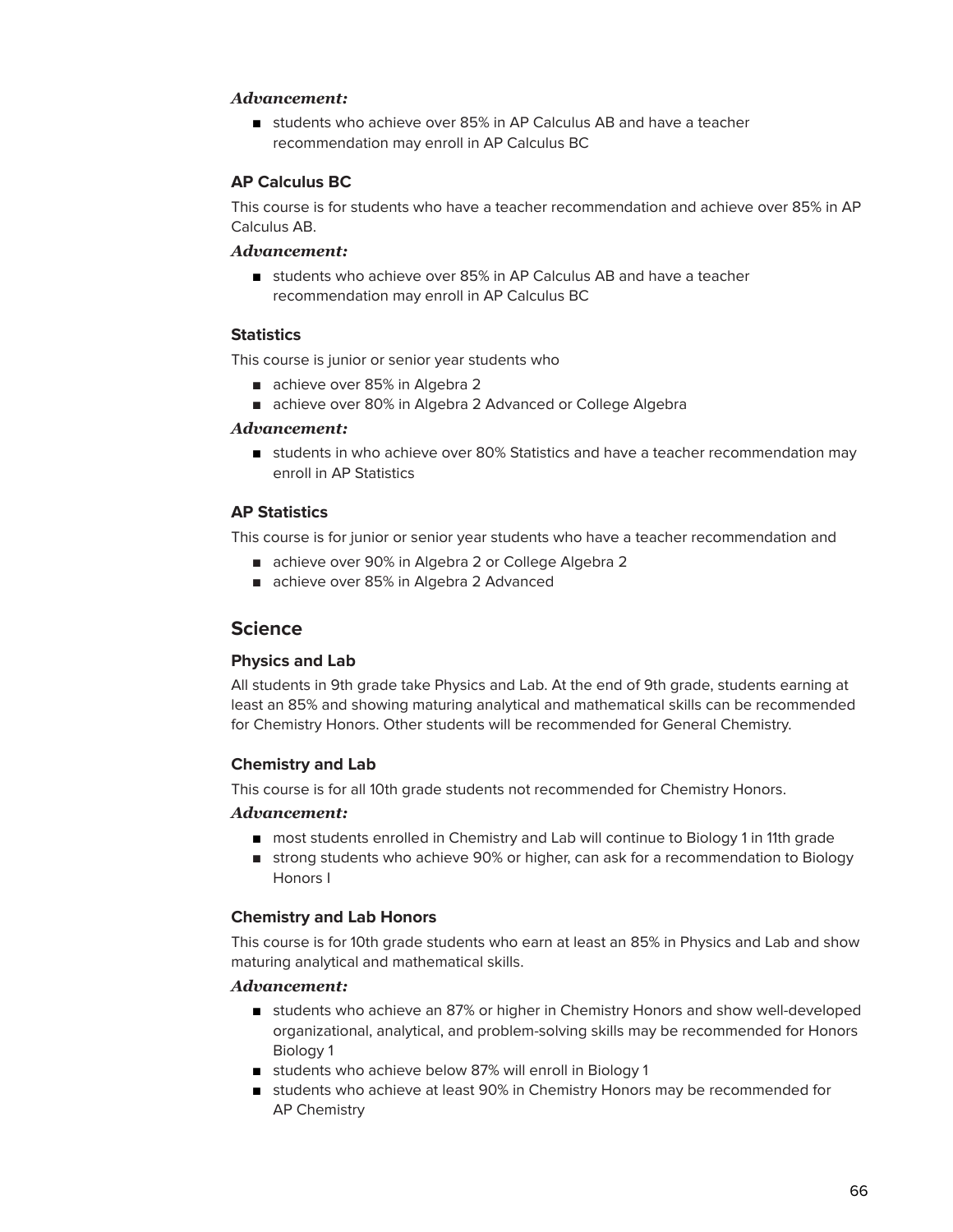***Advancement:***

- students who achieve over 85% in AP Calculus AB and have a teacher recommendation may enroll in AP Calculus BC

### AP Calculus BC

This course is for students who have a teacher recommendation and achieve over 85% in AP Calculus AB.

***Advancement:***

- students who achieve over 85% in AP Calculus AB and have a teacher recommendation may enroll in AP Calculus BC

### Statistics

This course is junior or senior year students who

- achieve over 85% in Algebra 2
- achieve over 80% in Algebra 2 Advanced or College Algebra

***Advancement:***

- students in who achieve over 80% Statistics and have a teacher recommendation may enroll in AP Statistics

### AP Statistics

This course is for junior or senior year students who have a teacher recommendation and

- achieve over 90% in Algebra 2 or College Algebra 2
- achieve over 85% in Algebra 2 Advanced

## Science

### Physics and Lab

All students in 9th grade take Physics and Lab. At the end of 9th grade, students earning at least an 85% and showing maturing analytical and mathematical skills can be recommended for Chemistry Honors. Other students will be recommended for General Chemistry.

### Chemistry and Lab

This course is for all 10th grade students not recommended for Chemistry Honors.

***Advancement:***

- most students enrolled in Chemistry and Lab will continue to Biology 1 in 11th grade
- strong students who achieve 90% or higher, can ask for a recommendation to Biology Honors I

### Chemistry and Lab Honors

This course is for 10th grade students who earn at least an 85% in Physics and Lab and show maturing analytical and mathematical skills.

***Advancement:***

- students who achieve an 87% or higher in Chemistry Honors and show well-developed organizational, analytical, and problem-solving skills may be recommended for Honors Biology 1
- students who achieve below 87% will enroll in Biology 1
- students who achieve at least 90% in Chemistry Honors may be recommended for AP Chemistry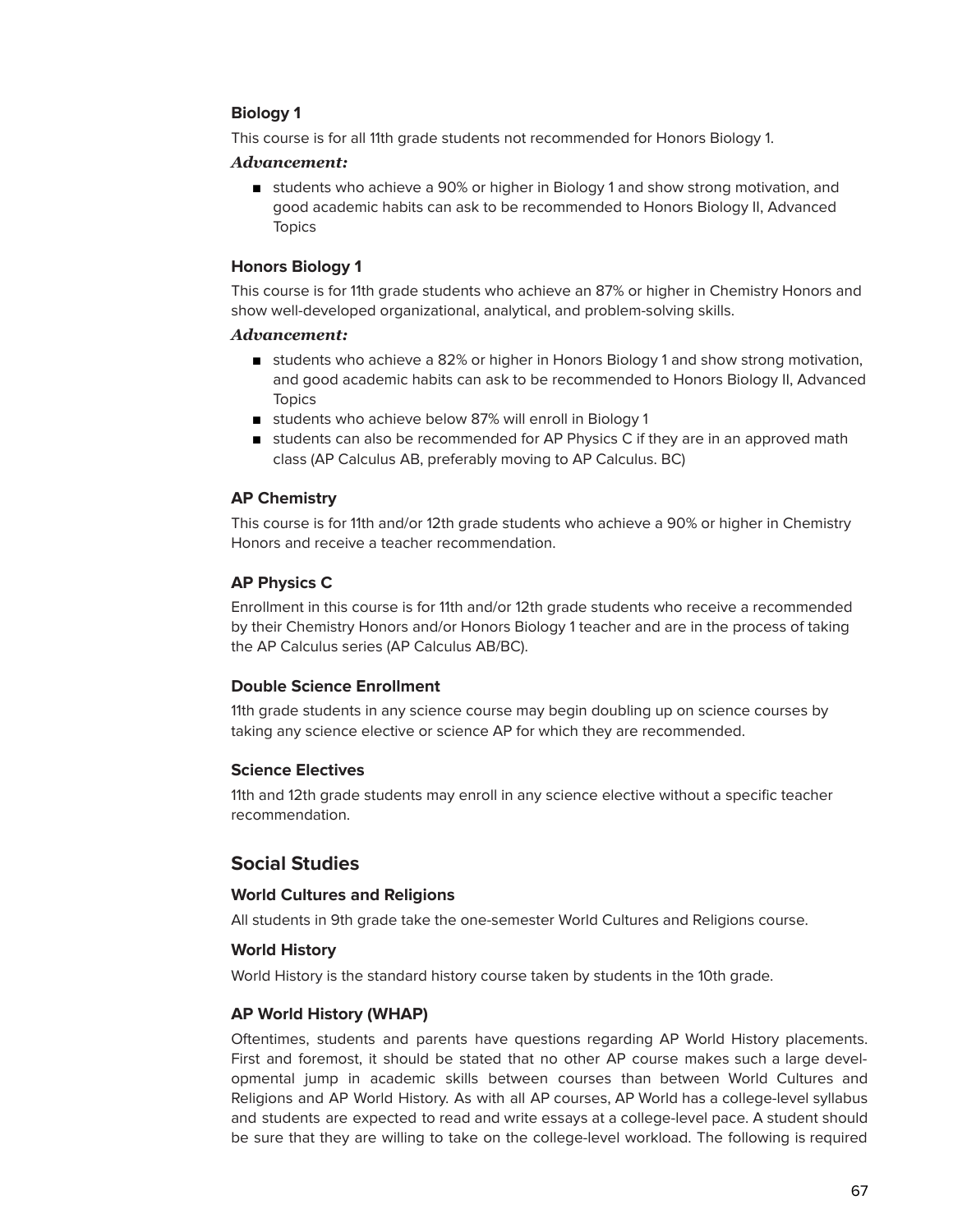### Biology 1

This course is for all 11th grade students not recommended for Honors Biology 1.

***Advancement:***

- students who achieve a 90% or higher in Biology 1 and show strong motivation, and good academic habits can ask to be recommended to Honors Biology II, Advanced Topics

### Honors Biology 1

This course is for 11th grade students who achieve an 87% or higher in Chemistry Honors and show well-developed organizational, analytical, and problem-solving skills.

***Advancement:***

- students who achieve a 82% or higher in Honors Biology 1 and show strong motivation, and good academic habits can ask to be recommended to Honors Biology II, Advanced Topics
- students who achieve below 87% will enroll in Biology 1
- students can also be recommended for AP Physics C if they are in an approved math class (AP Calculus AB, preferably moving to AP Calculus. BC)

### AP Chemistry

This course is for 11th and/or 12th grade students who achieve a 90% or higher in Chemistry Honors and receive a teacher recommendation.

### AP Physics C

Enrollment in this course is for 11th and/or 12th grade students who receive a recommended by their Chemistry Honors and/or Honors Biology 1 teacher and are in the process of taking the AP Calculus series (AP Calculus AB/BC).

### Double Science Enrollment

11th grade students in any science course may begin doubling up on science courses by taking any science elective or science AP for which they are recommended.

### Science Electives

11th and 12th grade students may enroll in any science elective without a specific teacher recommendation.

## Social Studies

### World Cultures and Religions

All students in 9th grade take the one-semester World Cultures and Religions course.

### World History

World History is the standard history course taken by students in the 10th grade.

### AP World History (WHAP)

Oftentimes, students and parents have questions regarding AP World History placements. First and foremost, it should be stated that no other AP course makes such a large developmental jump in academic skills between courses than between World Cultures and Religions and AP World History. As with all AP courses, AP World has a college-level syllabus and students are expected to read and write essays at a college-level pace. A student should be sure that they are willing to take on the college-level workload. The following is required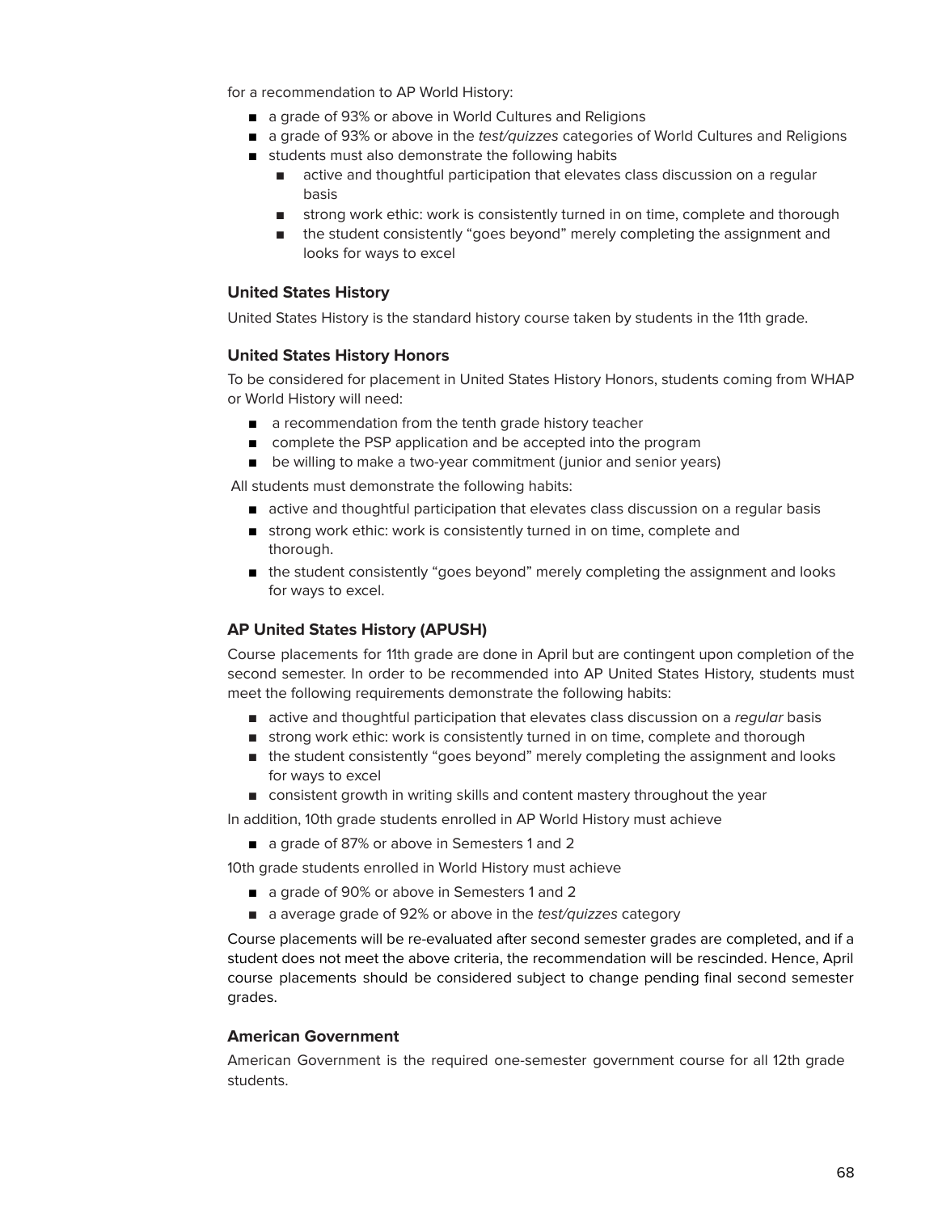for a recommendation to AP World History:

- a grade of 93% or above in World Cultures and Religions
- a grade of 93% or above in the *test/quizzes* categories of World Cultures and Religions
- students must also demonstrate the following habits
  - active and thoughtful participation that elevates class discussion on a regular basis
  - strong work ethic: work is consistently turned in on time, complete and thorough
  - the student consistently "goes beyond" merely completing the assignment and looks for ways to excel

### United States History

United States History is the standard history course taken by students in the 11th grade.

### United States History Honors

To be considered for placement in United States History Honors, students coming from WHAP or World History will need:

- a recommendation from the tenth grade history teacher
- complete the PSP application and be accepted into the program
- be willing to make a two-year commitment (junior and senior years)

All students must demonstrate the following habits:

- active and thoughtful participation that elevates class discussion on a regular basis
- strong work ethic: work is consistently turned in on time, complete and thorough.
- the student consistently "goes beyond" merely completing the assignment and looks for ways to excel.

### AP United States History (APUSH)

Course placements for 11th grade are done in April but are contingent upon completion of the second semester. In order to be recommended into AP United States History, students must meet the following requirements demonstrate the following habits:

- active and thoughtful participation that elevates class discussion on a *regular* basis
- strong work ethic: work is consistently turned in on time, complete and thorough
- the student consistently "goes beyond" merely completing the assignment and looks for ways to excel
- consistent growth in writing skills and content mastery throughout the year

In addition, 10th grade students enrolled in AP World History must achieve

- a grade of 87% or above in Semesters 1 and 2

10th grade students enrolled in World History must achieve

- a grade of 90% or above in Semesters 1 and 2
- a average grade of 92% or above in the *test/quizzes* category

Course placements will be re-evaluated after second semester grades are completed, and if a student does not meet the above criteria, the recommendation will be rescinded. Hence, April course placements should be considered subject to change pending final second semester grades.

### American Government

American Government is the required one-semester government course for all 12th grade students.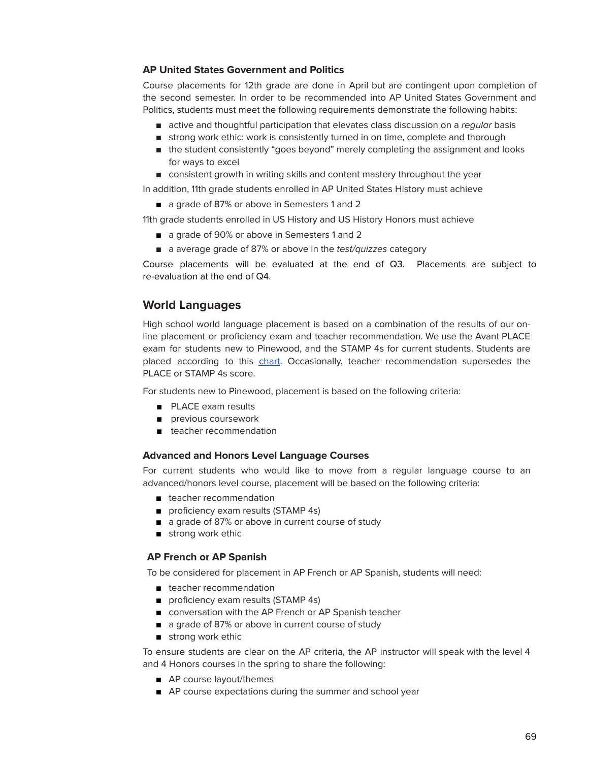### AP United States Government and Politics

Course placements for 12th grade are done in April but are contingent upon completion of the second semester. In order to be recommended into AP United States Government and Politics, students must meet the following requirements demonstrate the following habits:

- active and thoughtful participation that elevates class discussion on a *regular* basis
- strong work ethic: work is consistently turned in on time, complete and thorough
- the student consistently "goes beyond" merely completing the assignment and looks for ways to excel
- consistent growth in writing skills and content mastery throughout the year

In addition, 11th grade students enrolled in AP United States History must achieve

- a grade of 87% or above in Semesters 1 and 2

11th grade students enrolled in US History and US History Honors must achieve

- a grade of 90% or above in Semesters 1 and 2
- a average grade of 87% or above in the *test/quizzes* category

Course placements will be evaluated at the end of Q3. Placements are subject to re-evaluation at the end of Q4.

## World Languages

High school world language placement is based on a combination of the results of our on-line placement or proficiency exam and teacher recommendation. We use the Avant PLACE exam for students new to Pinewood, and the STAMP 4s for current students. Students are placed according to this chart. Occasionally, teacher recommendation supersedes the PLACE or STAMP 4s score.

For students new to Pinewood, placement is based on the following criteria:

- PLACE exam results
- previous coursework
- teacher recommendation

### Advanced and Honors Level Language Courses

For current students who would like to move from a regular language course to an advanced/honors level course, placement will be based on the following criteria:

- teacher recommendation
- proficiency exam results (STAMP 4s)
- a grade of 87% or above in current course of study
- strong work ethic

### AP French or AP Spanish

To be considered for placement in AP French or AP Spanish, students will need:

- teacher recommendation
- proficiency exam results (STAMP 4s)
- conversation with the AP French or AP Spanish teacher
- a grade of 87% or above in current course of study
- strong work ethic

To ensure students are clear on the AP criteria, the AP instructor will speak with the level 4 and 4 Honors courses in the spring to share the following:

- AP course layout/themes
- AP course expectations during the summer and school year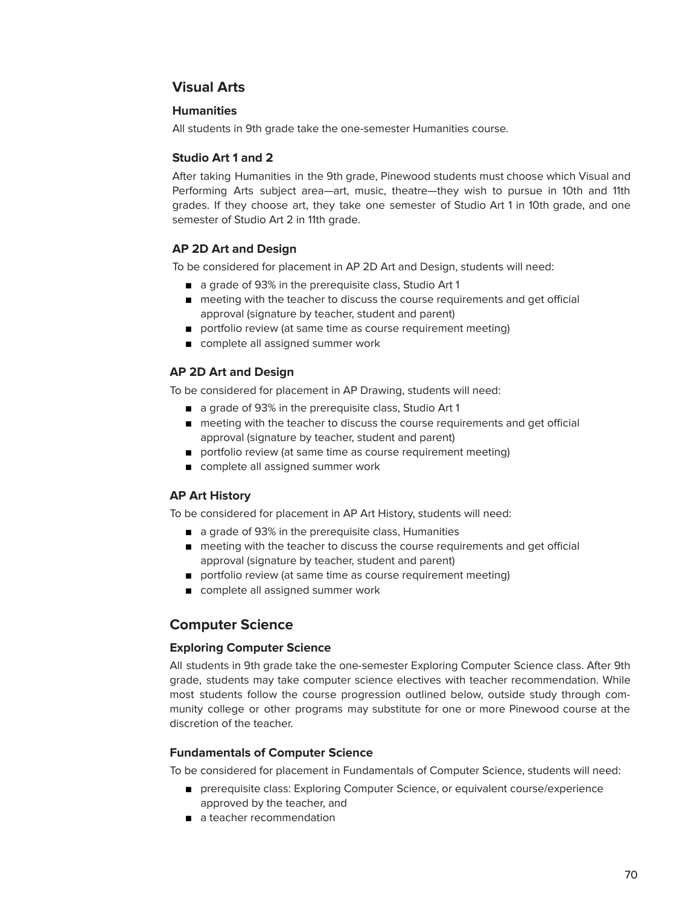## Visual Arts

### Humanities

All students in 9th grade take the one-semester Humanities course.

### Studio Art 1 and 2

After taking Humanities in the 9th grade, Pinewood students must choose which Visual and Performing Arts subject area—art, music, theatre—they wish to pursue in 10th and 11th grades. If they choose art, they take one semester of Studio Art 1 in 10th grade, and one semester of Studio Art 2 in 11th grade.

### AP 2D Art and Design

To be considered for placement in AP 2D Art and Design, students will need:

- a grade of 93% in the prerequisite class, Studio Art 1
- meeting with the teacher to discuss the course requirements and get official approval (signature by teacher, student and parent)
- portfolio review (at same time as course requirement meeting)
- complete all assigned summer work

### AP 2D Art and Design

To be considered for placement in AP Drawing, students will need:

- a grade of 93% in the prerequisite class, Studio Art 1
- meeting with the teacher to discuss the course requirements and get official approval (signature by teacher, student and parent)
- portfolio review (at same time as course requirement meeting)
- complete all assigned summer work

### AP Art History

To be considered for placement in AP Art History, students will need:

- a grade of 93% in the prerequisite class, Humanities
- meeting with the teacher to discuss the course requirements and get official approval (signature by teacher, student and parent)
- portfolio review (at same time as course requirement meeting)
- complete all assigned summer work

## Computer Science

### Exploring Computer Science

All students in 9th grade take the one-semester Exploring Computer Science class. After 9th grade, students may take computer science electives with teacher recommendation. While most students follow the course progression outlined below, outside study through community college or other programs may substitute for one or more Pinewood course at the discretion of the teacher.

### Fundamentals of Computer Science

To be considered for placement in Fundamentals of Computer Science, students will need:

- prerequisite class: Exploring Computer Science, or equivalent course/experience approved by the teacher, and
- a teacher recommendation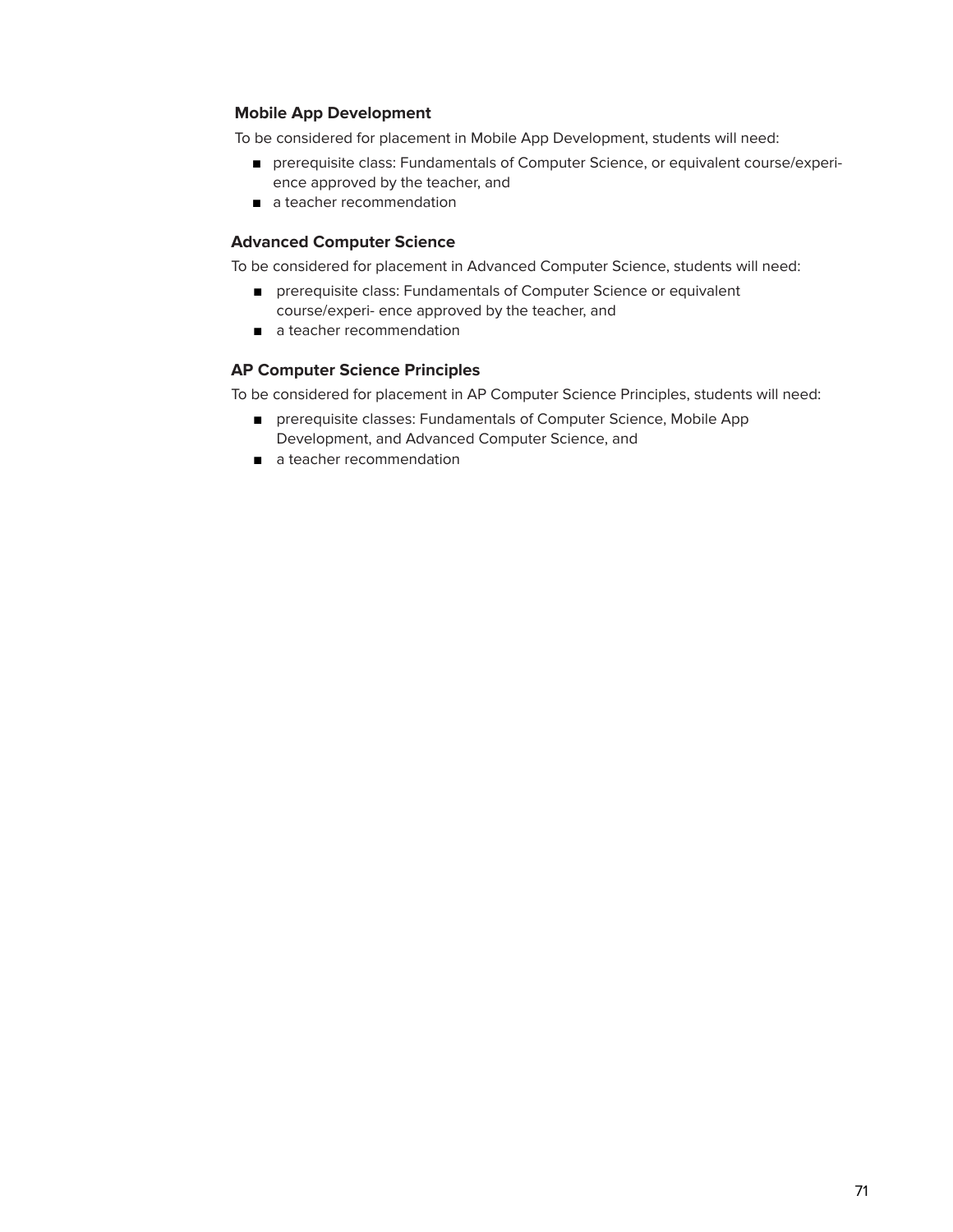### Mobile App Development

To be considered for placement in Mobile App Development, students will need:

- prerequisite class: Fundamentals of Computer Science, or equivalent course/experience approved by the teacher, and
- a teacher recommendation

### Advanced Computer Science

To be considered for placement in Advanced Computer Science, students will need:

- prerequisite class: Fundamentals of Computer Science or equivalent course/experi- ence approved by the teacher, and
- a teacher recommendation

### AP Computer Science Principles

To be considered for placement in AP Computer Science Principles, students will need:

- prerequisite classes: Fundamentals of Computer Science, Mobile App Development, and Advanced Computer Science, and
- a teacher recommendation